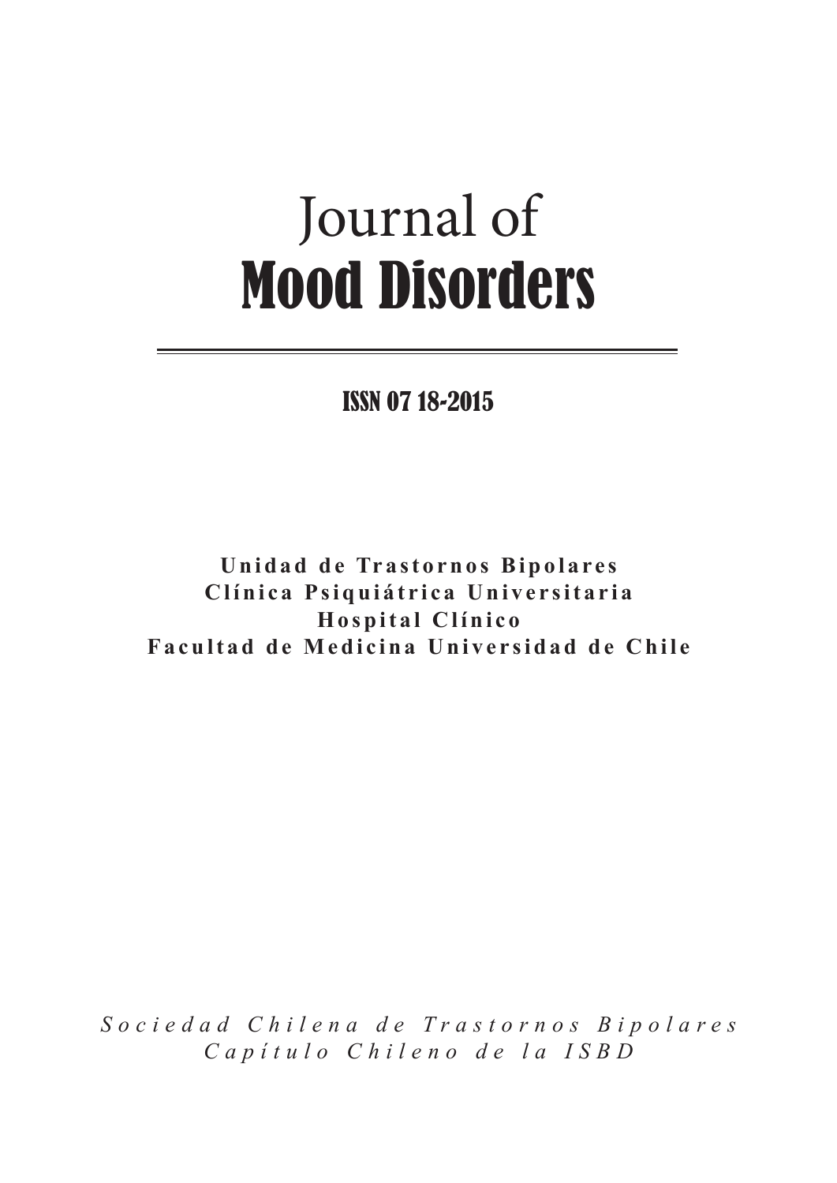# Journal of
# Mood Disorders

ISSN 07 18-2015

**Unidad de Trastornos Bipolares**
**Clínica Psiquiátrica Universitaria**
**Hospital Clínico**
**Facultad de Medicina Universidad de Chile**

*Sociedad Chilena de Trastornos Bipolares*
*Capítulo Chileno de la ISBD*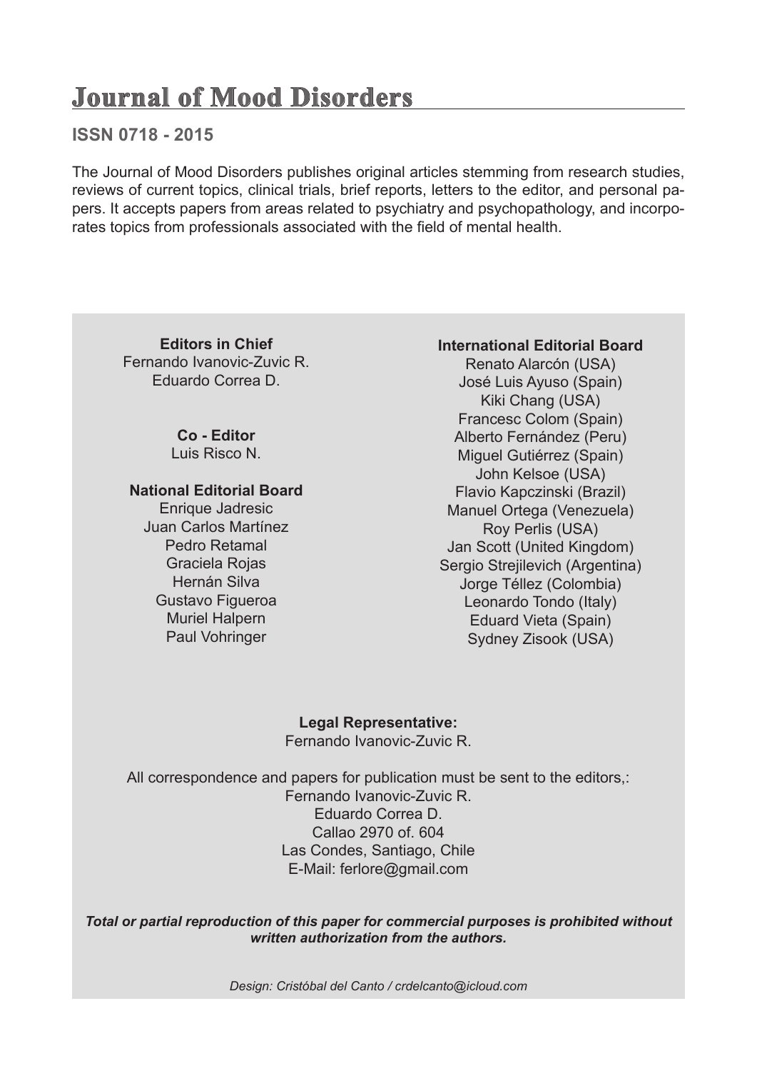# Journal of Mood Disorders

**ISSN 0718 - 2015**

The Journal of Mood Disorders publishes original articles stemming from research studies, reviews of current topics, clinical trials, brief reports, letters to the editor, and personal papers. It accepts papers from areas related to psychiatry and psychopathology, and incorporates topics from professionals associated with the field of mental health.

**Editors in Chief**
Fernando Ivanovic-Zuvic R.
Eduardo Correa D.

**Co - Editor**
Luis Risco N.

**National Editorial Board**
Enrique Jadresic
Juan Carlos Martínez
Pedro Retamal
Graciela Rojas
Hernán Silva
Gustavo Figueroa
Muriel Halpern
Paul Vohringer

**International Editorial Board**
Renato Alarcón (USA)
José Luis Ayuso (Spain)
Kiki Chang (USA)
Francesc Colom (Spain)
Alberto Fernández (Peru)
Miguel Gutiérrez (Spain)
John Kelsoe (USA)
Flavio Kapczinski (Brazil)
Manuel Ortega (Venezuela)
Roy Perlis (USA)
Jan Scott (United Kingdom)
Sergio Strejilevich (Argentina)
Jorge Téllez (Colombia)
Leonardo Tondo (Italy)
Eduard Vieta (Spain)
Sydney Zisook (USA)

**Legal Representative:**
Fernando Ivanovic-Zuvic R.

All correspondence and papers for publication must be sent to the editors,:
Fernando Ivanovic-Zuvic R.
Eduardo Correa D.
Callao 2970 of. 604
Las Condes, Santiago, Chile
E-Mail: ferlore@gmail.com

***Total or partial reproduction of this paper for commercial purposes is prohibited without written authorization from the authors.***

*Design: Cristóbal del Canto / crdelcanto@icloud.com*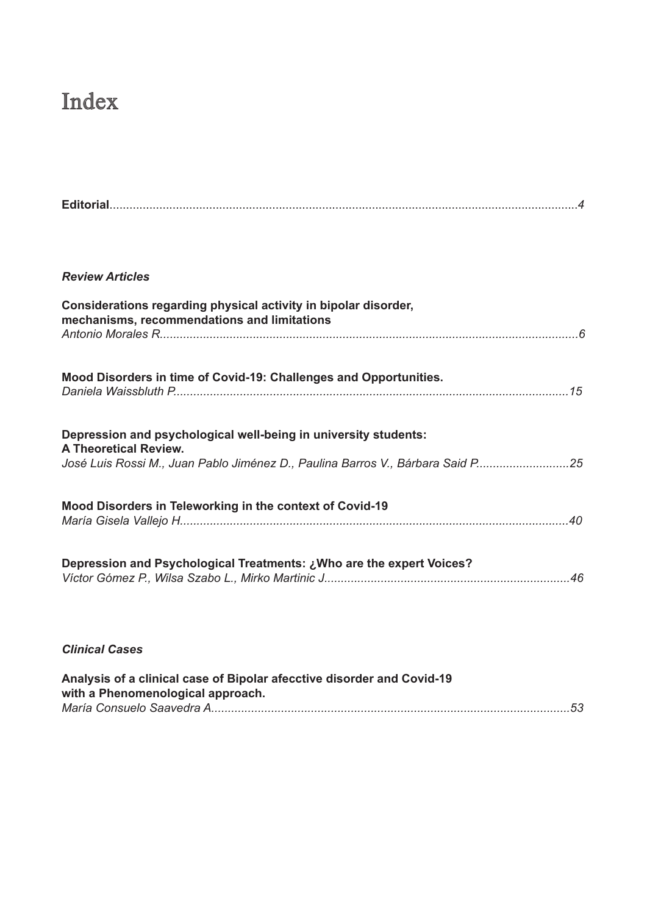# Index

**Editorial**...........................................................................................................................................*4*

***Review Articles***

**Considerations regarding physical activity in bipolar disorder, mechanisms, recommendations and limitations**
*Antonio Morales R.............................................................................................................................6*

**Mood Disorders in time of Covid-19: Challenges and Opportunities.**
*Daniela Waissbluth P.......................................................................................................................15*

**Depression and psychological well-being in university students: A Theoretical Review.**
*José Luis Rossi M., Juan Pablo Jiménez D., Paulina Barros V., Bárbara Said P...........................25*

**Mood Disorders in Teleworking in the context of Covid-19**
*María Gisela Vallejo H.....................................................................................................................40*

**Depression and Psychological Treatments: ¿Who are the expert Voices?**
*Víctor Gómez P., Wilsa Szabo L., Mirko Martinic J..........................................................................46*

***Clinical Cases***

**Analysis of a clinical case of Bipolar afecctive disorder and Covid-19 with a Phenomenological approach.**
*María Consuelo Saavedra A............................................................................................................53*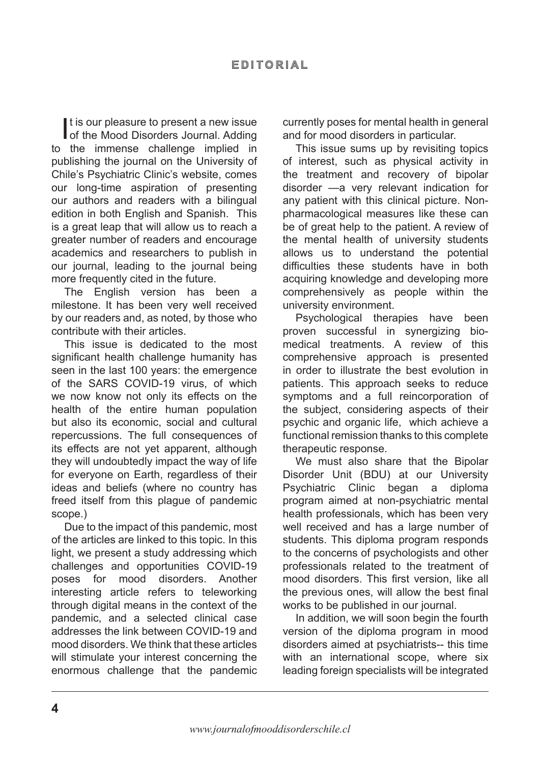# EDITORIAL

It is our pleasure to present a new issue of the Mood Disorders Journal. Adding to the immense challenge implied in publishing the journal on the University of Chile's Psychiatric Clinic's website, comes our long-time aspiration of presenting our authors and readers with a bilingual edition in both English and Spanish. This is a great leap that will allow us to reach a greater number of readers and encourage academics and researchers to publish in our journal, leading to the journal being more frequently cited in the future.

The English version has been a milestone. It has been very well received by our readers and, as noted, by those who contribute with their articles.

This issue is dedicated to the most significant health challenge humanity has seen in the last 100 years: the emergence of the SARS COVID-19 virus, of which we now know not only its effects on the health of the entire human population but also its economic, social and cultural repercussions. The full consequences of its effects are not yet apparent, although they will undoubtedly impact the way of life for everyone on Earth, regardless of their ideas and beliefs (where no country has freed itself from this plague of pandemic scope.)

Due to the impact of this pandemic, most of the articles are linked to this topic. In this light, we present a study addressing which challenges and opportunities COVID-19 poses for mood disorders. Another interesting article refers to teleworking through digital means in the context of the pandemic, and a selected clinical case addresses the link between COVID-19 and mood disorders. We think that these articles will stimulate your interest concerning the enormous challenge that the pandemic currently poses for mental health in general and for mood disorders in particular.

This issue sums up by revisiting topics of interest, such as physical activity in the treatment and recovery of bipolar disorder —a very relevant indication for any patient with this clinical picture. Non-pharmacological measures like these can be of great help to the patient. A review of the mental health of university students allows us to understand the potential difficulties these students have in both acquiring knowledge and developing more comprehensively as people within the university environment.

Psychological therapies have been proven successful in synergizing bio-medical treatments. A review of this comprehensive approach is presented in order to illustrate the best evolution in patients. This approach seeks to reduce symptoms and a full reincorporation of the subject, considering aspects of their psychic and organic life, which achieve a functional remission thanks to this complete therapeutic response.

We must also share that the Bipolar Disorder Unit (BDU) at our University Psychiatric Clinic began a diploma program aimed at non-psychiatric mental health professionals, which has been very well received and has a large number of students. This diploma program responds to the concerns of psychologists and other professionals related to the treatment of mood disorders. This first version, like all the previous ones, will allow the best final works to be published in our journal.

In addition, we will soon begin the fourth version of the diploma program in mood disorders aimed at psychiatrists-- this time with an international scope, where six leading foreign specialists will be integrated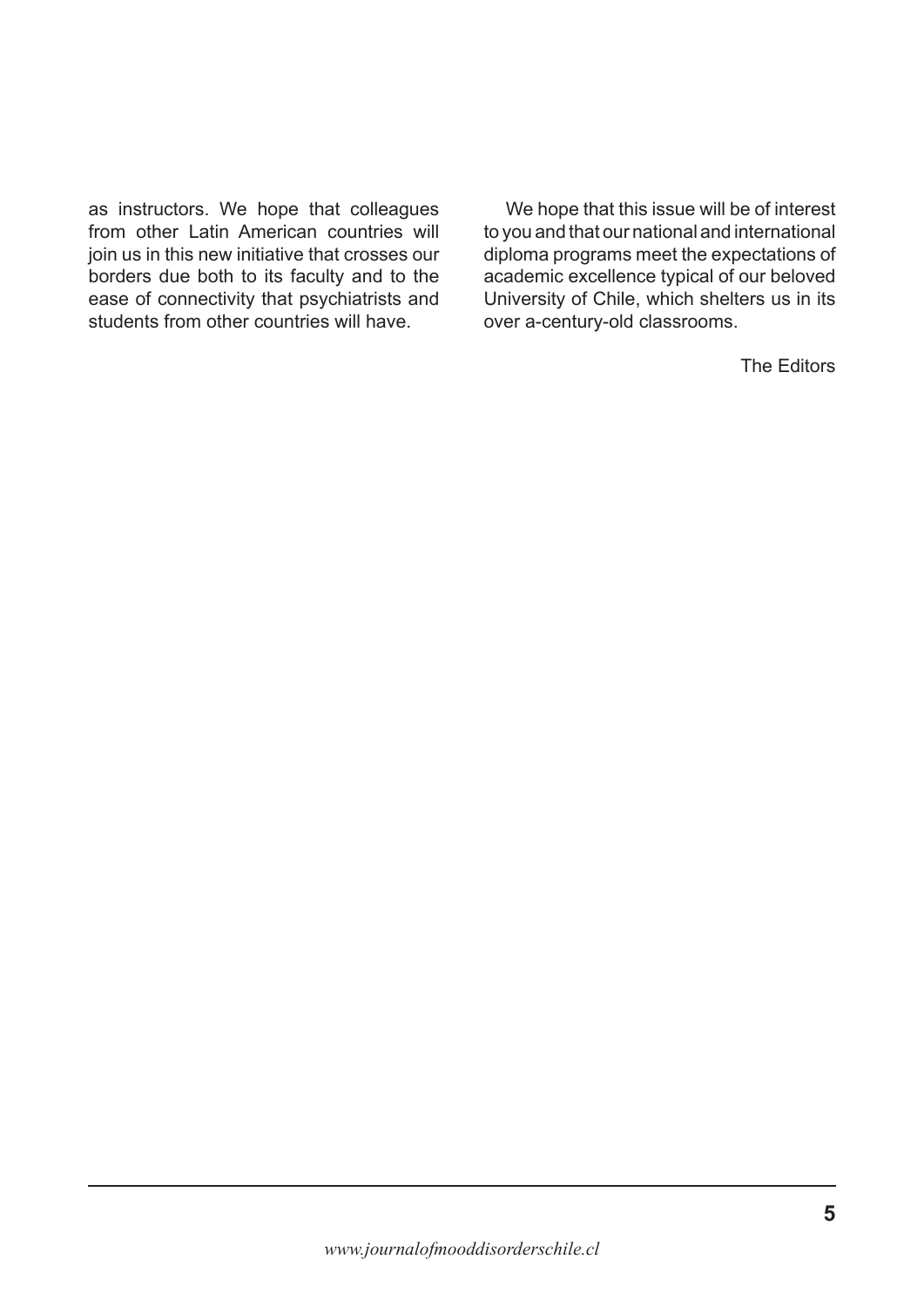as instructors. We hope that colleagues from other Latin American countries will join us in this new initiative that crosses our borders due both to its faculty and to the ease of connectivity that psychiatrists and students from other countries will have.

We hope that this issue will be of interest to you and that our national and international diploma programs meet the expectations of academic excellence typical of our beloved University of Chile, which shelters us in its over a-century-old classrooms.

The Editors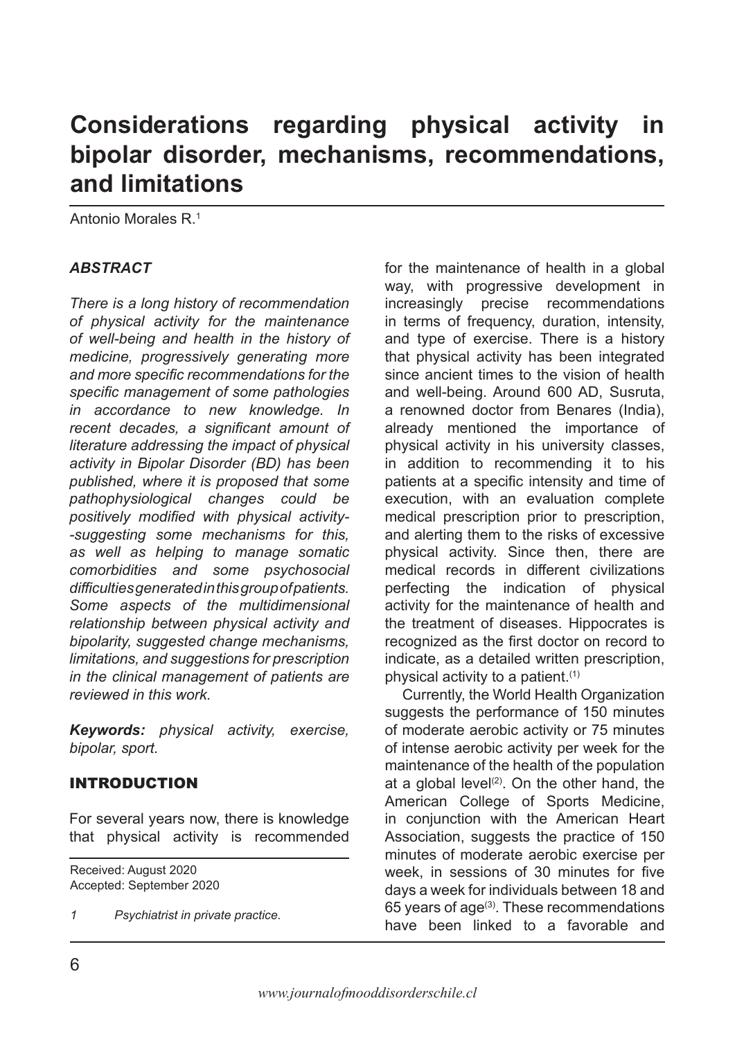# Considerations regarding physical activity in bipolar disorder, mechanisms, recommendations, and limitations

Antonio Morales R.[1]

### *ABSTRACT*

*There is a long history of recommendation of physical activity for the maintenance of well-being and health in the history of medicine, progressively generating more and more specific recommendations for the specific management of some pathologies in accordance to new knowledge. In recent decades, a significant amount of literature addressing the impact of physical activity in Bipolar Disorder (BD) has been published, where it is proposed that some pathophysiological changes could be positively modified with physical activity--suggesting some mechanisms for this, as well as helping to manage somatic comorbidities and some psychosocial difficulties generated in this group of patients. Some aspects of the multidimensional relationship between physical activity and bipolarity, suggested change mechanisms, limitations, and suggestions for prescription in the clinical management of patients are reviewed in this work.*

***Keywords:*** *physical activity, exercise, bipolar, sport.*

## INTRODUCTION

For several years now, there is knowledge that physical activity is recommended for the maintenance of health in a global way, with progressive development in increasingly precise recommendations in terms of frequency, duration, intensity, and type of exercise. There is a history that physical activity has been integrated since ancient times to the vision of health and well-being. Around 600 AD, Susruta, a renowned doctor from Benares (India), already mentioned the importance of physical activity in his university classes, in addition to recommending it to his patients at a specific intensity and time of execution, with an evaluation complete medical prescription prior to prescription, and alerting them to the risks of excessive physical activity. Since then, there are medical records in different civilizations perfecting the indication of physical activity for the maintenance of health and the treatment of diseases. Hippocrates is recognized as the first doctor on record to indicate, as a detailed written prescription, physical activity to a patient.[1]

Currently, the World Health Organization suggests the performance of 150 minutes of moderate aerobic activity or 75 minutes of intense aerobic activity per week for the maintenance of the health of the population at a global level[2]. On the other hand, the American College of Sports Medicine, in conjunction with the American Heart Association, suggests the practice of 150 minutes of moderate aerobic exercise per week, in sessions of 30 minutes for five days a week for individuals between 18 and 65 years of age[3]. These recommendations have been linked to a favorable and

Received: August 2020
Accepted: September 2020

*1 Psychiatrist in private practice.*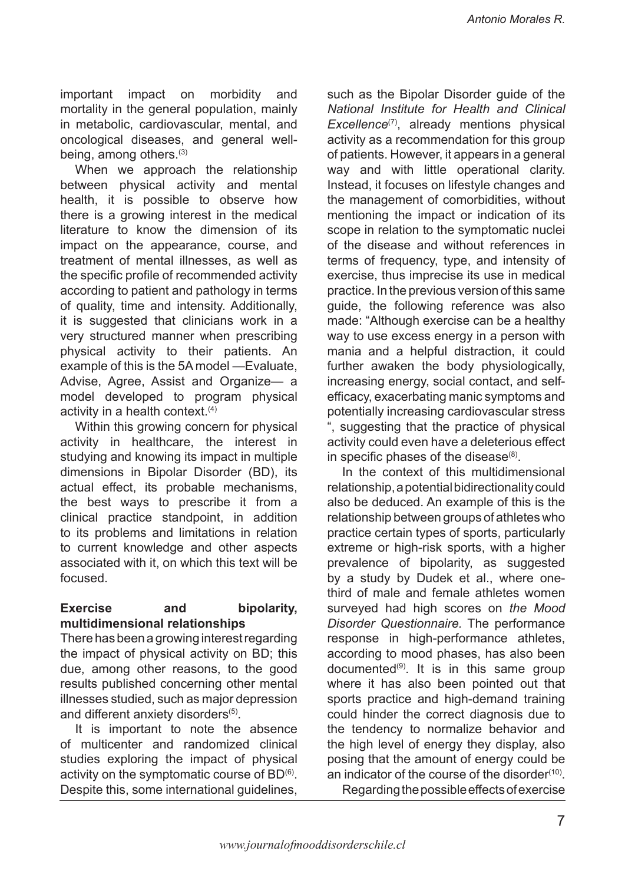important impact on morbidity and mortality in the general population, mainly in metabolic, cardiovascular, mental, and oncological diseases, and general well-being, among others.[3]

When we approach the relationship between physical activity and mental health, it is possible to observe how there is a growing interest in the medical literature to know the dimension of its impact on the appearance, course, and treatment of mental illnesses, as well as the specific profile of recommended activity according to patient and pathology in terms of quality, time and intensity. Additionally, it is suggested that clinicians work in a very structured manner when prescribing physical activity to their patients. An example of this is the 5A model —Evaluate, Advise, Agree, Assist and Organize— a model developed to program physical activity in a health context.[4]

Within this growing concern for physical activity in healthcare, the interest in studying and knowing its impact in multiple dimensions in Bipolar Disorder (BD), its actual effect, its probable mechanisms, the best ways to prescribe it from a clinical practice standpoint, in addition to its problems and limitations in relation to current knowledge and other aspects associated with it, on which this text will be focused.

**Exercise and bipolarity, multidimensional relationships**

There has been a growing interest regarding the impact of physical activity on BD; this due, among other reasons, to the good results published concerning other mental illnesses studied, such as major depression and different anxiety disorders[5].

It is important to note the absence of multicenter and randomized clinical studies exploring the impact of physical activity on the symptomatic course of BD[6]. Despite this, some international guidelines, such as the Bipolar Disorder guide of the *National Institute for Health and Clinical Excellence*[7], already mentions physical activity as a recommendation for this group of patients. However, it appears in a general way and with little operational clarity. Instead, it focuses on lifestyle changes and the management of comorbidities, without mentioning the impact or indication of its scope in relation to the symptomatic nuclei of the disease and without references in terms of frequency, type, and intensity of exercise, thus imprecise its use in medical practice. In the previous version of this same guide, the following reference was also made: "Although exercise can be a healthy way to use excess energy in a person with mania and a helpful distraction, it could further awaken the body physiologically, increasing energy, social contact, and self-efficacy, exacerbating manic symptoms and potentially increasing cardiovascular stress ", suggesting that the practice of physical activity could even have a deleterious effect in specific phases of the disease[8].

In the context of this multidimensional relationship, a potential bidirectionality could also be deduced. An example of this is the relationship between groups of athletes who practice certain types of sports, particularly extreme or high-risk sports, with a higher prevalence of bipolarity, as suggested by a study by Dudek et al., where one-third of male and female athletes women surveyed had high scores on *the Mood Disorder Questionnaire.* The performance response in high-performance athletes, according to mood phases, has also been documented[9]. It is in this same group where it has also been pointed out that sports practice and high-demand training could hinder the correct diagnosis due to the tendency to normalize behavior and the high level of energy they display, also posing that the amount of energy could be an indicator of the course of the disorder[10].

Regarding the possible effects of exercise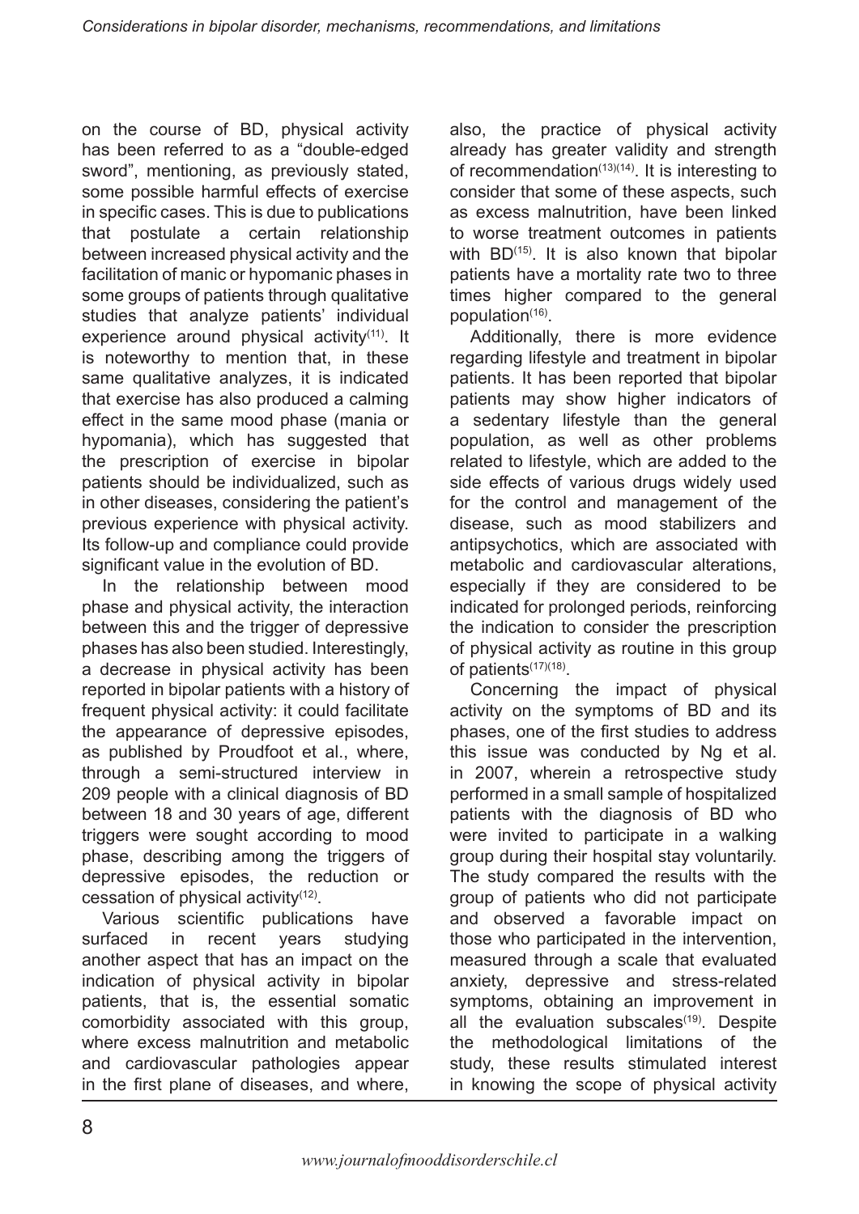on the course of BD, physical activity has been referred to as a "double-edged sword", mentioning, as previously stated, some possible harmful effects of exercise in specific cases. This is due to publications that postulate a certain relationship between increased physical activity and the facilitation of manic or hypomanic phases in some groups of patients through qualitative studies that analyze patients' individual experience around physical activity[11]. It is noteworthy to mention that, in these same qualitative analyzes, it is indicated that exercise has also produced a calming effect in the same mood phase (mania or hypomania), which has suggested that the prescription of exercise in bipolar patients should be individualized, such as in other diseases, considering the patient's previous experience with physical activity. Its follow-up and compliance could provide significant value in the evolution of BD.

In the relationship between mood phase and physical activity, the interaction between this and the trigger of depressive phases has also been studied. Interestingly, a decrease in physical activity has been reported in bipolar patients with a history of frequent physical activity: it could facilitate the appearance of depressive episodes, as published by Proudfoot et al., where, through a semi-structured interview in 209 people with a clinical diagnosis of BD between 18 and 30 years of age, different triggers were sought according to mood phase, describing among the triggers of depressive episodes, the reduction or cessation of physical activity[12].

Various scientific publications have surfaced in recent years studying another aspect that has an impact on the indication of physical activity in bipolar patients, that is, the essential somatic comorbidity associated with this group, where excess malnutrition and metabolic and cardiovascular pathologies appear in the first plane of diseases, and where, also, the practice of physical activity already has greater validity and strength of recommendation[13][14]. It is interesting to consider that some of these aspects, such as excess malnutrition, have been linked to worse treatment outcomes in patients with BD[15]. It is also known that bipolar patients have a mortality rate two to three times higher compared to the general population[16].

Additionally, there is more evidence regarding lifestyle and treatment in bipolar patients. It has been reported that bipolar patients may show higher indicators of a sedentary lifestyle than the general population, as well as other problems related to lifestyle, which are added to the side effects of various drugs widely used for the control and management of the disease, such as mood stabilizers and antipsychotics, which are associated with metabolic and cardiovascular alterations, especially if they are considered to be indicated for prolonged periods, reinforcing the indication to consider the prescription of physical activity as routine in this group of patients[17][18].

Concerning the impact of physical activity on the symptoms of BD and its phases, one of the first studies to address this issue was conducted by Ng et al. in 2007, wherein a retrospective study performed in a small sample of hospitalized patients with the diagnosis of BD who were invited to participate in a walking group during their hospital stay voluntarily. The study compared the results with the group of patients who did not participate and observed a favorable impact on those who participated in the intervention, measured through a scale that evaluated anxiety, depressive and stress-related symptoms, obtaining an improvement in all the evaluation subscales[19]. Despite the methodological limitations of the study, these results stimulated interest in knowing the scope of physical activity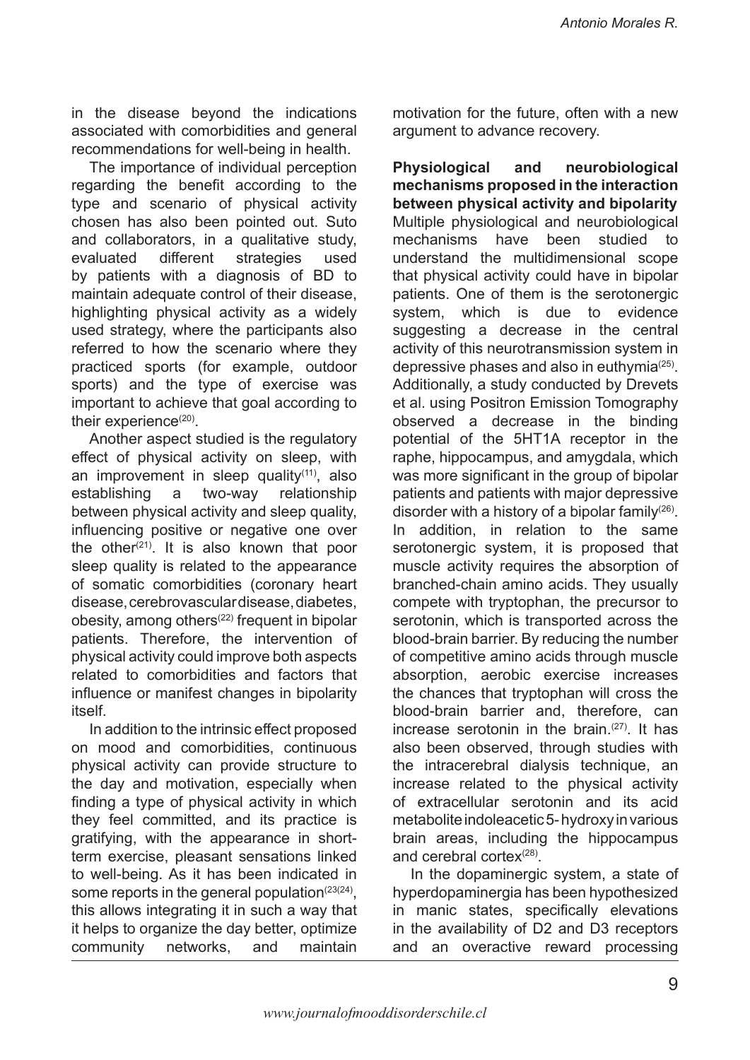in the disease beyond the indications associated with comorbidities and general recommendations for well-being in health.

The importance of individual perception regarding the benefit according to the type and scenario of physical activity chosen has also been pointed out. Suto and collaborators, in a qualitative study, evaluated different strategies used by patients with a diagnosis of BD to maintain adequate control of their disease, highlighting physical activity as a widely used strategy, where the participants also referred to how the scenario where they practiced sports (for example, outdoor sports) and the type of exercise was important to achieve that goal according to their experience[20].

Another aspect studied is the regulatory effect of physical activity on sleep, with an improvement in sleep quality[11], also establishing a two-way relationship between physical activity and sleep quality, influencing positive or negative one over the other[21]. It is also known that poor sleep quality is related to the appearance of somatic comorbidities (coronary heart disease, cerebrovascular disease, diabetes, obesity, among others[22] frequent in bipolar patients. Therefore, the intervention of physical activity could improve both aspects related to comorbidities and factors that influence or manifest changes in bipolarity itself.

In addition to the intrinsic effect proposed on mood and comorbidities, continuous physical activity can provide structure to the day and motivation, especially when finding a type of physical activity in which they feel committed, and its practice is gratifying, with the appearance in short-term exercise, pleasant sensations linked to well-being. As it has been indicated in some reports in the general population[23][24], this allows integrating it in such a way that it helps to organize the day better, optimize community networks, and maintain motivation for the future, often with a new argument to advance recovery.

**Physiological and neurobiological mechanisms proposed in the interaction between physical activity and bipolarity**

Multiple physiological and neurobiological mechanisms have been studied to understand the multidimensional scope that physical activity could have in bipolar patients. One of them is the serotonergic system, which is due to evidence suggesting a decrease in the central activity of this neurotransmission system in depressive phases and also in euthymia[25]. Additionally, a study conducted by Drevets et al. using Positron Emission Tomography observed a decrease in the binding potential of the 5HT1A receptor in the raphe, hippocampus, and amygdala, which was more significant in the group of bipolar patients and patients with major depressive disorder with a history of a bipolar family[26]. In addition, in relation to the same serotonergic system, it is proposed that muscle activity requires the absorption of branched-chain amino acids. They usually compete with tryptophan, the precursor to serotonin, which is transported across the blood-brain barrier. By reducing the number of competitive amino acids through muscle absorption, aerobic exercise increases the chances that tryptophan will cross the blood-brain barrier and, therefore, can increase serotonin in the brain.[27]. It has also been observed, through studies with the intracerebral dialysis technique, an increase related to the physical activity of extracellular serotonin and its acid metabolite indoleacetic 5- hydroxy in various brain areas, including the hippocampus and cerebral cortex[28].

In the dopaminergic system, a state of hyperdopaminergia has been hypothesized in manic states, specifically elevations in the availability of D2 and D3 receptors and an overactive reward processing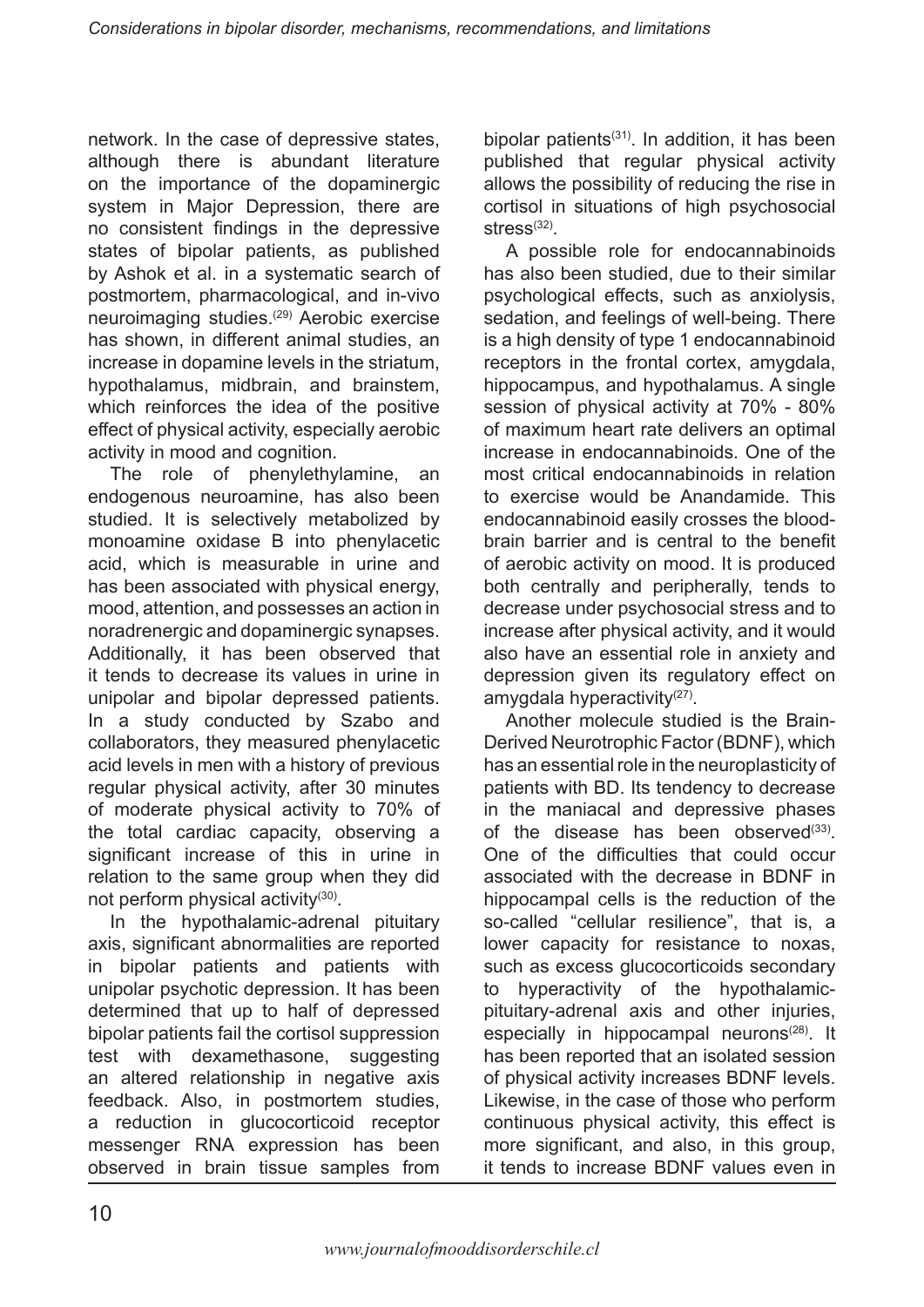network. In the case of depressive states, although there is abundant literature on the importance of the dopaminergic system in Major Depression, there are no consistent findings in the depressive states of bipolar patients, as published by Ashok et al. in a systematic search of postmortem, pharmacological, and in-vivo neuroimaging studies.[29] Aerobic exercise has shown, in different animal studies, an increase in dopamine levels in the striatum, hypothalamus, midbrain, and brainstem, which reinforces the idea of the positive effect of physical activity, especially aerobic activity in mood and cognition.

The role of phenylethylamine, an endogenous neuroamine, has also been studied. It is selectively metabolized by monoamine oxidase B into phenylacetic acid, which is measurable in urine and has been associated with physical energy, mood, attention, and possesses an action in noradrenergic and dopaminergic synapses. Additionally, it has been observed that it tends to decrease its values in urine in unipolar and bipolar depressed patients. In a study conducted by Szabo and collaborators, they measured phenylacetic acid levels in men with a history of previous regular physical activity, after 30 minutes of moderate physical activity to 70% of the total cardiac capacity, observing a significant increase of this in urine in relation to the same group when they did not perform physical activity[30].

In the hypothalamic-adrenal pituitary axis, significant abnormalities are reported in bipolar patients and patients with unipolar psychotic depression. It has been determined that up to half of depressed bipolar patients fail the cortisol suppression test with dexamethasone, suggesting an altered relationship in negative axis feedback. Also, in postmortem studies, a reduction in glucocorticoid receptor messenger RNA expression has been observed in brain tissue samples from bipolar patients[31]. In addition, it has been published that regular physical activity allows the possibility of reducing the rise in cortisol in situations of high psychosocial stress[32].

A possible role for endocannabinoids has also been studied, due to their similar psychological effects, such as anxiolysis, sedation, and feelings of well-being. There is a high density of type 1 endocannabinoid receptors in the frontal cortex, amygdala, hippocampus, and hypothalamus. A single session of physical activity at 70% - 80% of maximum heart rate delivers an optimal increase in endocannabinoids. One of the most critical endocannabinoids in relation to exercise would be Anandamide. This endocannabinoid easily crosses the blood-brain barrier and is central to the benefit of aerobic activity on mood. It is produced both centrally and peripherally, tends to decrease under psychosocial stress and to increase after physical activity, and it would also have an essential role in anxiety and depression given its regulatory effect on amygdala hyperactivity[27].

Another molecule studied is the Brain-Derived Neurotrophic Factor (BDNF), which has an essential role in the neuroplasticity of patients with BD. Its tendency to decrease in the maniacal and depressive phases of the disease has been observed[33]. One of the difficulties that could occur associated with the decrease in BDNF in hippocampal cells is the reduction of the so-called "cellular resilience", that is, a lower capacity for resistance to noxas, such as excess glucocorticoids secondary to hyperactivity of the hypothalamic-pituitary-adrenal axis and other injuries, especially in hippocampal neurons[28]. It has been reported that an isolated session of physical activity increases BDNF levels. Likewise, in the case of those who perform continuous physical activity, this effect is more significant, and also, in this group, it tends to increase BDNF values even in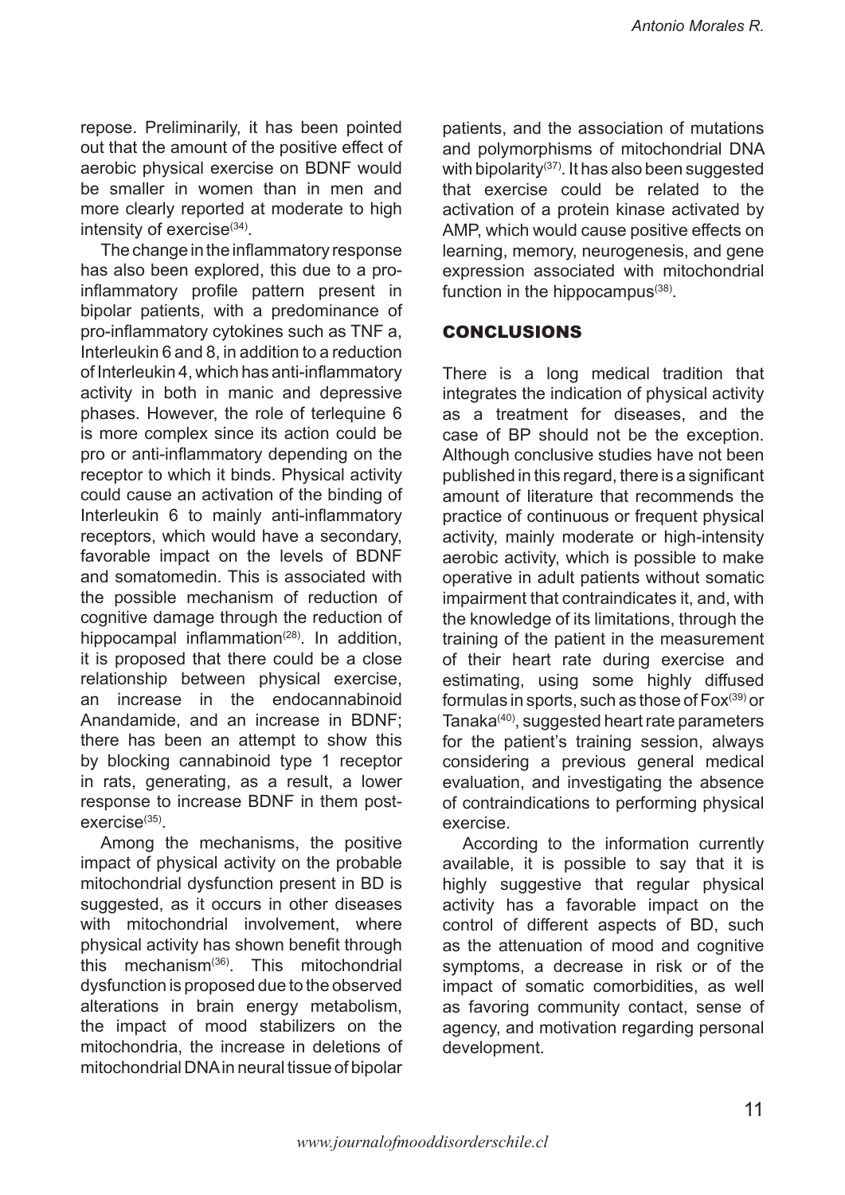repose. Preliminarily, it has been pointed out that the amount of the positive effect of aerobic physical exercise on BDNF would be smaller in women than in men and more clearly reported at moderate to high intensity of exercise[34].

The change in the inflammatory response has also been explored, this due to a pro-inflammatory profile pattern present in bipolar patients, with a predominance of pro-inflammatory cytokines such as TNF a, Interleukin 6 and 8, in addition to a reduction of Interleukin 4, which has anti-inflammatory activity in both in manic and depressive phases. However, the role of terlequine 6 is more complex since its action could be pro or anti-inflammatory depending on the receptor to which it binds. Physical activity could cause an activation of the binding of Interleukin 6 to mainly anti-inflammatory receptors, which would have a secondary, favorable impact on the levels of BDNF and somatomedin. This is associated with the possible mechanism of reduction of cognitive damage through the reduction of hippocampal inflammation[28]. In addition, it is proposed that there could be a close relationship between physical exercise, an increase in the endocannabinoid Anandamide, and an increase in BDNF; there has been an attempt to show this by blocking cannabinoid type 1 receptor in rats, generating, as a result, a lower response to increase BDNF in them post-exercise[35].

Among the mechanisms, the positive impact of physical activity on the probable mitochondrial dysfunction present in BD is suggested, as it occurs in other diseases with mitochondrial involvement, where physical activity has shown benefit through this mechanism[36]. This mitochondrial dysfunction is proposed due to the observed alterations in brain energy metabolism, the impact of mood stabilizers on the mitochondria, the increase in deletions of mitochondrial DNA in neural tissue of bipolar patients, and the association of mutations and polymorphisms of mitochondrial DNA with bipolarity[37]. It has also been suggested that exercise could be related to the activation of a protein kinase activated by AMP, which would cause positive effects on learning, memory, neurogenesis, and gene expression associated with mitochondrial function in the hippocampus[38].

## CONCLUSIONS

There is a long medical tradition that integrates the indication of physical activity as a treatment for diseases, and the case of BP should not be the exception. Although conclusive studies have not been published in this regard, there is a significant amount of literature that recommends the practice of continuous or frequent physical activity, mainly moderate or high-intensity aerobic activity, which is possible to make operative in adult patients without somatic impairment that contraindicates it, and, with the knowledge of its limitations, through the training of the patient in the measurement of their heart rate during exercise and estimating, using some highly diffused formulas in sports, such as those of Fox[39] or Tanaka[40], suggested heart rate parameters for the patient's training session, always considering a previous general medical evaluation, and investigating the absence of contraindications to performing physical exercise.

According to the information currently available, it is possible to say that it is highly suggestive that regular physical activity has a favorable impact on the control of different aspects of BD, such as the attenuation of mood and cognitive symptoms, a decrease in risk or of the impact of somatic comorbidities, as well as favoring community contact, sense of agency, and motivation regarding personal development.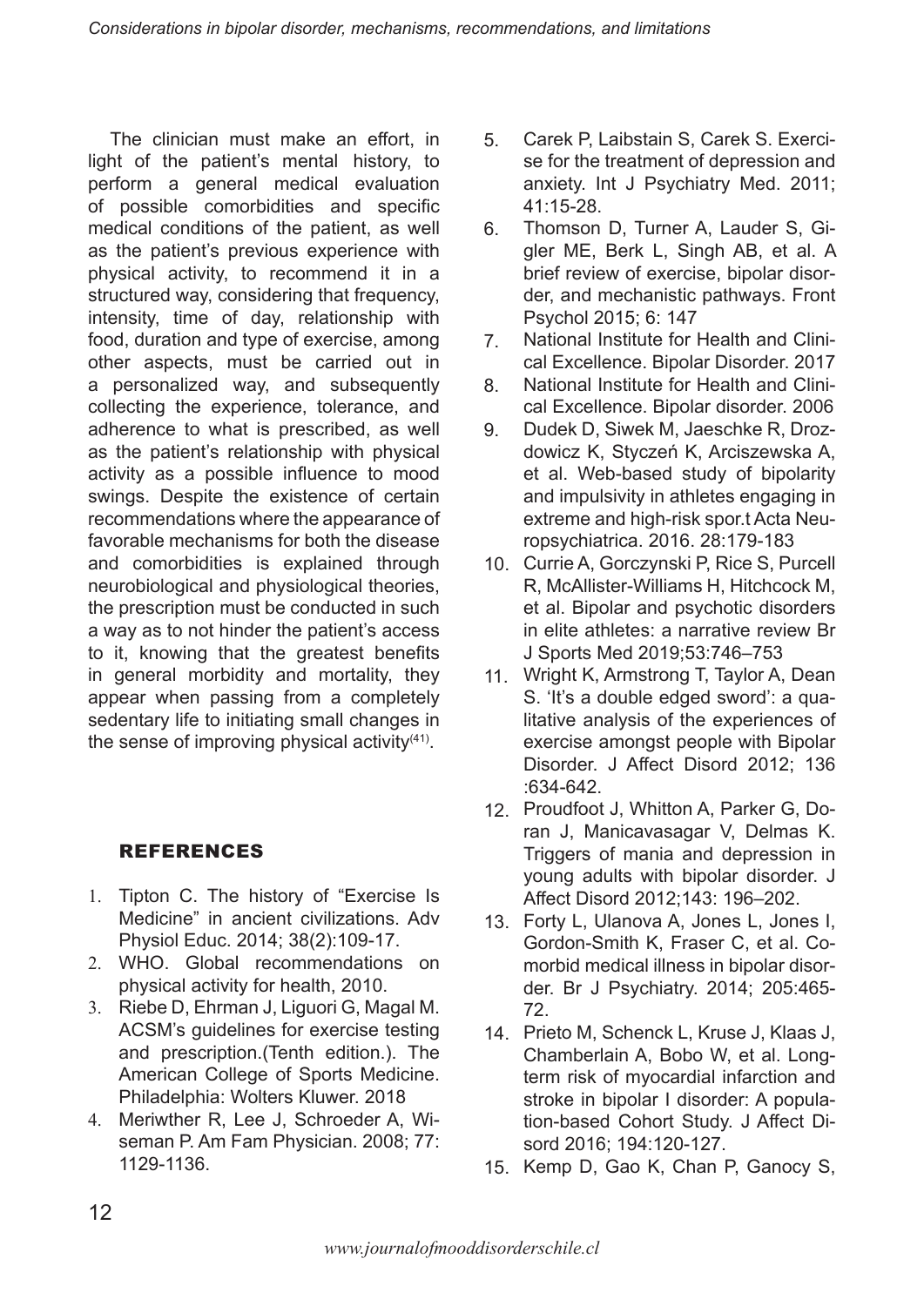The clinician must make an effort, in light of the patient's mental history, to perform a general medical evaluation of possible comorbidities and specific medical conditions of the patient, as well as the patient's previous experience with physical activity, to recommend it in a structured way, considering that frequency, intensity, time of day, relationship with food, duration and type of exercise, among other aspects, must be carried out in a personalized way, and subsequently collecting the experience, tolerance, and adherence to what is prescribed, as well as the patient's relationship with physical activity as a possible influence to mood swings. Despite the existence of certain recommendations where the appearance of favorable mechanisms for both the disease and comorbidities is explained through neurobiological and physiological theories, the prescription must be conducted in such a way as to not hinder the patient's access to it, knowing that the greatest benefits in general morbidity and mortality, they appear when passing from a completely sedentary life to initiating small changes in the sense of improving physical activity[41].

## REFERENCES

1. Tipton C. The history of "Exercise Is Medicine" in ancient civilizations. Adv Physiol Educ. 2014; 38(2):109-17.
2. WHO. Global recommendations on physical activity for health, 2010.
3. Riebe D, Ehrman J, Liguori G, Magal M. ACSM's guidelines for exercise testing and prescription.(Tenth edition.). The American College of Sports Medicine. Philadelphia: Wolters Kluwer. 2018
4. Meriwther R, Lee J, Schroeder A, Wiseman P. Am Fam Physician. 2008; 77: 1129-1136.
5. Carek P, Laibstain S, Carek S. Exercise for the treatment of depression and anxiety. Int J Psychiatry Med. 2011; 41:15-28.
6. Thomson D, Turner A, Lauder S, Gigler ME, Berk L, Singh AB, et al. A brief review of exercise, bipolar disorder, and mechanistic pathways. Front Psychol 2015; 6: 147
7. National Institute for Health and Clinical Excellence. Bipolar Disorder. 2017
8. National Institute for Health and Clinical Excellence. Bipolar disorder. 2006
9. Dudek D, Siwek M, Jaeschke R, Drozdowicz K, Styczeń K, Arciszewska A, et al. Web-based study of bipolarity and impulsivity in athletes engaging in extreme and high-risk spor.t Acta Neuropsychiatrica. 2016. 28:179-183
10. Currie A, Gorczynski P, Rice S, Purcell R, McAllister-Williams H, Hitchcock M, et al. Bipolar and psychotic disorders in elite athletes: a narrative review Br J Sports Med 2019;53:746–753
11. Wright K, Armstrong T, Taylor A, Dean S. 'It's a double edged sword': a qualitative analysis of the experiences of exercise amongst people with Bipolar Disorder. J Affect Disord 2012; 136 :634-642.
12. Proudfoot J, Whitton A, Parker G, Doran J, Manicavasagar V, Delmas K. Triggers of mania and depression in young adults with bipolar disorder. J Affect Disord 2012;143: 196–202.
13. Forty L, Ulanova A, Jones L, Jones I, Gordon-Smith K, Fraser C, et al. Comorbid medical illness in bipolar disorder. Br J Psychiatry. 2014; 205:465-72.
14. Prieto M, Schenck L, Kruse J, Klaas J, Chamberlain A, Bobo W, et al. Long-term risk of myocardial infarction and stroke in bipolar I disorder: A population-based Cohort Study. J Affect Disord 2016; 194:120-127.
15. Kemp D, Gao K, Chan P, Ganocy S,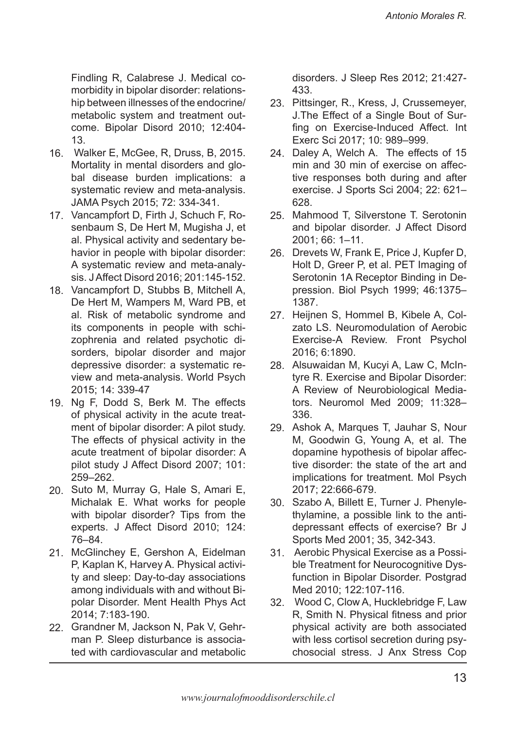Findling R, Calabrese J. Medical comorbidity in bipolar disorder: relationship between illnesses of the endocrine/metabolic system and treatment outcome. Bipolar Disord 2010; 12:404-13.

16. Walker E, McGee, R, Druss, B, 2015. Mortality in mental disorders and global disease burden implications: a systematic review and meta-analysis. JAMA Psych 2015; 72: 334-341.
17. Vancampfort D, Firth J, Schuch F, Rosenbaum S, De Hert M, Mugisha J, et al. Physical activity and sedentary behavior in people with bipolar disorder: A systematic review and meta-analysis. J Affect Disord 2016; 201:145-152.
18. Vancampfort D, Stubbs B, Mitchell A, De Hert M, Wampers M, Ward PB, et al. Risk of metabolic syndrome and its components in people with schizophrenia and related psychotic disorders, bipolar disorder and major depressive disorder: a systematic review and meta-analysis. World Psych 2015; 14: 339-47
19. Ng F, Dodd S, Berk M. The effects of physical activity in the acute treatment of bipolar disorder: A pilot study. The effects of physical activity in the acute treatment of bipolar disorder: A pilot study J Affect Disord 2007; 101: 259–262.
20. Suto M, Murray G, Hale S, Amari E, Michalak E. What works for people with bipolar disorder? Tips from the experts. J Affect Disord 2010; 124: 76–84.
21. McGlinchey E, Gershon A, Eidelman P, Kaplan K, Harvey A. Physical activity and sleep: Day-to-day associations among individuals with and without Bipolar Disorder. Ment Health Phys Act 2014; 7:183-190.
22. Grandner M, Jackson N, Pak V, Gehrman P. Sleep disturbance is associated with cardiovascular and metabolic disorders. J Sleep Res 2012; 21:427-433.
23. Pittsinger, R., Kress, J, Crussemeyer, J.The Effect of a Single Bout of Surfing on Exercise-Induced Affect. Int Exerc Sci 2017; 10: 989–999.
24. Daley A, Welch A. The effects of 15 min and 30 min of exercise on affective responses both during and after exercise. J Sports Sci 2004; 22: 621–628.
25. Mahmood T, Silverstone T. Serotonin and bipolar disorder. J Affect Disord 2001; 66: 1–11.
26. Drevets W, Frank E, Price J, Kupfer D, Holt D, Greer P, et al. PET Imaging of Serotonin 1A Receptor Binding in Depression. Biol Psych 1999; 46:1375–1387.
27. Heijnen S, Hommel B, Kibele A, Colzato LS. Neuromodulation of Aerobic Exercise-A Review. Front Psychol 2016; 6:1890.
28. Alsuwaidan M, Kucyi A, Law C, McIntyre R. Exercise and Bipolar Disorder: A Review of Neurobiological Mediators. Neuromol Med 2009; 11:328–336.
29. Ashok A, Marques T, Jauhar S, Nour M, Goodwin G, Young A, et al. The dopamine hypothesis of bipolar affective disorder: the state of the art and implications for treatment. Mol Psych 2017; 22:666-679.
30. Szabo A, Billett E, Turner J. Phenylethylamine, a possible link to the antidepressant effects of exercise? Br J Sports Med 2001; 35, 342-343.
31. Aerobic Physical Exercise as a Possible Treatment for Neurocognitive Dysfunction in Bipolar Disorder. Postgrad Med 2010; 122:107-116.
32. Wood C, Clow A, Hucklebridge F, Law R, Smith N. Physical fitness and prior physical activity are both associated with less cortisol secretion during psychosocial stress. J Anx Stress Cop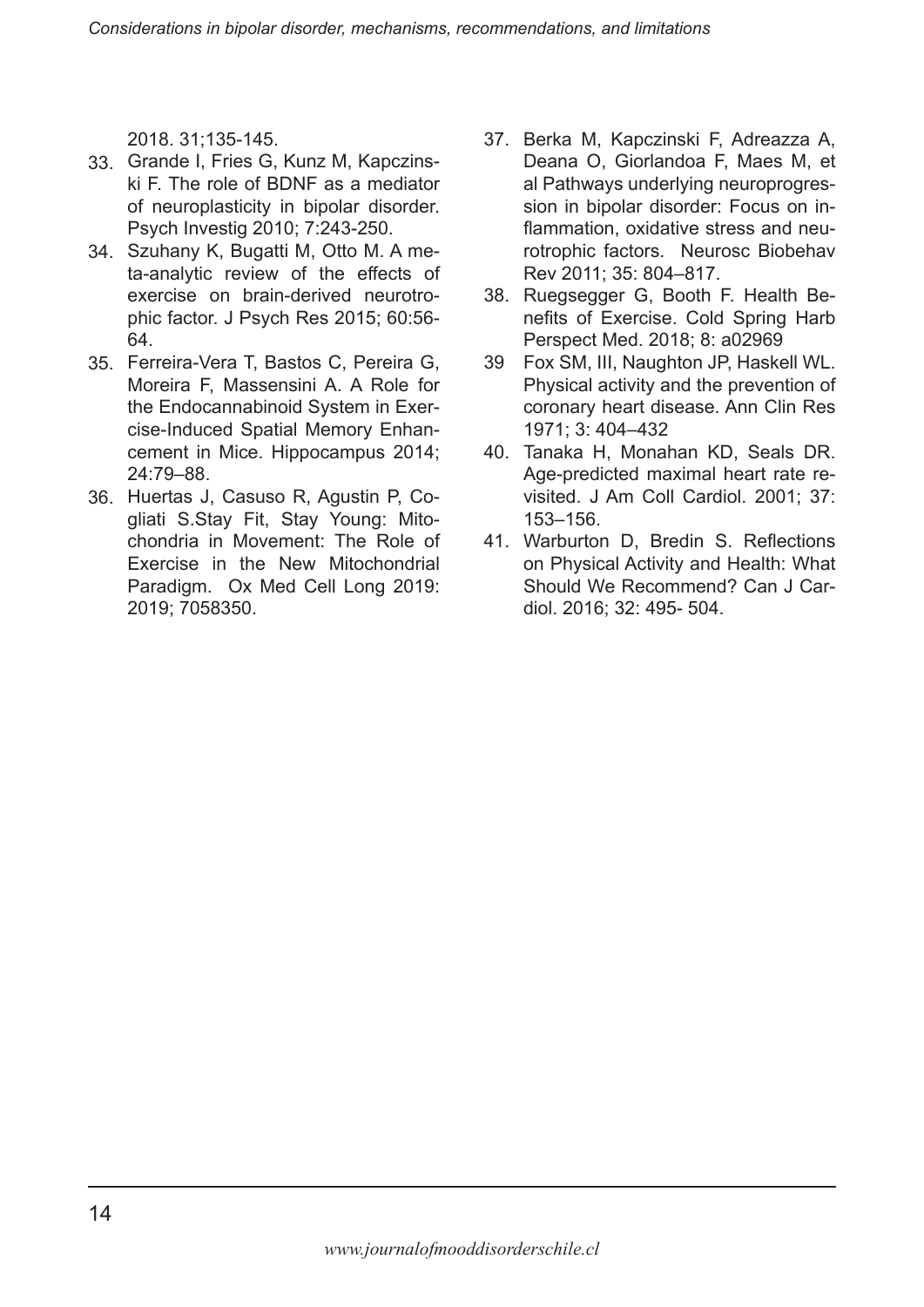2018. 31;135-145.

33. Grande I, Fries G, Kunz M, Kapczinski F. The role of BDNF as a mediator of neuroplasticity in bipolar disorder. Psych Investig 2010; 7:243-250.
34. Szuhany K, Bugatti M, Otto M. A meta-analytic review of the effects of exercise on brain-derived neurotrophic factor. J Psych Res 2015; 60:56-64.
35. Ferreira-Vera T, Bastos C, Pereira G, Moreira F, Massensini A. A Role for the Endocannabinoid System in Exercise-Induced Spatial Memory Enhancement in Mice. Hippocampus 2014; 24:79–88.
36. Huertas J, Casuso R, Agustin P, Cogliati S.Stay Fit, Stay Young: Mitochondria in Movement: The Role of Exercise in the New Mitochondrial Paradigm. Ox Med Cell Long 2019: 2019; 7058350.
37. Berka M, Kapczinski F, Adreazza A, Deana O, Giorlandoa F, Maes M, et al Pathways underlying neuroprogression in bipolar disorder: Focus on inflammation, oxidative stress and neurotrophic factors. Neurosc Biobehav Rev 2011; 35: 804–817.
38. Ruegsegger G, Booth F. Health Benefits of Exercise. Cold Spring Harb Perspect Med. 2018; 8: a02969
39 Fox SM, III, Naughton JP, Haskell WL. Physical activity and the prevention of coronary heart disease. Ann Clin Res 1971; 3: 404–432
40. Tanaka H, Monahan KD, Seals DR. Age-predicted maximal heart rate revisited. J Am Coll Cardiol. 2001; 37: 153–156.
41. Warburton D, Bredin S. Reflections on Physical Activity and Health: What Should We Recommend? Can J Cardiol. 2016; 32: 495- 504.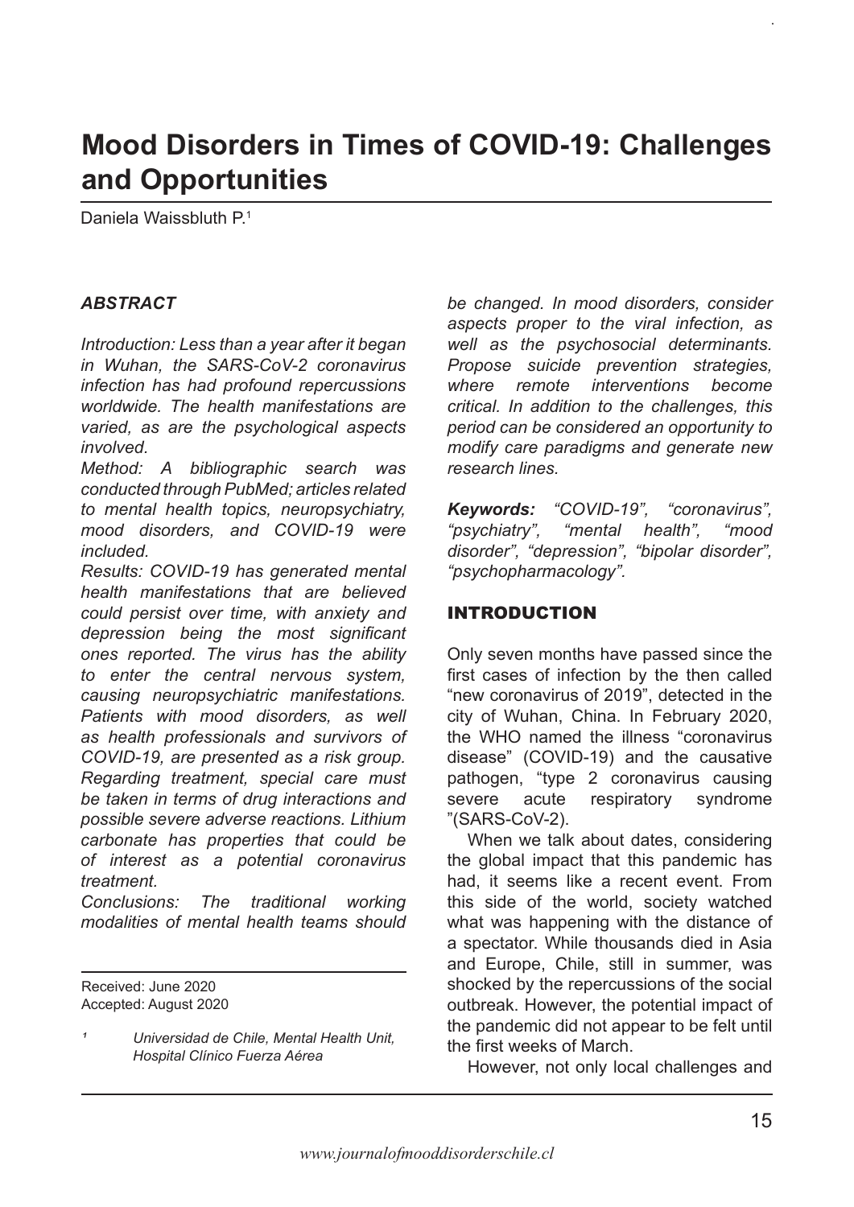# Mood Disorders in Times of COVID-19: Challenges and Opportunities

Daniela Waissbluth P.[1]

### *ABSTRACT*

*Introduction: Less than a year after it began in Wuhan, the SARS-CoV-2 coronavirus infection has had profound repercussions worldwide. The health manifestations are varied, as are the psychological aspects involved.*

*Method: A bibliographic search was conducted through PubMed; articles related to mental health topics, neuropsychiatry, mood disorders, and COVID-19 were included.*

*Results: COVID-19 has generated mental health manifestations that are believed could persist over time, with anxiety and depression being the most significant ones reported. The virus has the ability to enter the central nervous system, causing neuropsychiatric manifestations. Patients with mood disorders, as well as health professionals and survivors of COVID-19, are presented as a risk group. Regarding treatment, special care must be taken in terms of drug interactions and possible severe adverse reactions. Lithium carbonate has properties that could be of interest as a potential coronavirus treatment.*

*Conclusions: The traditional working modalities of mental health teams should be changed. In mood disorders, consider aspects proper to the viral infection, as well as the psychosocial determinants. Propose suicide prevention strategies, where remote interventions become critical. In addition to the challenges, this period can be considered an opportunity to modify care paradigms and generate new research lines.*

***Keywords:*** *"COVID-19", "coronavirus", "psychiatry", "mental health", "mood disorder", "depression", "bipolar disorder", "psychopharmacology".*

Received: June 2020
Accepted: August 2020

[1] *Universidad de Chile, Mental Health Unit, Hospital Clínico Fuerza Aérea*

## INTRODUCTION

Only seven months have passed since the first cases of infection by the then called "new coronavirus of 2019", detected in the city of Wuhan, China. In February 2020, the WHO named the illness "coronavirus disease" (COVID-19) and the causative pathogen, "type 2 coronavirus causing severe acute respiratory syndrome "(SARS-CoV-2).

When we talk about dates, considering the global impact that this pandemic has had, it seems like a recent event. From this side of the world, society watched what was happening with the distance of a spectator. While thousands died in Asia and Europe, Chile, still in summer, was shocked by the repercussions of the social outbreak. However, the potential impact of the pandemic did not appear to be felt until the first weeks of March.

However, not only local challenges and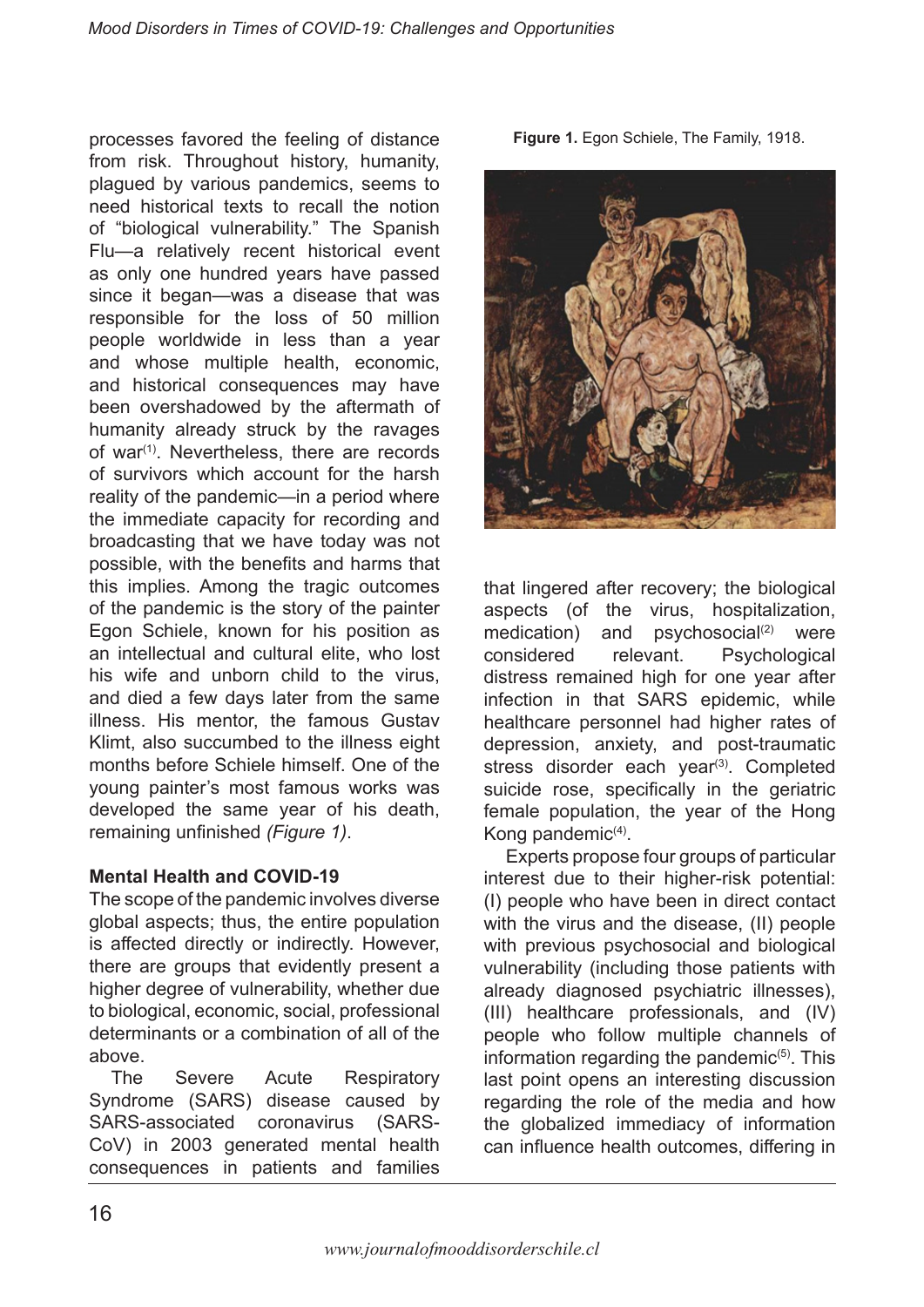processes favored the feeling of distance from risk. Throughout history, humanity, plagued by various pandemics, seems to need historical texts to recall the notion of "biological vulnerability." The Spanish Flu—a relatively recent historical event as only one hundred years have passed since it began—was a disease that was responsible for the loss of 50 million people worldwide in less than a year and whose multiple health, economic, and historical consequences may have been overshadowed by the aftermath of humanity already struck by the ravages of war[1]. Nevertheless, there are records of survivors which account for the harsh reality of the pandemic—in a period where the immediate capacity for recording and broadcasting that we have today was not possible, with the benefits and harms that this implies. Among the tragic outcomes of the pandemic is the story of the painter Egon Schiele, known for his position as an intellectual and cultural elite, who lost his wife and unborn child to the virus, and died a few days later from the same illness. His mentor, the famous Gustav Klimt, also succumbed to the illness eight months before Schiele himself. One of the young painter's most famous works was developed the same year of his death, remaining unfinished *(Figure 1)*.

**Figure 1.** Egon Schiele, The Family, 1918.

**Mental Health and COVID-19**

The scope of the pandemic involves diverse global aspects; thus, the entire population is affected directly or indirectly. However, there are groups that evidently present a higher degree of vulnerability, whether due to biological, economic, social, professional determinants or a combination of all of the above.

The Severe Acute Respiratory Syndrome (SARS) disease caused by SARS-associated coronavirus (SARS-CoV) in 2003 generated mental health consequences in patients and families that lingered after recovery; the biological aspects (of the virus, hospitalization, medication) and psychosocial[2] were considered relevant. Psychological distress remained high for one year after infection in that SARS epidemic, while healthcare personnel had higher rates of depression, anxiety, and post-traumatic stress disorder each year[3]. Completed suicide rose, specifically in the geriatric female population, the year of the Hong Kong pandemic[4].

Experts propose four groups of particular interest due to their higher-risk potential: (I) people who have been in direct contact with the virus and the disease, (II) people with previous psychosocial and biological vulnerability (including those patients with already diagnosed psychiatric illnesses), (III) healthcare professionals, and (IV) people who follow multiple channels of information regarding the pandemic[5]. This last point opens an interesting discussion regarding the role of the media and how the globalized immediacy of information can influence health outcomes, differing in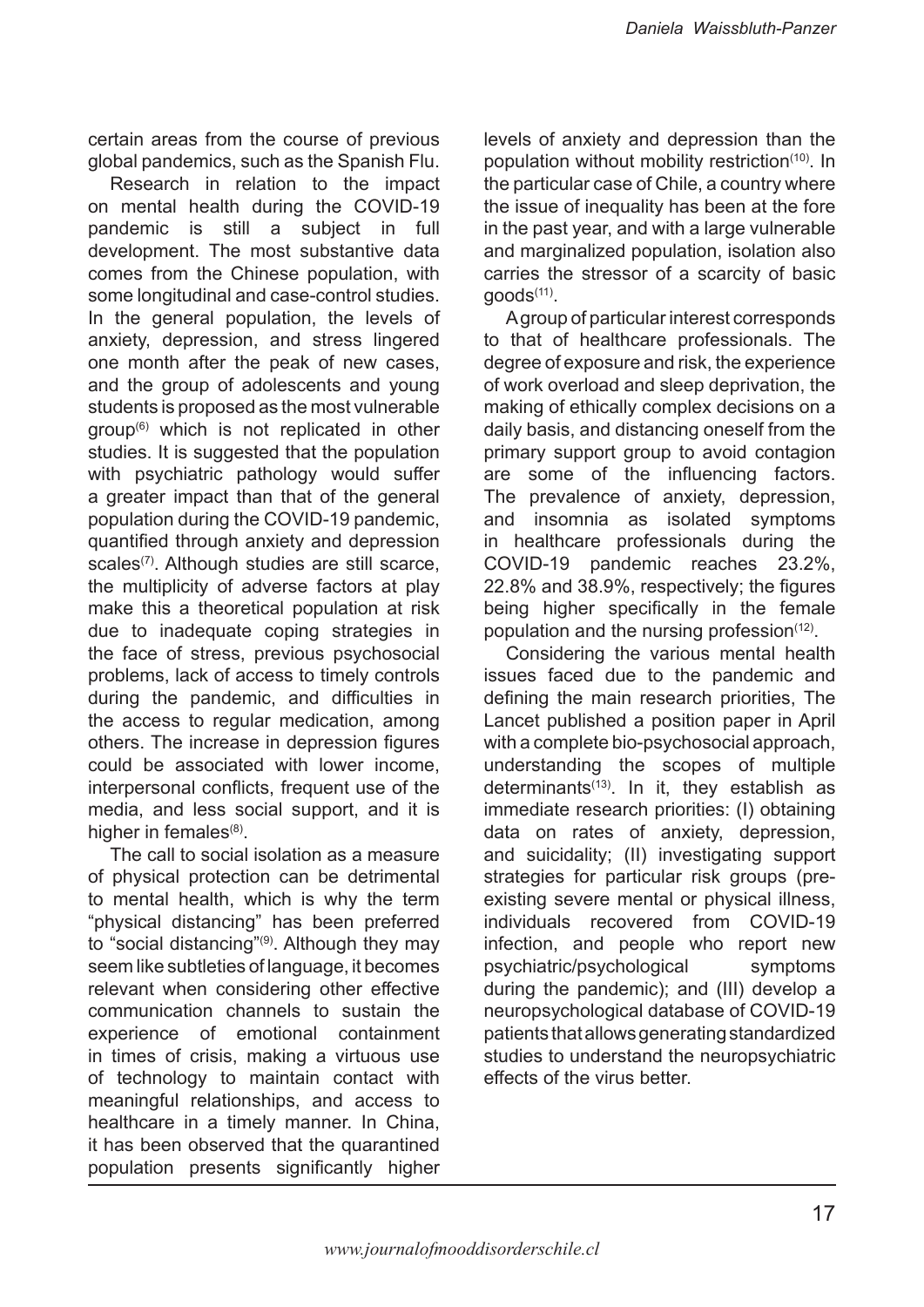certain areas from the course of previous global pandemics, such as the Spanish Flu.

Research in relation to the impact on mental health during the COVID-19 pandemic is still a subject in full development. The most substantive data comes from the Chinese population, with some longitudinal and case-control studies. In the general population, the levels of anxiety, depression, and stress lingered one month after the peak of new cases, and the group of adolescents and young students is proposed as the most vulnerable group[6] which is not replicated in other studies. It is suggested that the population with psychiatric pathology would suffer a greater impact than that of the general population during the COVID-19 pandemic, quantified through anxiety and depression scales[7]. Although studies are still scarce, the multiplicity of adverse factors at play make this a theoretical population at risk due to inadequate coping strategies in the face of stress, previous psychosocial problems, lack of access to timely controls during the pandemic, and difficulties in the access to regular medication, among others. The increase in depression figures could be associated with lower income, interpersonal conflicts, frequent use of the media, and less social support, and it is higher in females[8].

The call to social isolation as a measure of physical protection can be detrimental to mental health, which is why the term "physical distancing" has been preferred to "social distancing"[9]. Although they may seem like subtleties of language, it becomes relevant when considering other effective communication channels to sustain the experience of emotional containment in times of crisis, making a virtuous use of technology to maintain contact with meaningful relationships, and access to healthcare in a timely manner. In China, it has been observed that the quarantined population presents significantly higher levels of anxiety and depression than the population without mobility restriction[10]. In the particular case of Chile, a country where the issue of inequality has been at the fore in the past year, and with a large vulnerable and marginalized population, isolation also carries the stressor of a scarcity of basic goods[11].

A group of particular interest corresponds to that of healthcare professionals. The degree of exposure and risk, the experience of work overload and sleep deprivation, the making of ethically complex decisions on a daily basis, and distancing oneself from the primary support group to avoid contagion are some of the influencing factors. The prevalence of anxiety, depression, and insomnia as isolated symptoms in healthcare professionals during the COVID-19 pandemic reaches 23.2%, 22.8% and 38.9%, respectively; the figures being higher specifically in the female population and the nursing profession[12].

Considering the various mental health issues faced due to the pandemic and defining the main research priorities, The Lancet published a position paper in April with a complete bio-psychosocial approach, understanding the scopes of multiple determinants[13]. In it, they establish as immediate research priorities: (I) obtaining data on rates of anxiety, depression, and suicidality; (II) investigating support strategies for particular risk groups (pre-existing severe mental or physical illness, individuals recovered from COVID-19 infection, and people who report new psychiatric/psychological symptoms during the pandemic); and (III) develop a neuropsychological database of COVID-19 patients that allows generating standardized studies to understand the neuropsychiatric effects of the virus better.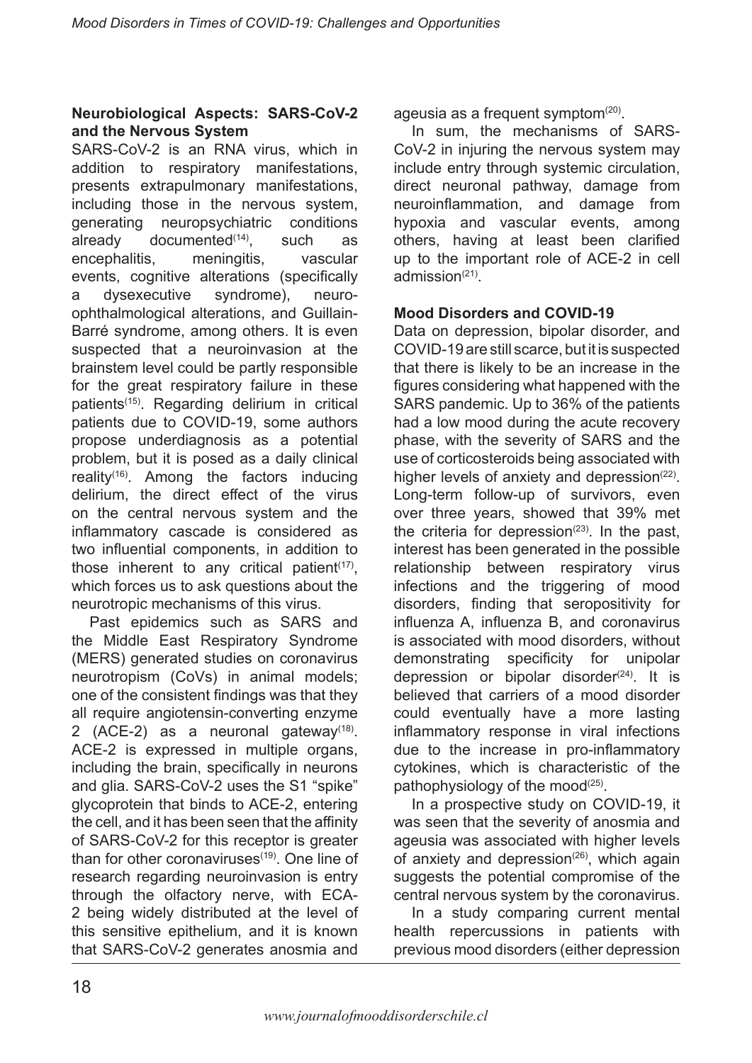### Neurobiological Aspects: SARS-CoV-2 and the Nervous System

SARS-CoV-2 is an RNA virus, which in addition to respiratory manifestations, presents extrapulmonary manifestations, including those in the nervous system, generating neuropsychiatric conditions already documented[14], such as encephalitis, meningitis, vascular events, cognitive alterations (specifically a dysexecutive syndrome), neuro-ophthalmological alterations, and Guillain-Barré syndrome, among others. It is even suspected that a neuroinvasion at the brainstem level could be partly responsible for the great respiratory failure in these patients[15]. Regarding delirium in critical patients due to COVID-19, some authors propose underdiagnosis as a potential problem, but it is posed as a daily clinical reality[16]. Among the factors inducing delirium, the direct effect of the virus on the central nervous system and the inflammatory cascade is considered as two influential components, in addition to those inherent to any critical patient[17], which forces us to ask questions about the neurotropic mechanisms of this virus.

Past epidemics such as SARS and the Middle East Respiratory Syndrome (MERS) generated studies on coronavirus neurotropism (CoVs) in animal models; one of the consistent findings was that they all require angiotensin-converting enzyme 2 (ACE-2) as a neuronal gateway[18]. ACE-2 is expressed in multiple organs, including the brain, specifically in neurons and glia. SARS-CoV-2 uses the S1 "spike" glycoprotein that binds to ACE-2, entering the cell, and it has been seen that the affinity of SARS-CoV-2 for this receptor is greater than for other coronaviruses[19]. One line of research regarding neuroinvasion is entry through the olfactory nerve, with ECA-2 being widely distributed at the level of this sensitive epithelium, and it is known that SARS-CoV-2 generates anosmia and ageusia as a frequent symptom[20].

In sum, the mechanisms of SARS-CoV-2 in injuring the nervous system may include entry through systemic circulation, direct neuronal pathway, damage from neuroinflammation, and damage from hypoxia and vascular events, among others, having at least been clarified up to the important role of ACE-2 in cell admission[21].

### Mood Disorders and COVID-19

Data on depression, bipolar disorder, and COVID-19 are still scarce, but it is suspected that there is likely to be an increase in the figures considering what happened with the SARS pandemic. Up to 36% of the patients had a low mood during the acute recovery phase, with the severity of SARS and the use of corticosteroids being associated with higher levels of anxiety and depression[22]. Long-term follow-up of survivors, even over three years, showed that 39% met the criteria for depression[23]. In the past, interest has been generated in the possible relationship between respiratory virus infections and the triggering of mood disorders, finding that seropositivity for influenza A, influenza B, and coronavirus is associated with mood disorders, without demonstrating specificity for unipolar depression or bipolar disorder[24]. It is believed that carriers of a mood disorder could eventually have a more lasting inflammatory response in viral infections due to the increase in pro-inflammatory cytokines, which is characteristic of the pathophysiology of the mood[25].

In a prospective study on COVID-19, it was seen that the severity of anosmia and ageusia was associated with higher levels of anxiety and depression[26], which again suggests the potential compromise of the central nervous system by the coronavirus.

In a study comparing current mental health repercussions in patients with previous mood disorders (either depression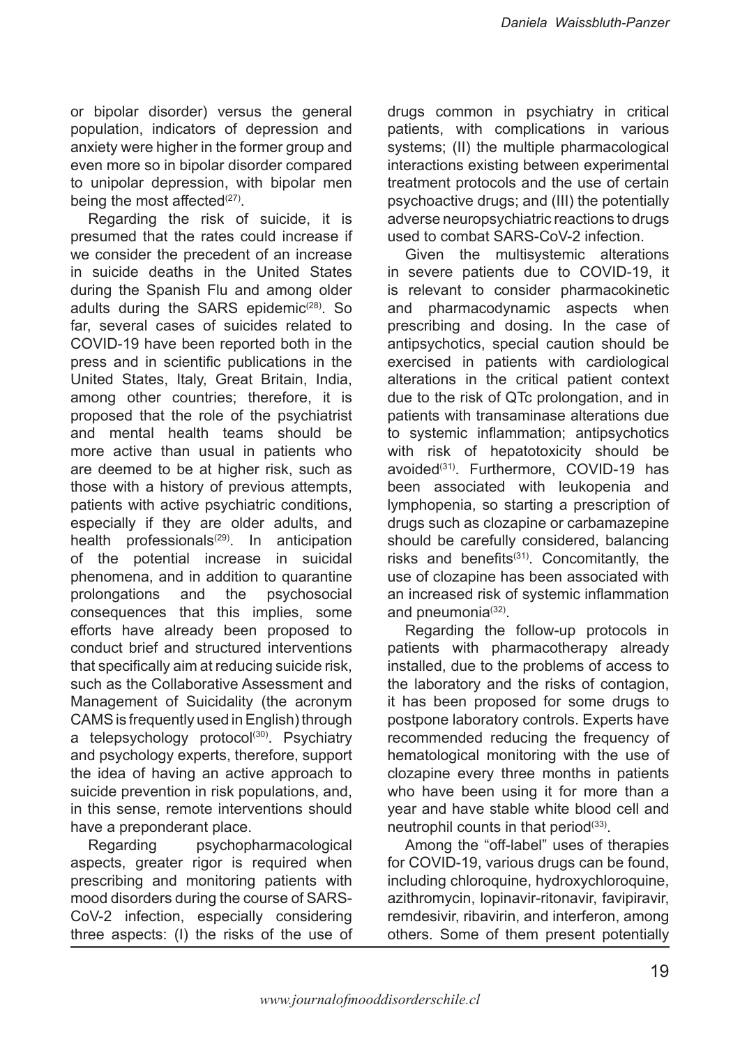or bipolar disorder) versus the general population, indicators of depression and anxiety were higher in the former group and even more so in bipolar disorder compared to unipolar depression, with bipolar men being the most affected[27].

Regarding the risk of suicide, it is presumed that the rates could increase if we consider the precedent of an increase in suicide deaths in the United States during the Spanish Flu and among older adults during the SARS epidemic[28]. So far, several cases of suicides related to COVID-19 have been reported both in the press and in scientific publications in the United States, Italy, Great Britain, India, among other countries; therefore, it is proposed that the role of the psychiatrist and mental health teams should be more active than usual in patients who are deemed to be at higher risk, such as those with a history of previous attempts, patients with active psychiatric conditions, especially if they are older adults, and health professionals[29]. In anticipation of the potential increase in suicidal phenomena, and in addition to quarantine prolongations and the psychosocial consequences that this implies, some efforts have already been proposed to conduct brief and structured interventions that specifically aim at reducing suicide risk, such as the Collaborative Assessment and Management of Suicidality (the acronym CAMS is frequently used in English) through a telepsychology protocol[30]. Psychiatry and psychology experts, therefore, support the idea of having an active approach to suicide prevention in risk populations, and, in this sense, remote interventions should have a preponderant place.

Regarding psychopharmacological aspects, greater rigor is required when prescribing and monitoring patients with mood disorders during the course of SARS-CoV-2 infection, especially considering three aspects: (I) the risks of the use of drugs common in psychiatry in critical patients, with complications in various systems; (II) the multiple pharmacological interactions existing between experimental treatment protocols and the use of certain psychoactive drugs; and (III) the potentially adverse neuropsychiatric reactions to drugs used to combat SARS-CoV-2 infection.

Given the multisystemic alterations in severe patients due to COVID-19, it is relevant to consider pharmacokinetic and pharmacodynamic aspects when prescribing and dosing. In the case of antipsychotics, special caution should be exercised in patients with cardiological alterations in the critical patient context due to the risk of QTc prolongation, and in patients with transaminase alterations due to systemic inflammation; antipsychotics with risk of hepatotoxicity should be avoided[31]. Furthermore, COVID-19 has been associated with leukopenia and lymphopenia, so starting a prescription of drugs such as clozapine or carbamazepine should be carefully considered, balancing risks and benefits[31]. Concomitantly, the use of clozapine has been associated with an increased risk of systemic inflammation and pneumonia[32].

Regarding the follow-up protocols in patients with pharmacotherapy already installed, due to the problems of access to the laboratory and the risks of contagion, it has been proposed for some drugs to postpone laboratory controls. Experts have recommended reducing the frequency of hematological monitoring with the use of clozapine every three months in patients who have been using it for more than a year and have stable white blood cell and neutrophil counts in that period[33].

Among the "off-label" uses of therapies for COVID-19, various drugs can be found, including chloroquine, hydroxychloroquine, azithromycin, lopinavir-ritonavir, favipiravir, remdesivir, ribavirin, and interferon, among others. Some of them present potentially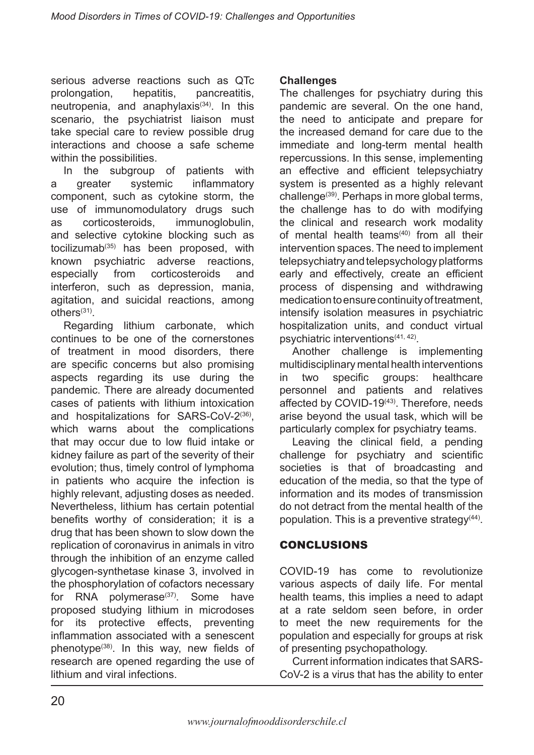serious adverse reactions such as QTc prolongation, hepatitis, pancreatitis, neutropenia, and anaphylaxis[34]. In this scenario, the psychiatrist liaison must take special care to review possible drug interactions and choose a safe scheme within the possibilities.

In the subgroup of patients with a greater systemic inflammatory component, such as cytokine storm, the use of immunomodulatory drugs such as corticosteroids, immunoglobulin, and selective cytokine blocking such as tocilizumab[35] has been proposed, with known psychiatric adverse reactions, especially from corticosteroids and interferon, such as depression, mania, agitation, and suicidal reactions, among others[31].

Regarding lithium carbonate, which continues to be one of the cornerstones of treatment in mood disorders, there are specific concerns but also promising aspects regarding its use during the pandemic. There are already documented cases of patients with lithium intoxication and hospitalizations for SARS-CoV-2[36], which warns about the complications that may occur due to low fluid intake or kidney failure as part of the severity of their evolution; thus, timely control of lymphoma in patients who acquire the infection is highly relevant, adjusting doses as needed. Nevertheless, lithium has certain potential benefits worthy of consideration; it is a drug that has been shown to slow down the replication of coronavirus in animals in vitro through the inhibition of an enzyme called glycogen-synthetase kinase 3, involved in the phosphorylation of cofactors necessary for RNA polymerase[37]. Some have proposed studying lithium in microdoses for its protective effects, preventing inflammation associated with a senescent phenotype[38]. In this way, new fields of research are opened regarding the use of lithium and viral infections.

**Challenges**

The challenges for psychiatry during this pandemic are several. On the one hand, the need to anticipate and prepare for the increased demand for care due to the immediate and long-term mental health repercussions. In this sense, implementing an effective and efficient telepsychiatry system is presented as a highly relevant challenge[39]. Perhaps in more global terms, the challenge has to do with modifying the clinical and research work modality of mental health teams[40] from all their intervention spaces. The need to implement telepsychiatry and telepsychology platforms early and effectively, create an efficient process of dispensing and withdrawing medication to ensure continuity of treatment, intensify isolation measures in psychiatric hospitalization units, and conduct virtual psychiatric interventions[41, 42].

Another challenge is implementing multidisciplinary mental health interventions in two specific groups: healthcare personnel and patients and relatives affected by COVID-19[43]. Therefore, needs arise beyond the usual task, which will be particularly complex for psychiatry teams.

Leaving the clinical field, a pending challenge for psychiatry and scientific societies is that of broadcasting and education of the media, so that the type of information and its modes of transmission do not detract from the mental health of the population. This is a preventive strategy[44].

## CONCLUSIONS

COVID-19 has come to revolutionize various aspects of daily life. For mental health teams, this implies a need to adapt at a rate seldom seen before, in order to meet the new requirements for the population and especially for groups at risk of presenting psychopathology.

Current information indicates that SARS-CoV-2 is a virus that has the ability to enter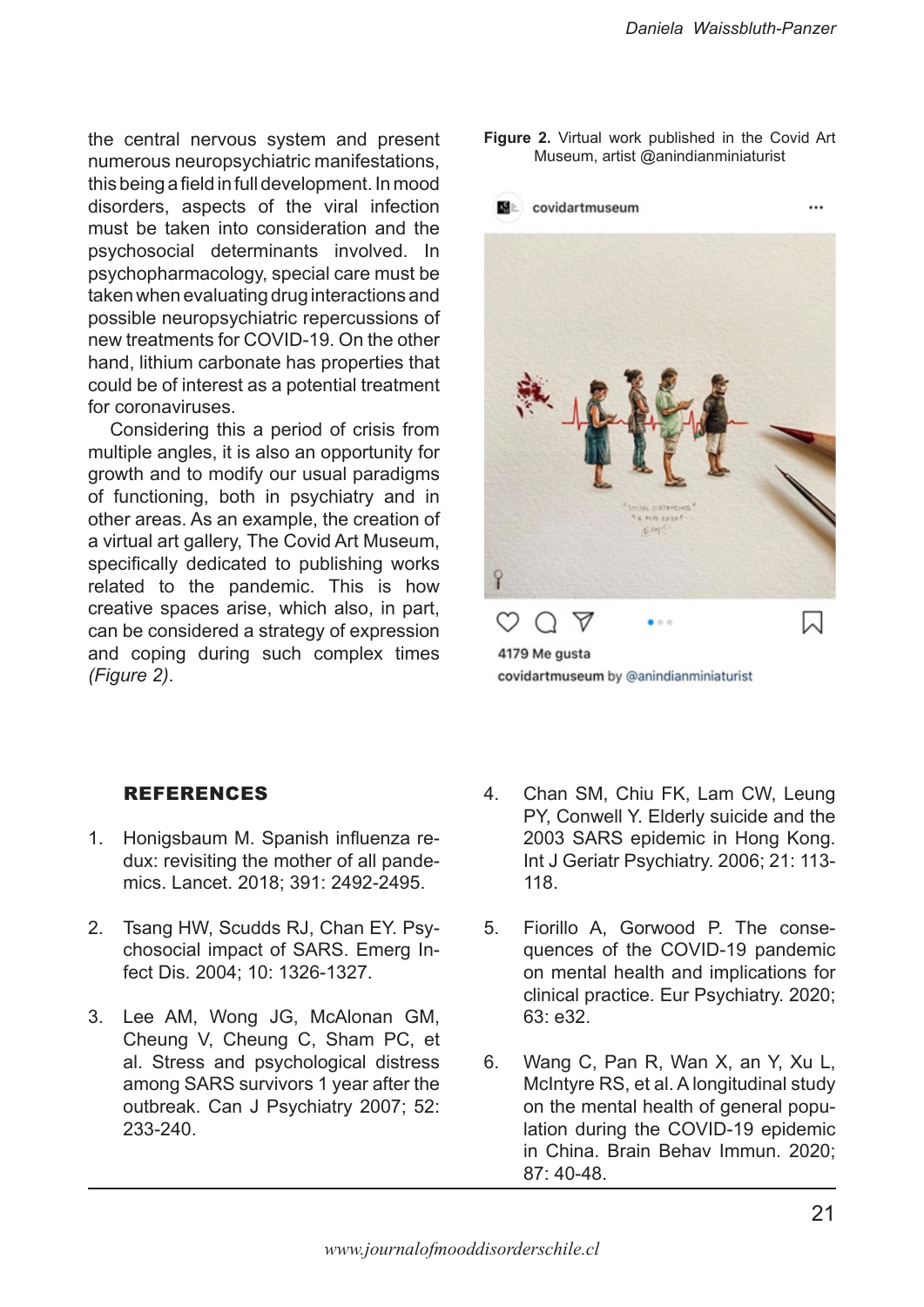the central nervous system and present numerous neuropsychiatric manifestations, this being a field in full development. In mood disorders, aspects of the viral infection must be taken into consideration and the psychosocial determinants involved. In psychopharmacology, special care must be taken when evaluating drug interactions and possible neuropsychiatric repercussions of new treatments for COVID-19. On the other hand, lithium carbonate has properties that could be of interest as a potential treatment for coronaviruses.

Considering this a period of crisis from multiple angles, it is also an opportunity for growth and to modify our usual paradigms of functioning, both in psychiatry and in other areas. As an example, the creation of a virtual art gallery, The Covid Art Museum, specifically dedicated to publishing works related to the pandemic. This is how creative spaces arise, which also, in part, can be considered a strategy of expression and coping during such complex times *(Figure 2)*.

**Figure 2.** Virtual work published in the Covid Art Museum, artist @anindianminiaturist

## REFERENCES

1. Honigsbaum M. Spanish influenza redux: revisiting the mother of all pandemics. Lancet. 2018; 391: 2492-2495.

2. Tsang HW, Scudds RJ, Chan EY. Psychosocial impact of SARS. Emerg Infect Dis. 2004; 10: 1326-1327.

3. Lee AM, Wong JG, McAlonan GM, Cheung V, Cheung C, Sham PC, et al. Stress and psychological distress among SARS survivors 1 year after the outbreak. Can J Psychiatry 2007; 52: 233-240.

4. Chan SM, Chiu FK, Lam CW, Leung PY, Conwell Y. Elderly suicide and the 2003 SARS epidemic in Hong Kong. Int J Geriatr Psychiatry. 2006; 21: 113-118.

5. Fiorillo A, Gorwood P. The consequences of the COVID-19 pandemic on mental health and implications for clinical practice. Eur Psychiatry. 2020; 63: e32.

6. Wang C, Pan R, Wan X, an Y, Xu L, McIntyre RS, et al. A longitudinal study on the mental health of general population during the COVID-19 epidemic in China. Brain Behav Immun. 2020; 87: 40-48.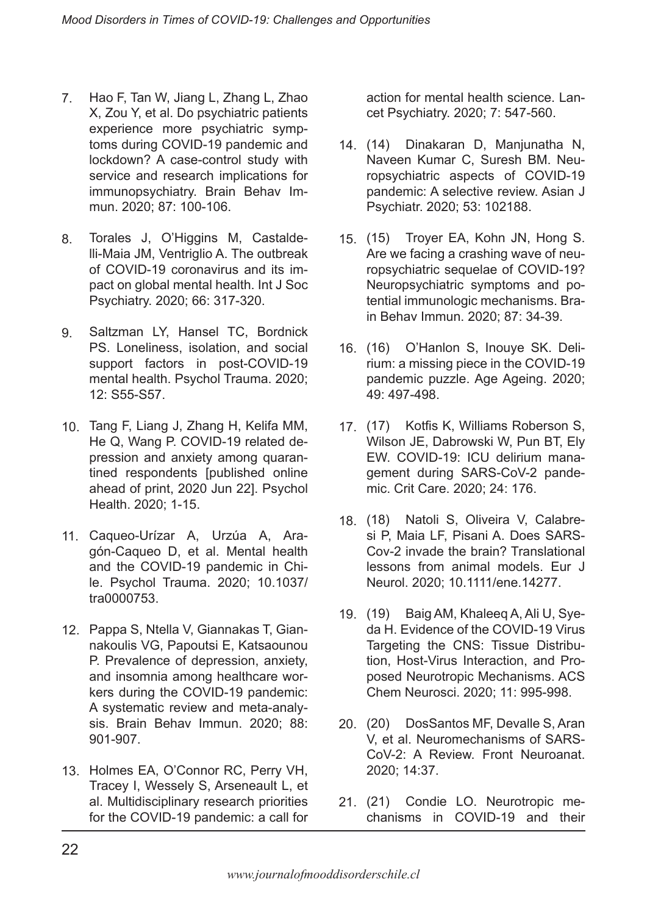7. Hao F, Tan W, Jiang L, Zhang L, Zhao X, Zou Y, et al. Do psychiatric patients experience more psychiatric symptoms during COVID-19 pandemic and lockdown? A case-control study with service and research implications for immunopsychiatry. Brain Behav Immun. 2020; 87: 100-106.

8. Torales J, O'Higgins M, Castaldelli-Maia JM, Ventriglio A. The outbreak of COVID-19 coronavirus and its impact on global mental health. Int J Soc Psychiatry. 2020; 66: 317-320.

9. Saltzman LY, Hansel TC, Bordnick PS. Loneliness, isolation, and social support factors in post-COVID-19 mental health. Psychol Trauma. 2020; 12: S55-S57.

10. Tang F, Liang J, Zhang H, Kelifa MM, He Q, Wang P. COVID-19 related depression and anxiety among quarantined respondents [published online ahead of print, 2020 Jun 22]. Psychol Health. 2020; 1-15.

11. Caqueo-Urízar A, Urzúa A, Aragón-Caqueo D, et al. Mental health and the COVID-19 pandemic in Chile. Psychol Trauma. 2020; 10.1037/tra0000753.

12. Pappa S, Ntella V, Giannakas T, Giannakoulis VG, Papoutsi E, Katsaounou P. Prevalence of depression, anxiety, and insomnia among healthcare workers during the COVID-19 pandemic: A systematic review and meta-analysis. Brain Behav Immun. 2020; 88: 901-907.

13. Holmes EA, O'Connor RC, Perry VH, Tracey I, Wessely S, Arseneault L, et al. Multidisciplinary research priorities for the COVID-19 pandemic: a call for action for mental health science. Lancet Psychiatry. 2020; 7: 547-560.

14. (14) Dinakaran D, Manjunatha N, Naveen Kumar C, Suresh BM. Neuropsychiatric aspects of COVID-19 pandemic: A selective review. Asian J Psychiatr. 2020; 53: 102188.

15. (15) Troyer EA, Kohn JN, Hong S. Are we facing a crashing wave of neuropsychiatric sequelae of COVID-19? Neuropsychiatric symptoms and potential immunologic mechanisms. Brain Behav Immun. 2020; 87: 34-39.

16. (16) O'Hanlon S, Inouye SK. Delirium: a missing piece in the COVID-19 pandemic puzzle. Age Ageing. 2020; 49: 497-498.

17. (17) Kotfis K, Williams Roberson S, Wilson JE, Dabrowski W, Pun BT, Ely EW. COVID-19: ICU delirium management during SARS-CoV-2 pandemic. Crit Care. 2020; 24: 176.

18. (18) Natoli S, Oliveira V, Calabresi P, Maia LF, Pisani A. Does SARS-Cov-2 invade the brain? Translational lessons from animal models. Eur J Neurol. 2020; 10.1111/ene.14277.

19. (19) Baig AM, Khaleeq A, Ali U, Syeda H. Evidence of the COVID-19 Virus Targeting the CNS: Tissue Distribution, Host-Virus Interaction, and Proposed Neurotropic Mechanisms. ACS Chem Neurosci. 2020; 11: 995-998.

20. (20) DosSantos MF, Devalle S, Aran V, et al. Neuromechanisms of SARS-CoV-2: A Review. Front Neuroanat. 2020; 14:37.

21. (21) Condie LO. Neurotropic mechanisms in COVID-19 and their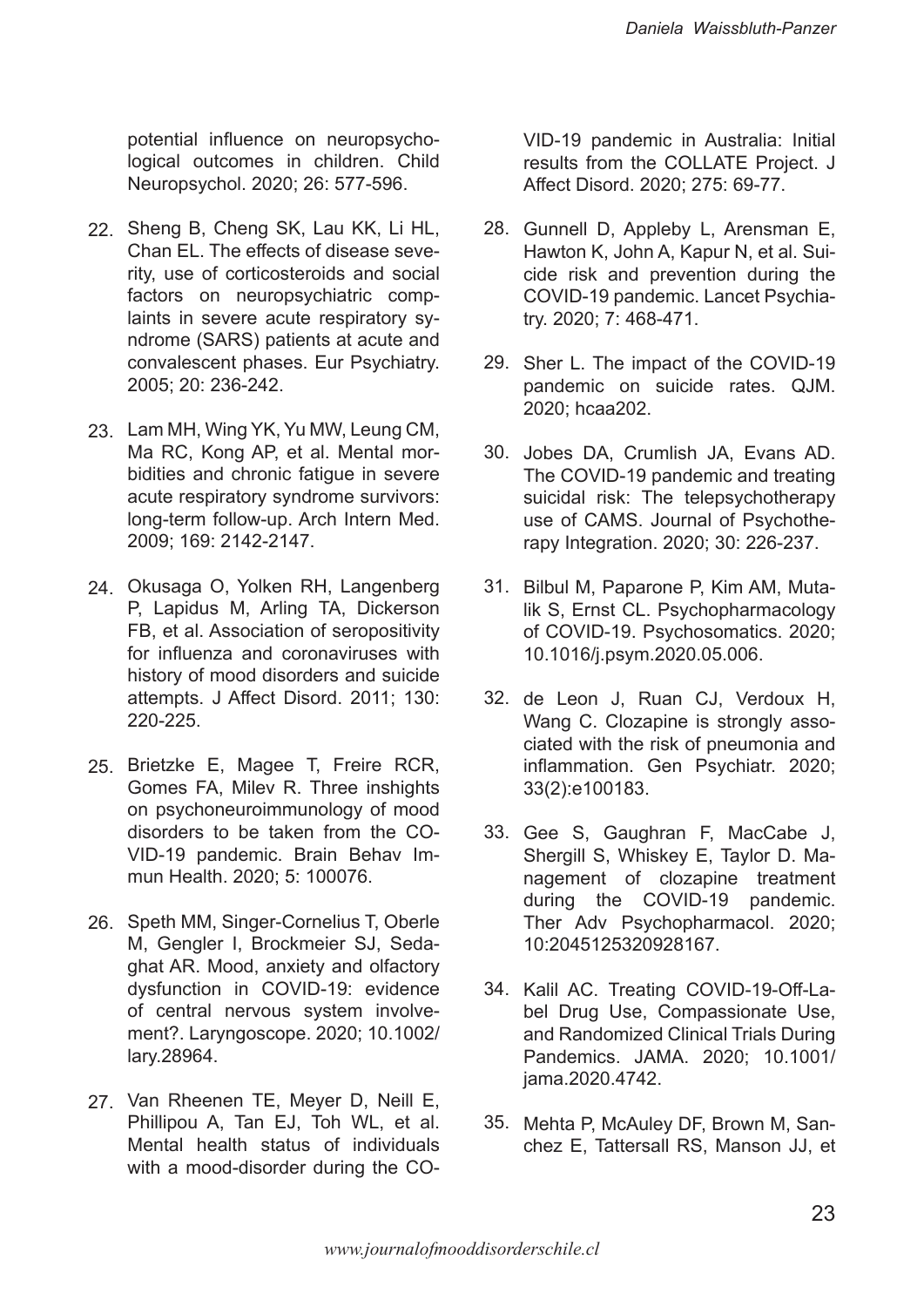potential influence on neuropsychological outcomes in children. Child Neuropsychol. 2020; 26: 577-596.

22. Sheng B, Cheng SK, Lau KK, Li HL, Chan EL. The effects of disease severity, use of corticosteroids and social factors on neuropsychiatric complaints in severe acute respiratory syndrome (SARS) patients at acute and convalescent phases. Eur Psychiatry. 2005; 20: 236-242.

23. Lam MH, Wing YK, Yu MW, Leung CM, Ma RC, Kong AP, et al. Mental morbidities and chronic fatigue in severe acute respiratory syndrome survivors: long-term follow-up. Arch Intern Med. 2009; 169: 2142-2147.

24. Okusaga O, Yolken RH, Langenberg P, Lapidus M, Arling TA, Dickerson FB, et al. Association of seropositivity for influenza and coronaviruses with history of mood disorders and suicide attempts. J Affect Disord. 2011; 130: 220-225.

25. Brietzke E, Magee T, Freire RCR, Gomes FA, Milev R. Three inshights on psychoneuroimmunology of mood disorders to be taken from the COVID-19 pandemic. Brain Behav Immun Health. 2020; 5: 100076.

26. Speth MM, Singer-Cornelius T, Oberle M, Gengler I, Brockmeier SJ, Sedaghat AR. Mood, anxiety and olfactory dysfunction in COVID-19: evidence of central nervous system involvement?. Laryngoscope. 2020; 10.1002/lary.28964.

27. Van Rheenen TE, Meyer D, Neill E, Phillipou A, Tan EJ, Toh WL, et al. Mental health status of individuals with a mood-disorder during the COVID-19 pandemic in Australia: Initial results from the COLLATE Project. J Affect Disord. 2020; 275: 69-77.

28. Gunnell D, Appleby L, Arensman E, Hawton K, John A, Kapur N, et al. Suicide risk and prevention during the COVID-19 pandemic. Lancet Psychiatry. 2020; 7: 468-471.

29. Sher L. The impact of the COVID-19 pandemic on suicide rates. QJM. 2020; hcaa202.

30. Jobes DA, Crumlish JA, Evans AD. The COVID-19 pandemic and treating suicidal risk: The telepsychotherapy use of CAMS. Journal of Psychotherapy Integration. 2020; 30: 226-237.

31. Bilbul M, Paparone P, Kim AM, Mutalik S, Ernst CL. Psychopharmacology of COVID-19. Psychosomatics. 2020; 10.1016/j.psym.2020.05.006.

32. de Leon J, Ruan CJ, Verdoux H, Wang C. Clozapine is strongly associated with the risk of pneumonia and inflammation. Gen Psychiatr. 2020; 33(2):e100183.

33. Gee S, Gaughran F, MacCabe J, Shergill S, Whiskey E, Taylor D. Management of clozapine treatment during the COVID-19 pandemic. Ther Adv Psychopharmacol. 2020; 10:2045125320928167.

34. Kalil AC. Treating COVID-19-Off-Label Drug Use, Compassionate Use, and Randomized Clinical Trials During Pandemics. JAMA. 2020; 10.1001/jama.2020.4742.

35. Mehta P, McAuley DF, Brown M, Sanchez E, Tattersall RS, Manson JJ, et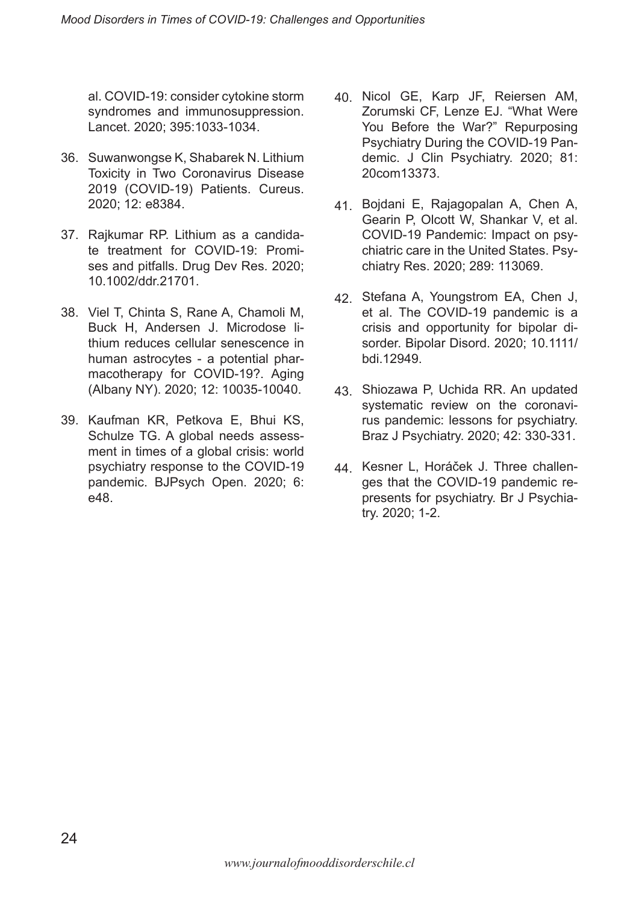al. COVID-19: consider cytokine storm syndromes and immunosuppression. Lancet. 2020; 395:1033-1034.

36. Suwanwongse K, Shabarek N. Lithium Toxicity in Two Coronavirus Disease 2019 (COVID-19) Patients. Cureus. 2020; 12: e8384.

37. Rajkumar RP. Lithium as a candidate treatment for COVID-19: Promises and pitfalls. Drug Dev Res. 2020; 10.1002/ddr.21701.

38. Viel T, Chinta S, Rane A, Chamoli M, Buck H, Andersen J. Microdose lithium reduces cellular senescence in human astrocytes - a potential pharmacotherapy for COVID-19?. Aging (Albany NY). 2020; 12: 10035-10040.

39. Kaufman KR, Petkova E, Bhui KS, Schulze TG. A global needs assessment in times of a global crisis: world psychiatry response to the COVID-19 pandemic. BJPsych Open. 2020; 6: e48.

40. Nicol GE, Karp JF, Reiersen AM, Zorumski CF, Lenze EJ. "What Were You Before the War?" Repurposing Psychiatry During the COVID-19 Pandemic. J Clin Psychiatry. 2020; 81: 20com13373.

41. Bojdani E, Rajagopalan A, Chen A, Gearin P, Olcott W, Shankar V, et al. COVID-19 Pandemic: Impact on psychiatric care in the United States. Psychiatry Res. 2020; 289: 113069.

42. Stefana A, Youngstrom EA, Chen J, et al. The COVID-19 pandemic is a crisis and opportunity for bipolar disorder. Bipolar Disord. 2020; 10.1111/bdi.12949.

43. Shiozawa P, Uchida RR. An updated systematic review on the coronavirus pandemic: lessons for psychiatry. Braz J Psychiatry. 2020; 42: 330-331.

44. Kesner L, Horáček J. Three challenges that the COVID-19 pandemic represents for psychiatry. Br J Psychiatry. 2020; 1-2.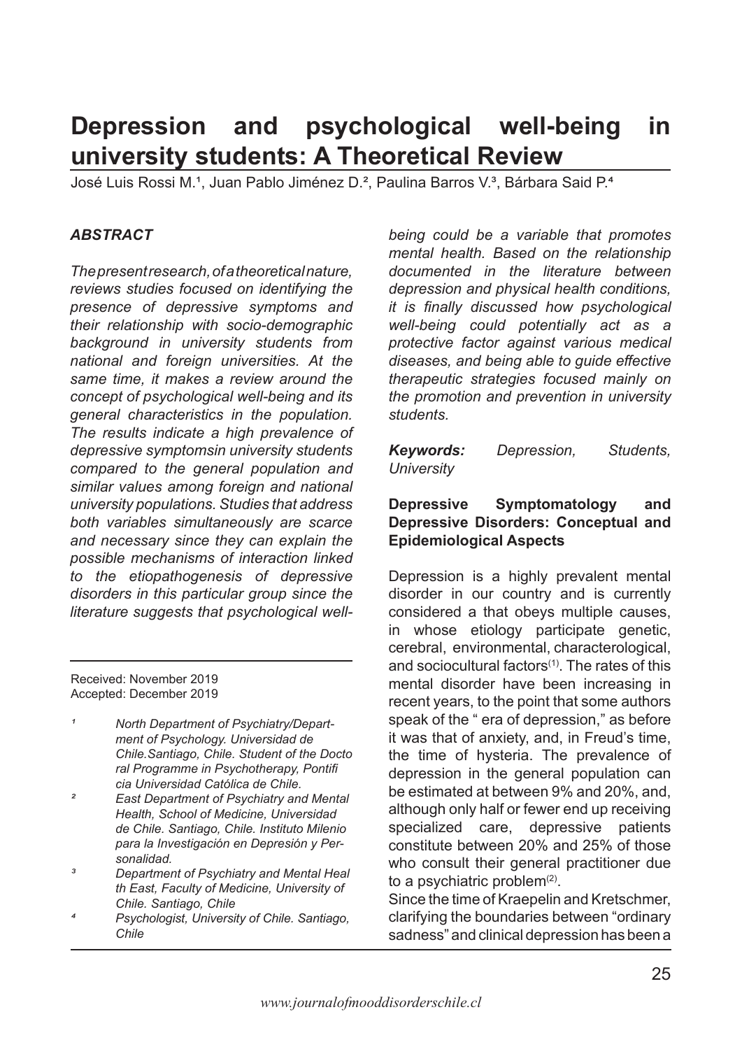# Depression and psychological well-being in university students: A Theoretical Review

José Luis Rossi M.[1], Juan Pablo Jiménez D.[2], Paulina Barros V.[3], Bárbara Said P.[4]

### *ABSTRACT*

*The present research, of a theoretical nature, reviews studies focused on identifying the presence of depressive symptoms and their relationship with socio-demographic background in university students from national and foreign universities. At the same time, it makes a review around the concept of psychological well-being and its general characteristics in the population. The results indicate a high prevalence of depressive symptomsin university students compared to the general population and similar values among foreign and national university populations. Studies that address both variables simultaneously are scarce and necessary since they can explain the possible mechanisms of interaction linked to the etiopathogenesis of depressive disorders in this particular group since the literature suggests that psychological well-being could be a variable that promotes mental health. Based on the relationship documented in the literature between depression and physical health conditions, it is finally discussed how psychological well-being could potentially act as a protective factor against various medical diseases, and being able to guide effective therapeutic strategies focused mainly on the promotion and prevention in university students.*

***Keywords:*** *Depression, Students, University*

Received: November 2019
Accepted: December 2019

[1] *North Department of Psychiatry/Department of Psychology. Universidad de Chile.Santiago, Chile. Student of the Doctoral Programme in Psychotherapy, Pontificia Universidad Católica de Chile.*

[2] *East Department of Psychiatry and Mental Health, School of Medicine, Universidad de Chile. Santiago, Chile. Instituto Milenio para la Investigación en Depresión y Personalidad.*

[3] *Department of Psychiatry and Mental Health East, Faculty of Medicine, University of Chile. Santiago, Chile*

[4] *Psychologist, University of Chile. Santiago, Chile*

## Depressive Symptomatology and Depressive Disorders: Conceptual and Epidemiological Aspects

Depression is a highly prevalent mental disorder in our country and is currently considered a that obeys multiple causes, in whose etiology participate genetic, cerebral, environmental, characterological, and sociocultural factors[1]. The rates of this mental disorder have been increasing in recent years, to the point that some authors speak of the " era of depression," as before it was that of anxiety, and, in Freud's time, the time of hysteria. The prevalence of depression in the general population can be estimated at between 9% and 20%, and, although only half or fewer end up receiving specialized care, depressive patients constitute between 20% and 25% of those who consult their general practitioner due to a psychiatric problem[2].

Since the time of Kraepelin and Kretschmer, clarifying the boundaries between "ordinary sadness" and clinical depression has been a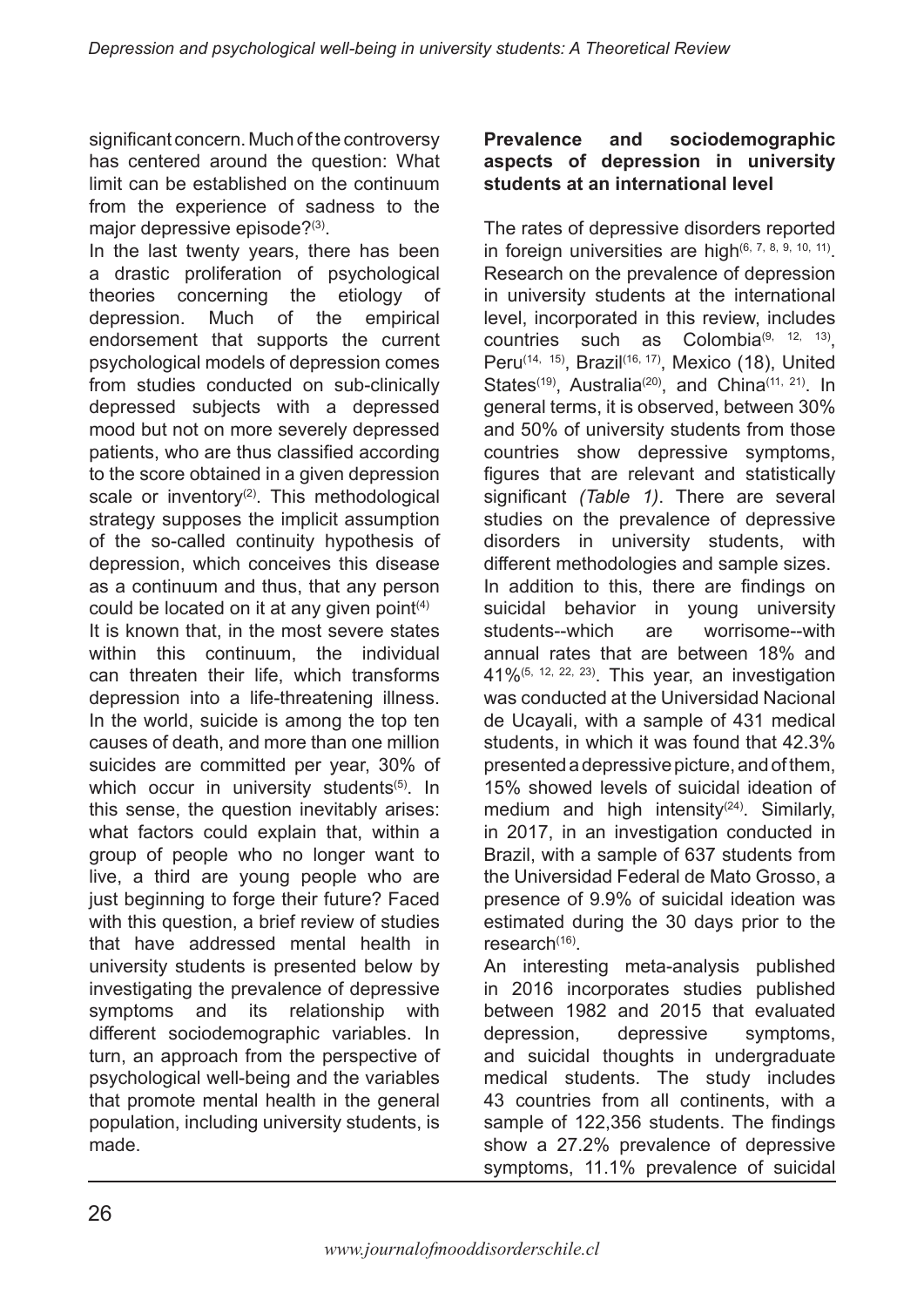significant concern. Much of the controversy has centered around the question: What limit can be established on the continuum from the experience of sadness to the major depressive episode?[3].

In the last twenty years, there has been a drastic proliferation of psychological theories concerning the etiology of depression. Much of the empirical endorsement that supports the current psychological models of depression comes from studies conducted on sub-clinically depressed subjects with a depressed mood but not on more severely depressed patients, who are thus classified according to the score obtained in a given depression scale or inventory[2]. This methodological strategy supposes the implicit assumption of the so-called continuity hypothesis of depression, which conceives this disease as a continuum and thus, that any person could be located on it at any given point[4]

It is known that, in the most severe states within this continuum, the individual can threaten their life, which transforms depression into a life-threatening illness. In the world, suicide is among the top ten causes of death, and more than one million suicides are committed per year, 30% of which occur in university students[5]. In this sense, the question inevitably arises: what factors could explain that, within a group of people who no longer want to live, a third are young people who are just beginning to forge their future? Faced with this question, a brief review of studies that have addressed mental health in university students is presented below by investigating the prevalence of depressive symptoms and its relationship with different sociodemographic variables. In turn, an approach from the perspective of psychological well-being and the variables that promote mental health in the general population, including university students, is made.

**Prevalence and sociodemographic aspects of depression in university students at an international level**

The rates of depressive disorders reported in foreign universities are high[6, 7, 8, 9, 10, 11]. Research on the prevalence of depression in university students at the international level, incorporated in this review, includes countries such as Colombia[9, 12, 13], Peru[14, 15], Brazil[16, 17], Mexico (18), United States[19], Australia[20], and China[11, 21]. In general terms, it is observed, between 30% and 50% of university students from those countries show depressive symptoms, figures that are relevant and statistically significant *(Table 1)*. There are several studies on the prevalence of depressive disorders in university students, with different methodologies and sample sizes.

In addition to this, there are findings on suicidal behavior in young university students--which are worrisome--with annual rates that are between 18% and 41%[5, 12, 22, 23]. This year, an investigation was conducted at the Universidad Nacional de Ucayali, with a sample of 431 medical students, in which it was found that 42.3% presented a depressive picture, and of them, 15% showed levels of suicidal ideation of medium and high intensity[24]. Similarly, in 2017, in an investigation conducted in Brazil, with a sample of 637 students from the Universidad Federal de Mato Grosso, a presence of 9.9% of suicidal ideation was estimated during the 30 days prior to the research[16].

An interesting meta-analysis published in 2016 incorporates studies published between 1982 and 2015 that evaluated depression, depressive symptoms, and suicidal thoughts in undergraduate medical students. The study includes 43 countries from all continents, with a sample of 122,356 students. The findings show a 27.2% prevalence of depressive symptoms, 11.1% prevalence of suicidal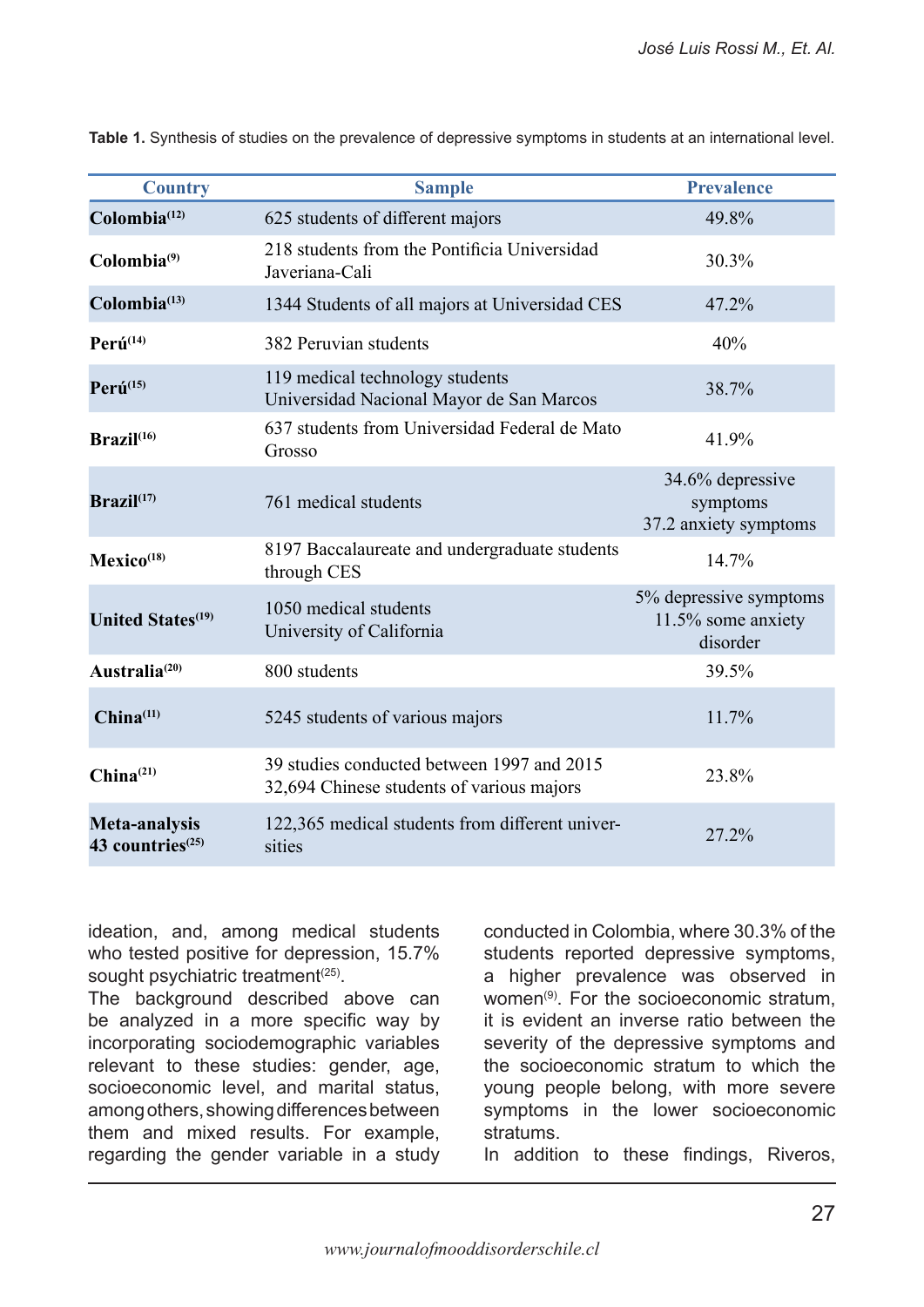**Table 1.** Synthesis of studies on the prevalence of depressive symptoms in students at an international level.

| Country | Sample | Prevalence |
|---|---|---|
| **Colombia[12]** | 625 students of different majors | 49.8% |
| **Colombia[9]** | 218 students from the Pontificia Universidad Javeriana-Cali | 30.3% |
| **Colombia[13]** | 1344 Students of all majors at Universidad CES | 47.2% |
| **Perú[14]** | 382 Peruvian students | 40% |
| **Perú[15]** | 119 medical technology students Universidad Nacional Mayor de San Marcos | 38.7% |
| **Brazil[16]** | 637 students from Universidad Federal de Mato Grosso | 41.9% |
| **Brazil[17]** | 761 medical students | 34.6% depressive symptoms 37.2 anxiety symptoms |
| **Mexico[18]** | 8197 Baccalaureate and undergraduate students through CES | 14.7% |
| **United States[19]** | 1050 medical students University of California | 5% depressive symptoms 11.5% some anxiety disorder |
| **Australia[20]** | 800 students | 39.5% |
| **China[11]** | 5245 students of various majors | 11.7% |
| **China[21]** | 39 studies conducted between 1997 and 2015 32,694 Chinese students of various majors | 23.8% |
| **Meta-analysis 43 countries[25]** | 122,365 medical students from different universities | 27.2% |

ideation, and, among medical students who tested positive for depression, 15.7% sought psychiatric treatment[25].

The background described above can be analyzed in a more specific way by incorporating sociodemographic variables relevant to these studies: gender, age, socioeconomic level, and marital status, among others, showing differences between them and mixed results. For example, regarding the gender variable in a study conducted in Colombia, where 30.3% of the students reported depressive symptoms, a higher prevalence was observed in women[9]. For the socioeconomic stratum, it is evident an inverse ratio between the severity of the depressive symptoms and the socioeconomic stratum to which the young people belong, with more severe symptoms in the lower socioeconomic stratums.

In addition to these findings, Riveros,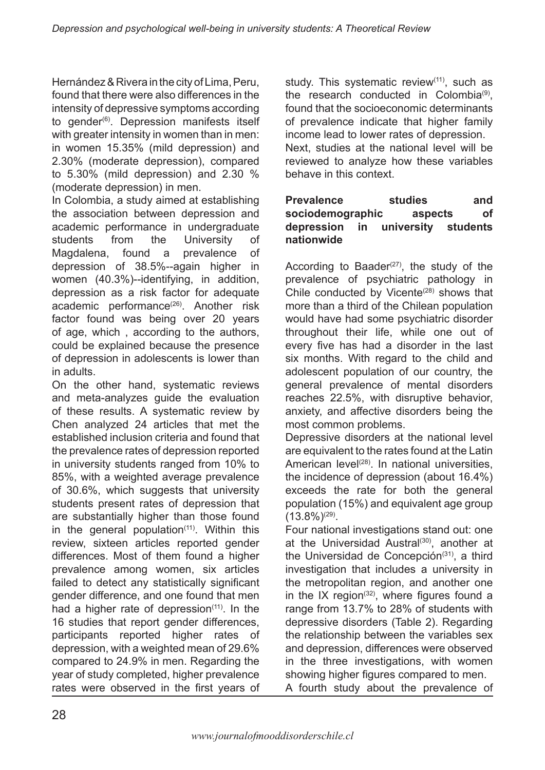Hernández & Rivera in the city of Lima, Peru, found that there were also differences in the intensity of depressive symptoms according to gender[6]. Depression manifests itself with greater intensity in women than in men: in women 15.35% (mild depression) and 2.30% (moderate depression), compared to 5.30% (mild depression) and 2.30 % (moderate depression) in men.

In Colombia, a study aimed at establishing the association between depression and academic performance in undergraduate students from the University of Magdalena, found a prevalence of depression of 38.5%--again higher in women (40.3%)--identifying, in addition, depression as a risk factor for adequate academic performance[26]. Another risk factor found was being over 20 years of age, which , according to the authors, could be explained because the presence of depression in adolescents is lower than in adults.

On the other hand, systematic reviews and meta-analyzes guide the evaluation of these results. A systematic review by Chen analyzed 24 articles that met the established inclusion criteria and found that the prevalence rates of depression reported in university students ranged from 10% to 85%, with a weighted average prevalence of 30.6%, which suggests that university students present rates of depression that are substantially higher than those found in the general population[11]. Within this review, sixteen articles reported gender differences. Most of them found a higher prevalence among women, six articles failed to detect any statistically significant gender difference, and one found that men had a higher rate of depression[11]. In the 16 studies that report gender differences, participants reported higher rates of depression, with a weighted mean of 29.6% compared to 24.9% in men. Regarding the year of study completed, higher prevalence rates were observed in the first years of study. This systematic review[11], such as the research conducted in Colombia[9], found that the socioeconomic determinants of prevalence indicate that higher family income lead to lower rates of depression.

Next, studies at the national level will be reviewed to analyze how these variables behave in this context.

### Prevalence studies and sociodemographic aspects of depression in university students nationwide

According to Baader[27], the study of the prevalence of psychiatric pathology in Chile conducted by Vicente[28] shows that more than a third of the Chilean population would have had some psychiatric disorder throughout their life, while one out of every five has had a disorder in the last six months. With regard to the child and adolescent population of our country, the general prevalence of mental disorders reaches 22.5%, with disruptive behavior, anxiety, and affective disorders being the most common problems.

Depressive disorders at the national level are equivalent to the rates found at the Latin American level[28]. In national universities, the incidence of depression (about 16.4%) exceeds the rate for both the general population (15%) and equivalent age group (13.8%)[29].

Four national investigations stand out: one at the Universidad Austral[30], another at the Universidad de Concepción[31], a third investigation that includes a university in the metropolitan region, and another one in the IX region[32], where figures found a range from 13.7% to 28% of students with depressive disorders (Table 2). Regarding the relationship between the variables sex and depression, differences were observed in the three investigations, with women showing higher figures compared to men.

A fourth study about the prevalence of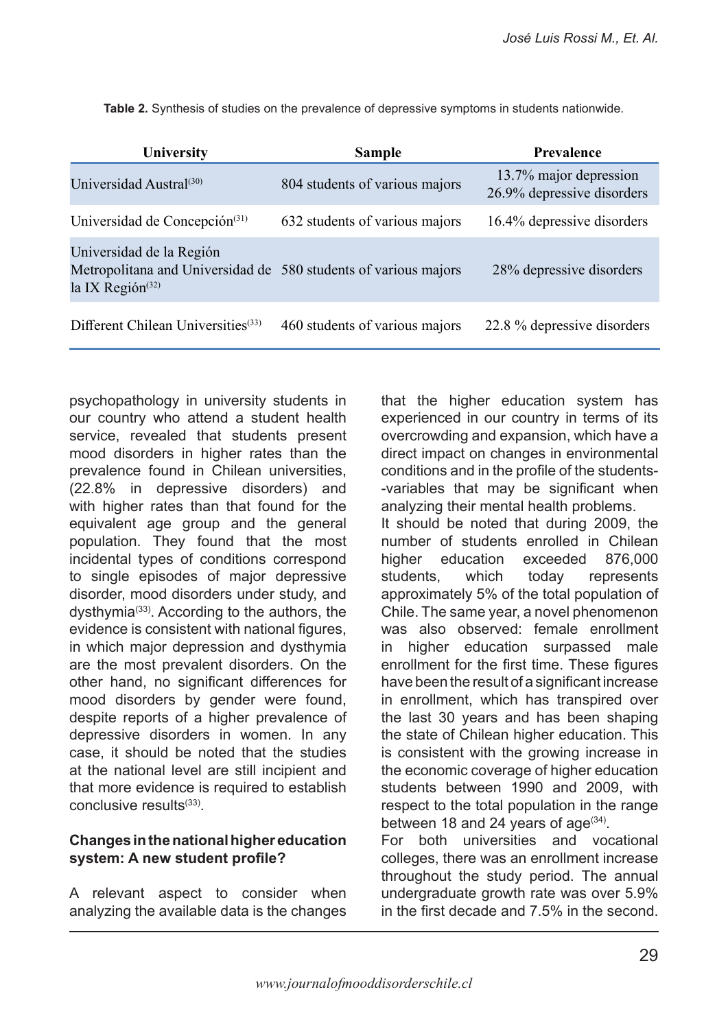**Table 2.** Synthesis of studies on the prevalence of depressive symptoms in students nationwide.

| University | Sample | Prevalence |
|---|---|---|
| Universidad Austral[30] | 804 students of various majors | 13.7% major depression<br>26.9% depressive disorders |
| Universidad de Concepción[31] | 632 students of various majors | 16.4% depressive disorders |
| Universidad de la Región Metropolitana and Universidad de la IX Región[32] | 580 students of various majors | 28% depressive disorders |
| Different Chilean Universities[33] | 460 students of various majors | 22.8 % depressive disorders |

psychopathology in university students in our country who attend a student health service, revealed that students present mood disorders in higher rates than the prevalence found in Chilean universities, (22.8% in depressive disorders) and with higher rates than that found for the equivalent age group and the general population. They found that the most incidental types of conditions correspond to single episodes of major depressive disorder, mood disorders under study, and dysthymia[33]. According to the authors, the evidence is consistent with national figures, in which major depression and dysthymia are the most prevalent disorders. On the other hand, no significant differences for mood disorders by gender were found, despite reports of a higher prevalence of depressive disorders in women. In any case, it should be noted that the studies at the national level are still incipient and that more evidence is required to establish conclusive results[33].

**Changes in the national higher education system: A new student profile?**

A relevant aspect to consider when analyzing the available data is the changes that the higher education system has experienced in our country in terms of its overcrowding and expansion, which have a direct impact on changes in environmental conditions and in the profile of the students--variables that may be significant when analyzing their mental health problems.

It should be noted that during 2009, the number of students enrolled in Chilean higher education exceeded 876,000 students, which today represents approximately 5% of the total population of Chile. The same year, a novel phenomenon was also observed: female enrollment in higher education surpassed male enrollment for the first time. These figures have been the result of a significant increase in enrollment, which has transpired over the last 30 years and has been shaping the state of Chilean higher education. This is consistent with the growing increase in the economic coverage of higher education students between 1990 and 2009, with respect to the total population in the range between 18 and 24 years of age[34].

For both universities and vocational colleges, there was an enrollment increase throughout the study period. The annual undergraduate growth rate was over 5.9% in the first decade and 7.5% in the second.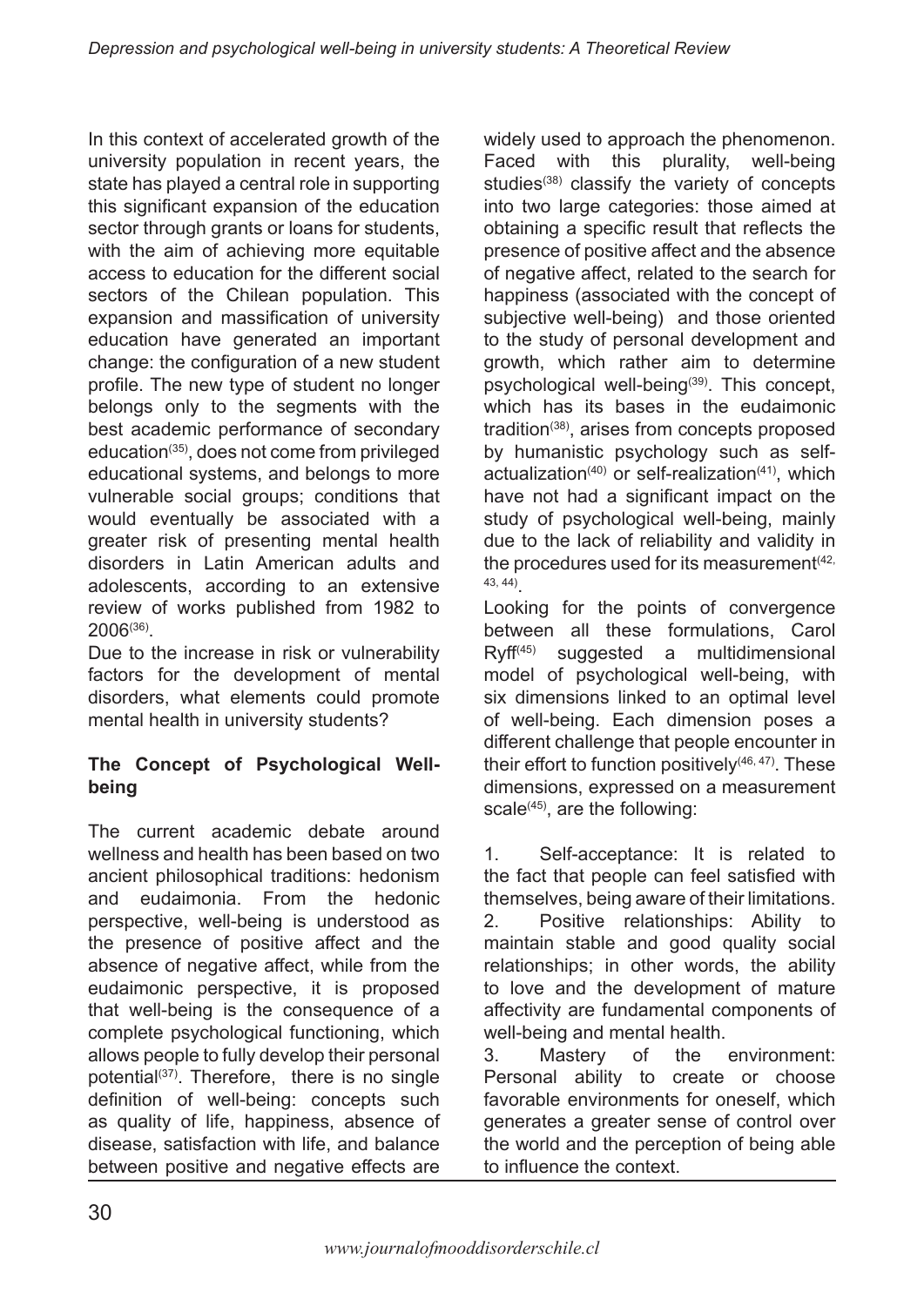In this context of accelerated growth of the university population in recent years, the state has played a central role in supporting this significant expansion of the education sector through grants or loans for students, with the aim of achieving more equitable access to education for the different social sectors of the Chilean population. This expansion and massification of university education have generated an important change: the configuration of a new student profile. The new type of student no longer belongs only to the segments with the best academic performance of secondary education[35], does not come from privileged educational systems, and belongs to more vulnerable social groups; conditions that would eventually be associated with a greater risk of presenting mental health disorders in Latin American adults and adolescents, according to an extensive review of works published from 1982 to 2006[36].

Due to the increase in risk or vulnerability factors for the development of mental disorders, what elements could promote mental health in university students?

**The Concept of Psychological Well-being**

The current academic debate around wellness and health has been based on two ancient philosophical traditions: hedonism and eudaimonia. From the hedonic perspective, well-being is understood as the presence of positive affect and the absence of negative affect, while from the eudaimonic perspective, it is proposed that well-being is the consequence of a complete psychological functioning, which allows people to fully develop their personal potential[37]. Therefore, there is no single definition of well-being: concepts such as quality of life, happiness, absence of disease, satisfaction with life, and balance between positive and negative effects are widely used to approach the phenomenon. Faced with this plurality, well-being studies[38] classify the variety of concepts into two large categories: those aimed at obtaining a specific result that reflects the presence of positive affect and the absence of negative affect, related to the search for happiness (associated with the concept of subjective well-being) and those oriented to the study of personal development and growth, which rather aim to determine psychological well-being[39]. This concept, which has its bases in the eudaimonic tradition[38], arises from concepts proposed by humanistic psychology such as self-actualization[40] or self-realization[41], which have not had a significant impact on the study of psychological well-being, mainly due to the lack of reliability and validity in the procedures used for its measurement[42, 43, 44].

Looking for the points of convergence between all these formulations, Carol Ryff[45] suggested a multidimensional model of psychological well-being, with six dimensions linked to an optimal level of well-being. Each dimension poses a different challenge that people encounter in their effort to function positively[46, 47]. These dimensions, expressed on a measurement scale[45], are the following:

1. Self-acceptance: It is related to the fact that people can feel satisfied with themselves, being aware of their limitations.
2. Positive relationships: Ability to maintain stable and good quality social relationships; in other words, the ability to love and the development of mature affectivity are fundamental components of well-being and mental health.
3. Mastery of the environment: Personal ability to create or choose favorable environments for oneself, which generates a greater sense of control over the world and the perception of being able to influence the context.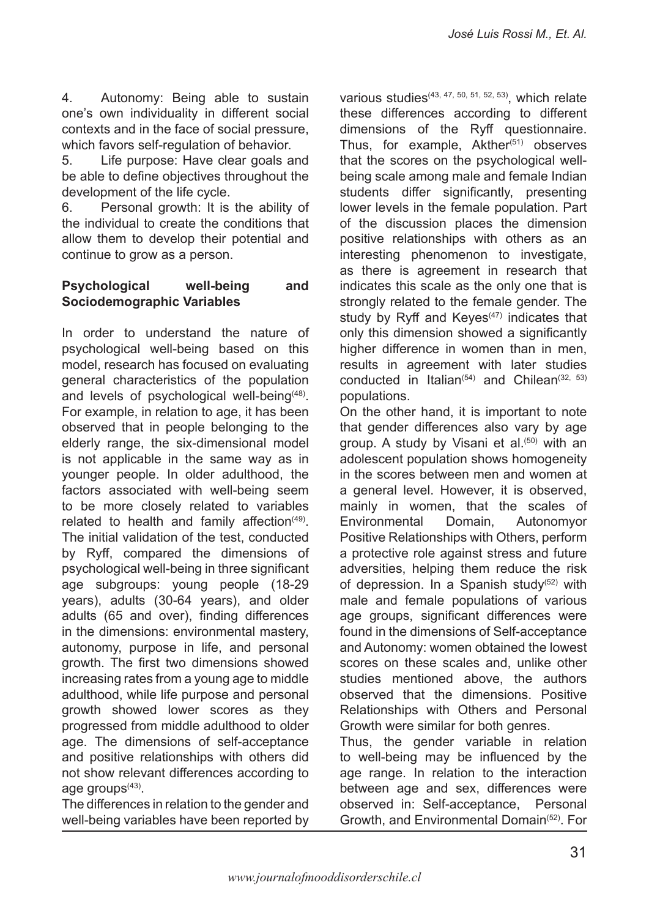4. Autonomy: Being able to sustain one's own individuality in different social contexts and in the face of social pressure, which favors self-regulation of behavior.
5. Life purpose: Have clear goals and be able to define objectives throughout the development of the life cycle.
6. Personal growth: It is the ability of the individual to create the conditions that allow them to develop their potential and continue to grow as a person.

**Psychological well-being and Sociodemographic Variables**

In order to understand the nature of psychological well-being based on this model, research has focused on evaluating general characteristics of the population and levels of psychological well-being[48]. For example, in relation to age, it has been observed that in people belonging to the elderly range, the six-dimensional model is not applicable in the same way as in younger people. In older adulthood, the factors associated with well-being seem to be more closely related to variables related to health and family affection[49]. The initial validation of the test, conducted by Ryff, compared the dimensions of psychological well-being in three significant age subgroups: young people (18-29 years), adults (30-64 years), and older adults (65 and over), finding differences in the dimensions: environmental mastery, autonomy, purpose in life, and personal growth. The first two dimensions showed increasing rates from a young age to middle adulthood, while life purpose and personal growth showed lower scores as they progressed from middle adulthood to older age. The dimensions of self-acceptance and positive relationships with others did not show relevant differences according to age groups[43].

The differences in relation to the gender and well-being variables have been reported by various studies[43, 47, 50, 51, 52, 53], which relate these differences according to different dimensions of the Ryff questionnaire. Thus, for example, Akther[51] observes that the scores on the psychological well-being scale among male and female Indian students differ significantly, presenting lower levels in the female population. Part of the discussion places the dimension positive relationships with others as an interesting phenomenon to investigate, as there is agreement in research that indicates this scale as the only one that is strongly related to the female gender. The study by Ryff and Keyes[47] indicates that only this dimension showed a significantly higher difference in women than in men, results in agreement with later studies conducted in Italian[54] and Chilean[32, 53] populations.

On the other hand, it is important to note that gender differences also vary by age group. A study by Visani et al.[50] with an adolescent population shows homogeneity in the scores between men and women at a general level. However, it is observed, mainly in women, that the scales of Environmental Domain, Autonomyor Positive Relationships with Others, perform a protective role against stress and future adversities, helping them reduce the risk of depression. In a Spanish study[52] with male and female populations of various age groups, significant differences were found in the dimensions of Self-acceptance and Autonomy: women obtained the lowest scores on these scales and, unlike other studies mentioned above, the authors observed that the dimensions. Positive Relationships with Others and Personal Growth were similar for both genres.

Thus, the gender variable in relation to well-being may be influenced by the age range. In relation to the interaction between age and sex, differences were observed in: Self-acceptance, Personal Growth, and Environmental Domain[52]. For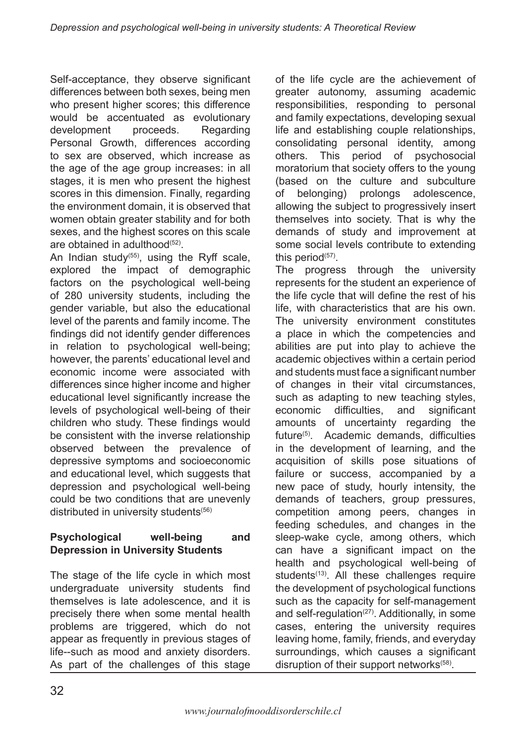Self-acceptance, they observe significant differences between both sexes, being men who present higher scores; this difference would be accentuated as evolutionary development proceeds. Regarding Personal Growth, differences according to sex are observed, which increase as the age of the age group increases: in all stages, it is men who present the highest scores in this dimension. Finally, regarding the environment domain, it is observed that women obtain greater stability and for both sexes, and the highest scores on this scale are obtained in adulthood[52].

An Indian study[55], using the Ryff scale, explored the impact of demographic factors on the psychological well-being of 280 university students, including the gender variable, but also the educational level of the parents and family income. The findings did not identify gender differences in relation to psychological well-being; however, the parents' educational level and economic income were associated with differences since higher income and higher educational level significantly increase the levels of psychological well-being of their children who study. These findings would be consistent with the inverse relationship observed between the prevalence of depressive symptoms and socioeconomic and educational level, which suggests that depression and psychological well-being could be two conditions that are unevenly distributed in university students[56]

## Psychological well-being and Depression in University Students

The stage of the life cycle in which most undergraduate university students find themselves is late adolescence, and it is precisely there when some mental health problems are triggered, which do not appear as frequently in previous stages of life--such as mood and anxiety disorders. As part of the challenges of this stage of the life cycle are the achievement of greater autonomy, assuming academic responsibilities, responding to personal and family expectations, developing sexual life and establishing couple relationships, consolidating personal identity, among others. This period of psychosocial moratorium that society offers to the young (based on the culture and subculture of belonging) prolongs adolescence, allowing the subject to progressively insert themselves into society. That is why the demands of study and improvement at some social levels contribute to extending this period[57].

The progress through the university represents for the student an experience of the life cycle that will define the rest of his life, with characteristics that are his own. The university environment constitutes a place in which the competencies and abilities are put into play to achieve the academic objectives within a certain period and students must face a significant number of changes in their vital circumstances, such as adapting to new teaching styles, economic difficulties, and significant amounts of uncertainty regarding the future[5]. Academic demands, difficulties in the development of learning, and the acquisition of skills pose situations of failure or success, accompanied by a new pace of study, hourly intensity, the demands of teachers, group pressures, competition among peers, changes in feeding schedules, and changes in the sleep-wake cycle, among others, which can have a significant impact on the health and psychological well-being of students[13]. All these challenges require the development of psychological functions such as the capacity for self-management and self-regulation[27]. Additionally, in some cases, entering the university requires leaving home, family, friends, and everyday surroundings, which causes a significant disruption of their support networks[58].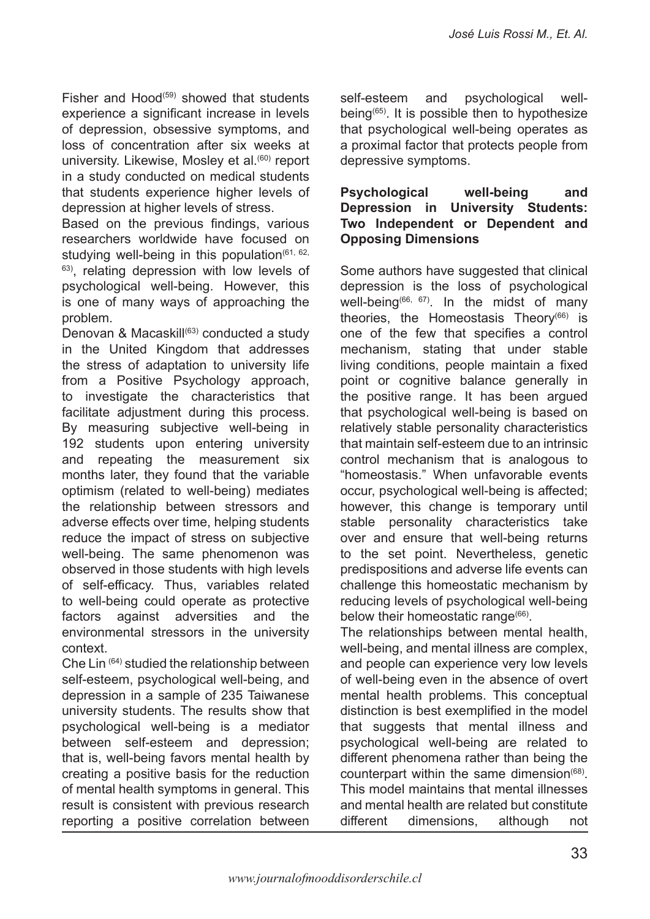Fisher and Hood[59] showed that students experience a significant increase in levels of depression, obsessive symptoms, and loss of concentration after six weeks at university. Likewise, Mosley et al.[60] report in a study conducted on medical students that students experience higher levels of depression at higher levels of stress.

Based on the previous findings, various researchers worldwide have focused on studying well-being in this population[61, 62, 63], relating depression with low levels of psychological well-being. However, this is one of many ways of approaching the problem.

Denovan & Macaskill[63] conducted a study in the United Kingdom that addresses the stress of adaptation to university life from a Positive Psychology approach, to investigate the characteristics that facilitate adjustment during this process. By measuring subjective well-being in 192 students upon entering university and repeating the measurement six months later, they found that the variable optimism (related to well-being) mediates the relationship between stressors and adverse effects over time, helping students reduce the impact of stress on subjective well-being. The same phenomenon was observed in those students with high levels of self-efficacy. Thus, variables related to well-being could operate as protective factors against adversities and the environmental stressors in the university context.

Che Lin [64] studied the relationship between self-esteem, psychological well-being, and depression in a sample of 235 Taiwanese university students. The results show that psychological well-being is a mediator between self-esteem and depression; that is, well-being favors mental health by creating a positive basis for the reduction of mental health symptoms in general. This result is consistent with previous research reporting a positive correlation between self-esteem and psychological well-being[65]. It is possible then to hypothesize that psychological well-being operates as a proximal factor that protects people from depressive symptoms.

**Psychological well-being and Depression in University Students: Two Independent or Dependent and Opposing Dimensions**

Some authors have suggested that clinical depression is the loss of psychological well-being[66, 67]. In the midst of many theories, the Homeostasis Theory[66] is one of the few that specifies a control mechanism, stating that under stable living conditions, people maintain a fixed point or cognitive balance generally in the positive range. It has been argued that psychological well-being is based on relatively stable personality characteristics that maintain self-esteem due to an intrinsic control mechanism that is analogous to "homeostasis." When unfavorable events occur, psychological well-being is affected; however, this change is temporary until stable personality characteristics take over and ensure that well-being returns to the set point. Nevertheless, genetic predispositions and adverse life events can challenge this homeostatic mechanism by reducing levels of psychological well-being below their homeostatic range[66].

The relationships between mental health, well-being, and mental illness are complex, and people can experience very low levels of well-being even in the absence of overt mental health problems. This conceptual distinction is best exemplified in the model that suggests that mental illness and psychological well-being are related to different phenomena rather than being the counterpart within the same dimension[68]. This model maintains that mental illnesses and mental health are related but constitute different dimensions, although not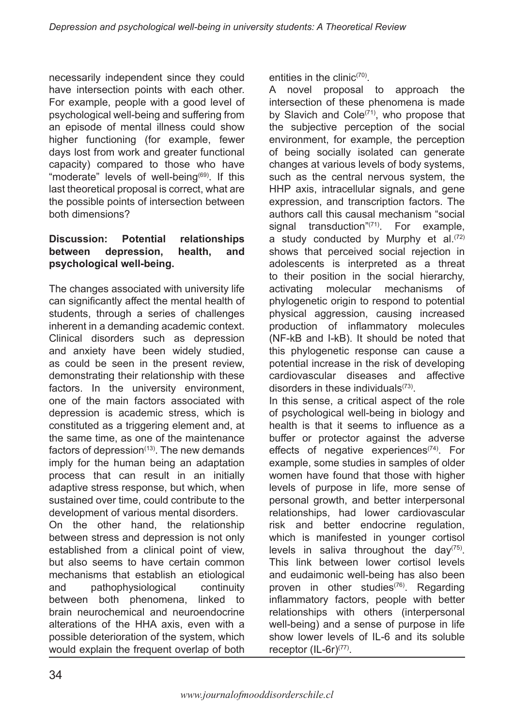necessarily independent since they could have intersection points with each other. For example, people with a good level of psychological well-being and suffering from an episode of mental illness could show higher functioning (for example, fewer days lost from work and greater functional capacity) compared to those who have "moderate" levels of well-being[69]. If this last theoretical proposal is correct, what are the possible points of intersection between both dimensions?

## Discussion: Potential relationships between depression, health, and psychological well-being.

The changes associated with university life can significantly affect the mental health of students, through a series of challenges inherent in a demanding academic context. Clinical disorders such as depression and anxiety have been widely studied, as could be seen in the present review, demonstrating their relationship with these factors. In the university environment, one of the main factors associated with depression is academic stress, which is constituted as a triggering element and, at the same time, as one of the maintenance factors of depression[13]. The new demands imply for the human being an adaptation process that can result in an initially adaptive stress response, but which, when sustained over time, could contribute to the development of various mental disorders.

On the other hand, the relationship between stress and depression is not only established from a clinical point of view, but also seems to have certain common mechanisms that establish an etiological and pathophysiological continuity between both phenomena, linked to brain neurochemical and neuroendocrine alterations of the HHA axis, even with a possible deterioration of the system, which would explain the frequent overlap of both entities in the clinic[70].

A novel proposal to approach the intersection of these phenomena is made by Slavich and Cole[71], who propose that the subjective perception of the social environment, for example, the perception of being socially isolated can generate changes at various levels of body systems, such as the central nervous system, the HHP axis, intracellular signals, and gene expression, and transcription factors. The authors call this causal mechanism "social signal transduction"[71]. For example, a study conducted by Murphy et al.[72] shows that perceived social rejection in adolescents is interpreted as a threat to their position in the social hierarchy, activating molecular mechanisms of phylogenetic origin to respond to potential physical aggression, causing increased production of inflammatory molecules (NF-kB and I-kB). It should be noted that this phylogenetic response can cause a potential increase in the risk of developing cardiovascular diseases and affective disorders in these individuals[73].

In this sense, a critical aspect of the role of psychological well-being in biology and health is that it seems to influence as a buffer or protector against the adverse effects of negative experiences[74]. For example, some studies in samples of older women have found that those with higher levels of purpose in life, more sense of personal growth, and better interpersonal relationships, had lower cardiovascular risk and better endocrine regulation, which is manifested in younger cortisol levels in saliva throughout the day[75]. This link between lower cortisol levels and eudaimonic well-being has also been proven in other studies[76]. Regarding inflammatory factors, people with better relationships with others (interpersonal well-being) and a sense of purpose in life show lower levels of IL-6 and its soluble receptor (IL-6r)[77].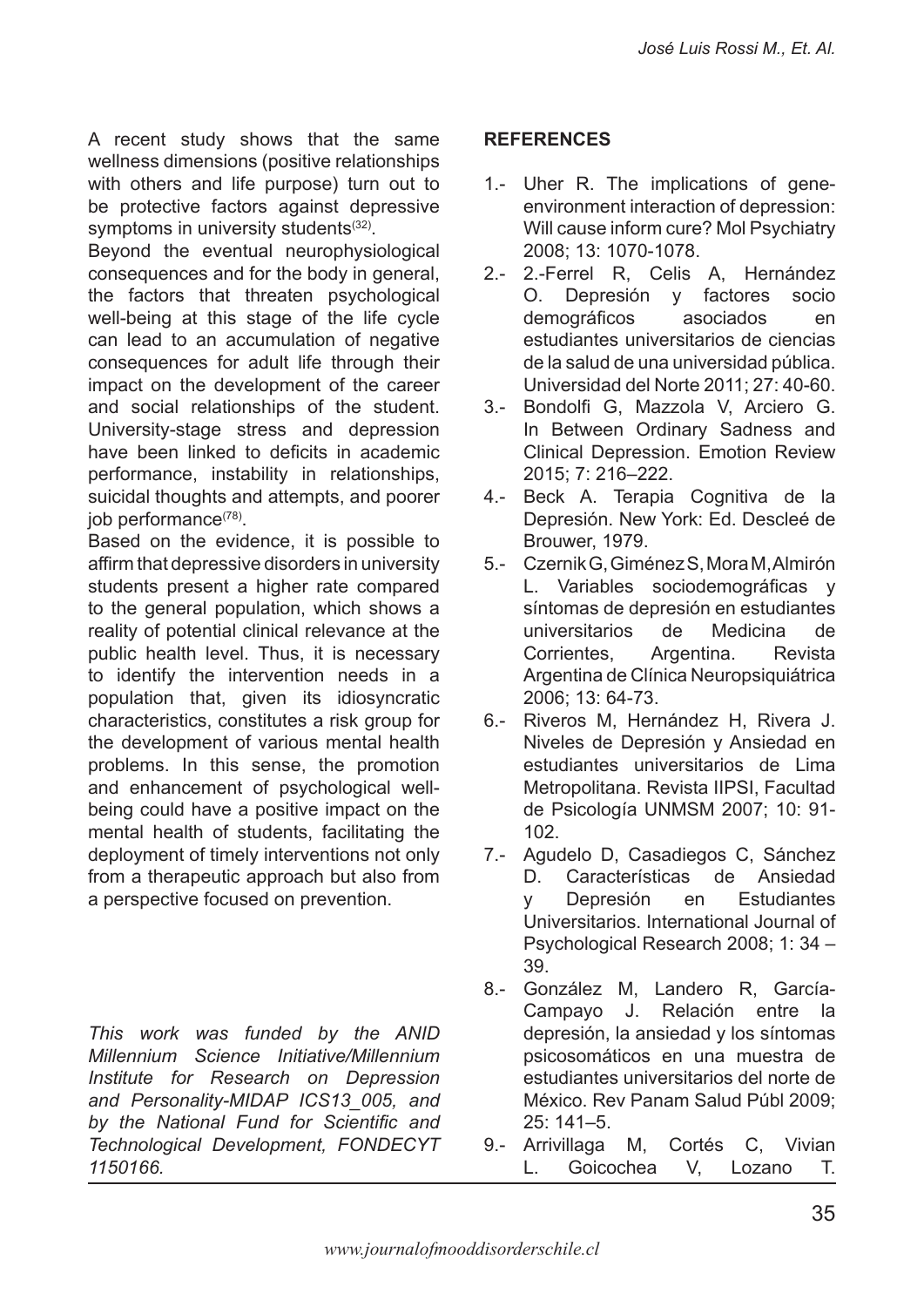A recent study shows that the same wellness dimensions (positive relationships with others and life purpose) turn out to be protective factors against depressive symptoms in university students[32].

Beyond the eventual neurophysiological consequences and for the body in general, the factors that threaten psychological well-being at this stage of the life cycle can lead to an accumulation of negative consequences for adult life through their impact on the development of the career and social relationships of the student. University-stage stress and depression have been linked to deficits in academic performance, instability in relationships, suicidal thoughts and attempts, and poorer job performance[78].

Based on the evidence, it is possible to affirm that depressive disorders in university students present a higher rate compared to the general population, which shows a reality of potential clinical relevance at the public health level. Thus, it is necessary to identify the intervention needs in a population that, given its idiosyncratic characteristics, constitutes a risk group for the development of various mental health problems. In this sense, the promotion and enhancement of psychological well-being could have a positive impact on the mental health of students, facilitating the deployment of timely interventions not only from a therapeutic approach but also from a perspective focused on prevention.

*This work was funded by the ANID Millennium Science Initiative/Millennium Institute for Research on Depression and Personality-MIDAP ICS13_005, and by the National Fund for Scientific and Technological Development, FONDECYT 1150166.*

## REFERENCES

1.- Uher R. The implications of gene-environment interaction of depression: Will cause inform cure? Mol Psychiatry 2008; 13: 1070-1078.

2.- 2.-Ferrel R, Celis A, Hernández O. Depresión y factores socio demográficos asociados en estudiantes universitarios de ciencias de la salud de una universidad pública. Universidad del Norte 2011; 27: 40-60.

3.- Bondolfi G, Mazzola V, Arciero G. In Between Ordinary Sadness and Clinical Depression. Emotion Review 2015; 7: 216–222.

4.- Beck A. Terapia Cognitiva de la Depresión. New York: Ed. Descleé de Brouwer, 1979.

5.- Czernik G, Giménez S, Mora M, Almirón L. Variables sociodemográficas y síntomas de depresión en estudiantes universitarios de Medicina de Corrientes, Argentina. Revista Argentina de Clínica Neuropsiquiátrica 2006; 13: 64-73.

6.- Riveros M, Hernández H, Rivera J. Niveles de Depresión y Ansiedad en estudiantes universitarios de Lima Metropolitana. Revista IIPSI, Facultad de Psicología UNMSM 2007; 10: 91-102.

7.- Agudelo D, Casadiegos C, Sánchez D. Características de Ansiedad y Depresión en Estudiantes Universitarios. International Journal of Psychological Research 2008; 1: 34 – 39.

8.- González M, Landero R, García-Campayo J. Relación entre la depresión, la ansiedad y los síntomas psicosomáticos en una muestra de estudiantes universitarios del norte de México. Rev Panam Salud Públ 2009; 25: 141–5.

9.- Arrivillaga M, Cortés C, Vivian L. Goicochea V, Lozano T.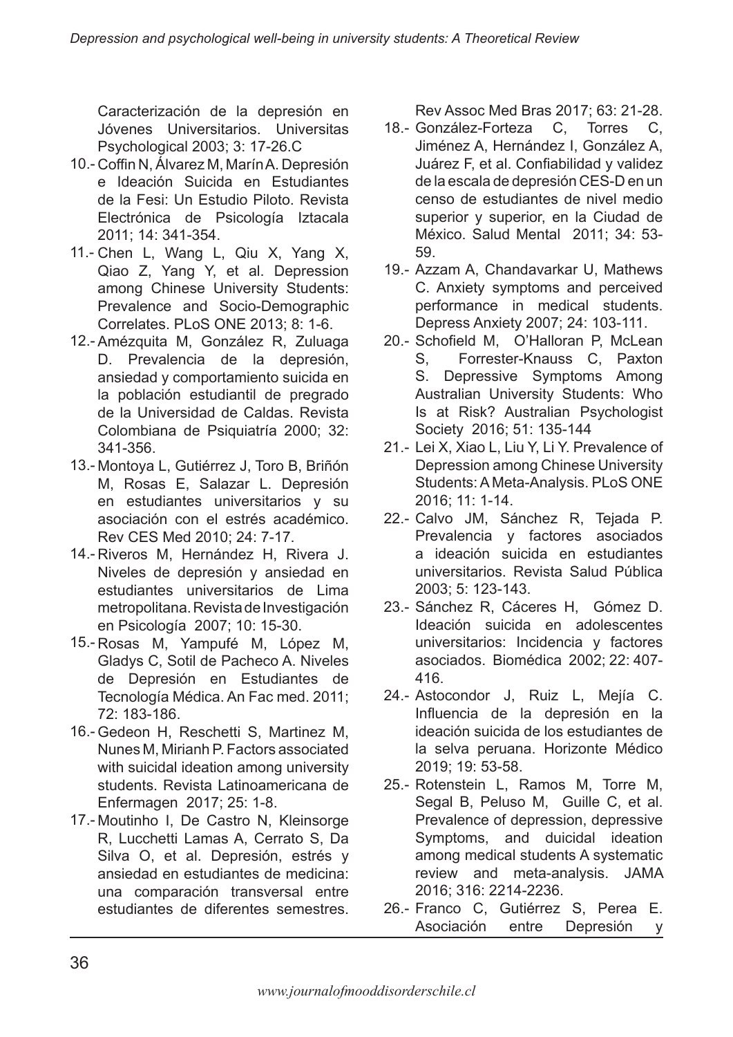Caracterización de la depresión en Jóvenes Universitarios. Universitas Psychological 2003; 3: 17-26.C

10.- Coffin N, Álvarez M, Marín A. Depresión e Ideación Suicida en Estudiantes de la Fesi: Un Estudio Piloto. Revista Electrónica de Psicología Iztacala 2011; 14: 341-354.

11.- Chen L, Wang L, Qiu X, Yang X, Qiao Z, Yang Y, et al. Depression among Chinese University Students: Prevalence and Socio-Demographic Correlates. PLoS ONE 2013; 8: 1-6.

12.- Amézquita M, González R, Zuluaga D. Prevalencia de la depresión, ansiedad y comportamiento suicida en la población estudiantil de pregrado de la Universidad de Caldas. Revista Colombiana de Psiquiatría 2000; 32: 341-356.

13.- Montoya L, Gutiérrez J, Toro B, Briñón M, Rosas E, Salazar L. Depresión en estudiantes universitarios y su asociación con el estrés académico. Rev CES Med 2010; 24: 7-17.

14.- Riveros M, Hernández H, Rivera J. Niveles de depresión y ansiedad en estudiantes universitarios de Lima metropolitana. Revista de Investigación en Psicología 2007; 10: 15-30.

15.- Rosas M, Yampufé M, López M, Gladys C, Sotil de Pacheco A. Niveles de Depresión en Estudiantes de Tecnología Médica. An Fac med. 2011; 72: 183-186.

16.- Gedeon H, Reschetti S, Martinez M, Nunes M, Mirianh P. Factors associated with suicidal ideation among university students. Revista Latinoamericana de Enfermagen 2017; 25: 1-8.

17.- Moutinho I, De Castro N, Kleinsorge R, Lucchetti Lamas A, Cerrato S, Da Silva O, et al. Depresión, estrés y ansiedad en estudiantes de medicina: una comparación transversal entre estudiantes de diferentes semestres. Rev Assoc Med Bras 2017; 63: 21-28.

18.- González-Forteza C, Torres C, Jiménez A, Hernández I, González A, Juárez F, et al. Confiabilidad y validez de la escala de depresión CES-D en un censo de estudiantes de nivel medio superior y superior, en la Ciudad de México. Salud Mental 2011; 34: 53-59.

19.- Azzam A, Chandavarkar U, Mathews C. Anxiety symptoms and perceived performance in medical students. Depress Anxiety 2007; 24: 103-111.

20.- Schofield M, O'Halloran P, McLean S, Forrester-Knauss C, Paxton S. Depressive Symptoms Among Australian University Students: Who Is at Risk? Australian Psychologist Society 2016; 51: 135-144

21.- Lei X, Xiao L, Liu Y, Li Y. Prevalence of Depression among Chinese University Students: A Meta-Analysis. PLoS ONE 2016; 11: 1-14.

22.- Calvo JM, Sánchez R, Tejada P. Prevalencia y factores asociados a ideación suicida en estudiantes universitarios. Revista Salud Pública 2003; 5: 123-143.

23.- Sánchez R, Cáceres H, Gómez D. Ideación suicida en adolescentes universitarios: Incidencia y factores asociados. Biomédica 2002; 22: 407-416.

24.- Astocondor J, Ruiz L, Mejía C. Influencia de la depresión en la ideación suicida de los estudiantes de la selva peruana. Horizonte Médico 2019; 19: 53-58.

25.- Rotenstein L, Ramos M, Torre M, Segal B, Peluso M, Guille C, et al. Prevalence of depression, depressive Symptoms, and duicidal ideation among medical students A systematic review and meta-analysis. JAMA 2016; 316: 2214-2236.

26.- Franco C, Gutiérrez S, Perea E. Asociación entre Depresión y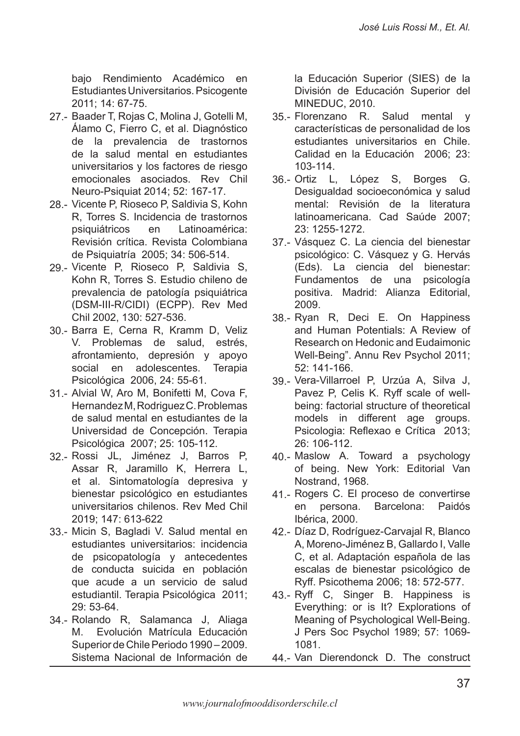bajo Rendimiento Académico en Estudiantes Universitarios. Psicogente 2011; 14: 67-75.

27.- Baader T, Rojas C, Molina J, Gotelli M, Álamo C, Fierro C, et al. Diagnóstico de la prevalencia de trastornos de la salud mental en estudiantes universitarios y los factores de riesgo emocionales asociados. Rev Chil Neuro-Psiquiat 2014; 52: 167-17.

28.- Vicente P, Rioseco P, Saldivia S, Kohn R, Torres S. Incidencia de trastornos psiquiátricos en Latinoamérica: Revisión crítica. Revista Colombiana de Psiquiatría 2005; 34: 506-514.

29.- Vicente P, Rioseco P, Saldivia S, Kohn R, Torres S. Estudio chileno de prevalencia de patología psiquiátrica (DSM-III-R/CIDI) (ECPP). Rev Med Chil 2002, 130: 527-536.

30.- Barra E, Cerna R, Kramm D, Veliz V. Problemas de salud, estrés, afrontamiento, depresión y apoyo social en adolescentes. Terapia Psicológica 2006, 24: 55-61.

31.- Alvial W, Aro M, Bonifetti M, Cova F, Hernandez M, Rodriguez C. Problemas de salud mental en estudiantes de la Universidad de Concepción. Terapia Psicológica 2007; 25: 105-112.

32.- Rossi JL, Jiménez J, Barros P, Assar R, Jaramillo K, Herrera L, et al. Sintomatología depresiva y bienestar psicológico en estudiantes universitarios chilenos. Rev Med Chil 2019; 147: 613-622

33.- Micin S, Bagladi V. Salud mental en estudiantes universitarios: incidencia de psicopatología y antecedentes de conducta suicida en población que acude a un servicio de salud estudiantil. Terapia Psicológica 2011; 29: 53-64.

34.- Rolando R, Salamanca J, Aliaga M. Evolución Matrícula Educación Superior de Chile Periodo 1990 – 2009. Sistema Nacional de Información de la Educación Superior (SIES) de la División de Educación Superior del MINEDUC, 2010.

35.- Florenzano R. Salud mental y características de personalidad de los estudiantes universitarios en Chile. Calidad en la Educación 2006; 23: 103-114.

36.- Ortiz L, López S, Borges G. Desigualdad socioeconómica y salud mental: Revisión de la literatura latinoamericana. Cad Saúde 2007; 23: 1255-1272.

37.- Vásquez C. La ciencia del bienestar psicológico: C. Vásquez y G. Hervás (Eds). La ciencia del bienestar: Fundamentos de una psicología positiva. Madrid: Alianza Editorial, 2009.

38.- Ryan R, Deci E. On Happiness and Human Potentials: A Review of Research on Hedonic and Eudaimonic Well-Being". Annu Rev Psychol 2011; 52: 141-166.

39.- Vera-Villarroel P, Urzúa A, Silva J, Pavez P, Celis K. Ryff scale of well-being: factorial structure of theoretical models in different age groups. Psicologia: Reflexao e Crítica 2013; 26: 106-112.

40.- Maslow A. Toward a psychology of being. New York: Editorial Van Nostrand, 1968.

41.- Rogers C. El proceso de convertirse en persona. Barcelona: Paidós Ibérica, 2000.

42.- Díaz D, Rodríguez-Carvajal R, Blanco A, Moreno-Jiménez B, Gallardo I, Valle C, et al. Adaptación española de las escalas de bienestar psicológico de Ryff. Psicothema 2006; 18: 572-577.

43.- Ryff C, Singer B. Happiness is Everything: or is It? Explorations of Meaning of Psychological Well-Being. J Pers Soc Psychol 1989; 57: 1069-1081.

44.- Van Dierendonck D. The construct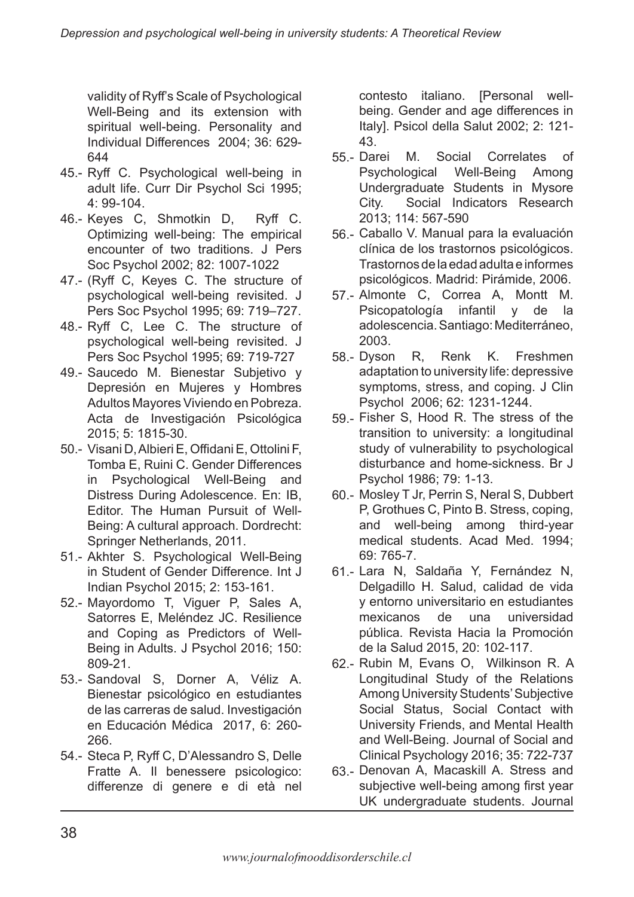validity of Ryff's Scale of Psychological Well-Being and its extension with spiritual well-being. Personality and Individual Differences 2004; 36: 629-644

45.- Ryff C. Psychological well-being in adult life. Curr Dir Psychol Sci 1995; 4: 99-104.

46.- Keyes C, Shmotkin D, Ryff C. Optimizing well-being: The empirical encounter of two traditions. J Pers Soc Psychol 2002; 82: 1007-1022

47.- (Ryff C, Keyes C. The structure of psychological well-being revisited. J Pers Soc Psychol 1995; 69: 719–727.

48.- Ryff C, Lee C. The structure of psychological well-being revisited. J Pers Soc Psychol 1995; 69: 719-727

49.- Saucedo M. Bienestar Subjetivo y Depresión en Mujeres y Hombres Adultos Mayores Viviendo en Pobreza. Acta de Investigación Psicológica 2015; 5: 1815-30.

50.- Visani D, Albieri E, Offidani E, Ottolini F, Tomba E, Ruini C. Gender Differences in Psychological Well-Being and Distress During Adolescence. En: IB, Editor. The Human Pursuit of Well-Being: A cultural approach. Dordrecht: Springer Netherlands, 2011.

51.- Akhter S. Psychological Well-Being in Student of Gender Difference. Int J Indian Psychol 2015; 2: 153-161.

52.- Mayordomo T, Viguer P, Sales A, Satorres E, Meléndez JC. Resilience and Coping as Predictors of Well-Being in Adults. J Psychol 2016; 150: 809-21.

53.- Sandoval S, Dorner A, Véliz A. Bienestar psicológico en estudiantes de las carreras de salud. Investigación en Educación Médica 2017, 6: 260-266.

54.- Steca P, Ryff C, D'Alessandro S, Delle Fratte A. Il benessere psicologico: differenze di genere e di età nel contesto italiano. [Personal well-being. Gender and age differences in Italy]. Psicol della Salut 2002; 2: 121-43.

55.- Darei M. Social Correlates of Psychological Well-Being Among Undergraduate Students in Mysore City. Social Indicators Research 2013; 114: 567-590

56.- Caballo V. Manual para la evaluación clínica de los trastornos psicológicos. Trastornos de la edad adulta e informes psicológicos. Madrid: Pirámide, 2006.

57.- Almonte C, Correa A, Montt M. Psicopatología infantil y de la adolescencia. Santiago: Mediterráneo, 2003.

58.- Dyson R, Renk K. Freshmen adaptation to university life: depressive symptoms, stress, and coping. J Clin Psychol 2006; 62: 1231-1244.

59.- Fisher S, Hood R. The stress of the transition to university: a longitudinal study of vulnerability to psychological disturbance and home-sickness. Br J Psychol 1986; 79: 1-13.

60.- Mosley T Jr, Perrin S, Neral S, Dubbert P, Grothues C, Pinto B. Stress, coping, and well-being among third-year medical students. Acad Med. 1994; 69: 765-7.

61.- Lara N, Saldaña Y, Fernández N, Delgadillo H. Salud, calidad de vida y entorno universitario en estudiantes mexicanos de una universidad pública. Revista Hacia la Promoción de la Salud 2015, 20: 102-117.

62.- Rubin M, Evans O, Wilkinson R. A Longitudinal Study of the Relations Among University Students' Subjective Social Status, Social Contact with University Friends, and Mental Health and Well-Being. Journal of Social and Clinical Psychology 2016; 35: 722-737

63.- Denovan A, Macaskill A. Stress and subjective well-being among first year UK undergraduate students. Journal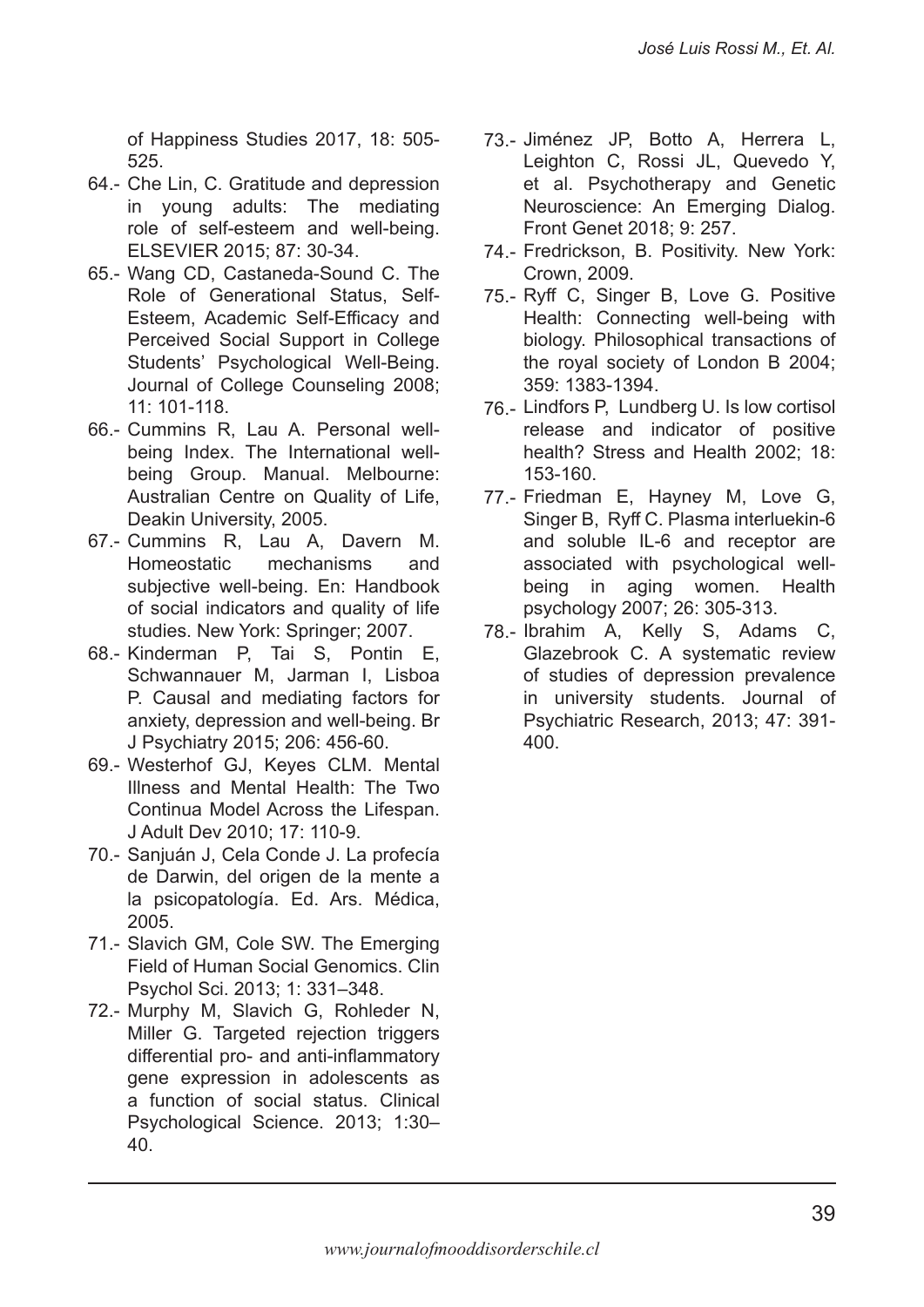of Happiness Studies 2017, 18: 505-525.

64.- Che Lin, C. Gratitude and depression in young adults: The mediating role of self-esteem and well-being. ELSEVIER 2015; 87: 30-34.

65.- Wang CD, Castaneda-Sound C. The Role of Generational Status, Self-Esteem, Academic Self-Efficacy and Perceived Social Support in College Students' Psychological Well-Being. Journal of College Counseling 2008; 11: 101-118.

66.- Cummins R, Lau A. Personal well-being Index. The International well-being Group. Manual. Melbourne: Australian Centre on Quality of Life, Deakin University, 2005.

67.- Cummins R, Lau A, Davern M. Homeostatic mechanisms and subjective well-being. En: Handbook of social indicators and quality of life studies. New York: Springer; 2007.

68.- Kinderman P, Tai S, Pontin E, Schwannauer M, Jarman I, Lisboa P. Causal and mediating factors for anxiety, depression and well-being. Br J Psychiatry 2015; 206: 456-60.

69.- Westerhof GJ, Keyes CLM. Mental Illness and Mental Health: The Two Continua Model Across the Lifespan. J Adult Dev 2010; 17: 110-9.

70.- Sanjuán J, Cela Conde J. La profecía de Darwin, del origen de la mente a la psicopatología. Ed. Ars. Médica, 2005.

71.- Slavich GM, Cole SW. The Emerging Field of Human Social Genomics. Clin Psychol Sci. 2013; 1: 331–348.

72.- Murphy M, Slavich G, Rohleder N, Miller G. Targeted rejection triggers differential pro- and anti-inflammatory gene expression in adolescents as a function of social status. Clinical Psychological Science. 2013; 1:30–40.

73.- Jiménez JP, Botto A, Herrera L, Leighton C, Rossi JL, Quevedo Y, et al. Psychotherapy and Genetic Neuroscience: An Emerging Dialog. Front Genet 2018; 9: 257.

74.- Fredrickson, B. Positivity. New York: Crown, 2009.

75.- Ryff C, Singer B, Love G. Positive Health: Connecting well-being with biology. Philosophical transactions of the royal society of London B 2004; 359: 1383-1394.

76.- Lindfors P, Lundberg U. Is low cortisol release and indicator of positive health? Stress and Health 2002; 18: 153-160.

77.- Friedman E, Hayney M, Love G, Singer B, Ryff C. Plasma interluekin-6 and soluble IL-6 and receptor are associated with psychological well-being in aging women. Health psychology 2007; 26: 305-313.

78.- Ibrahim A, Kelly S, Adams C, Glazebrook C. A systematic review of studies of depression prevalence in university students. Journal of Psychiatric Research, 2013; 47: 391-400.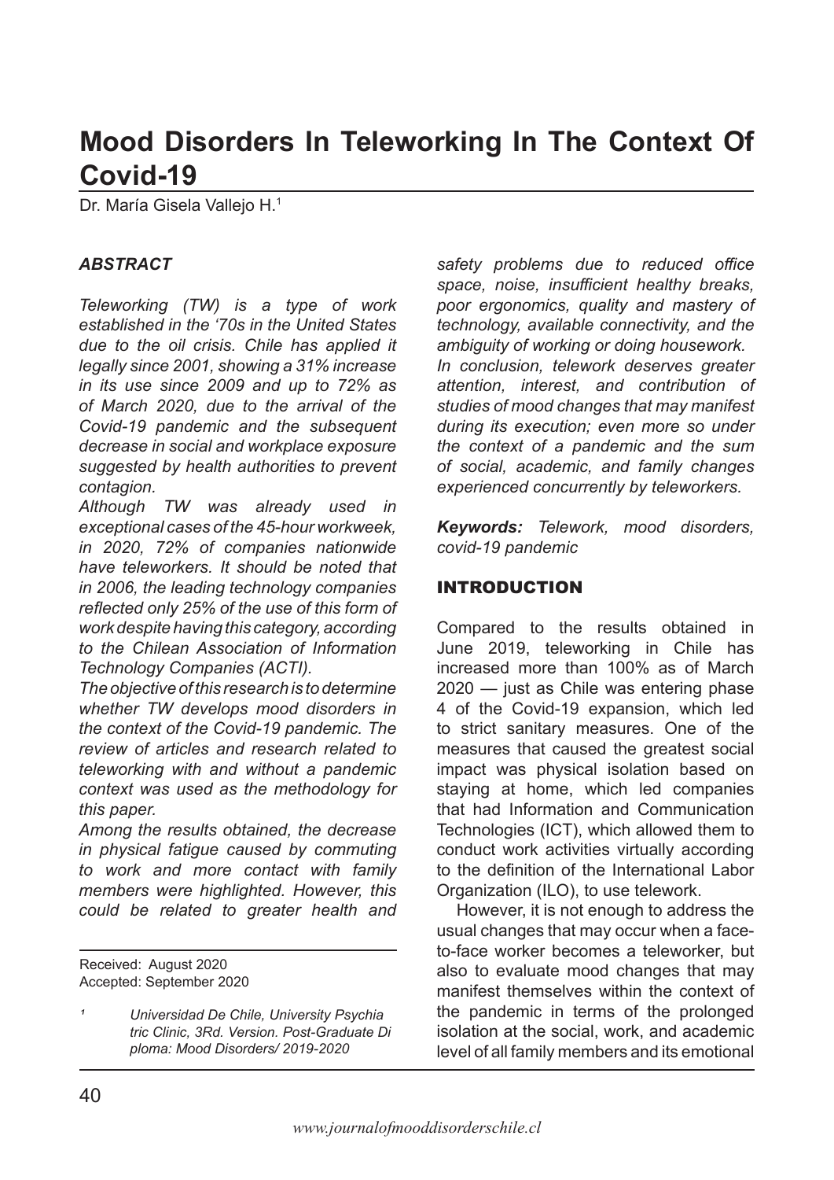# Mood Disorders In Teleworking In The Context Of Covid-19

Dr. María Gisela Vallejo H.[1]

***ABSTRACT***

*Teleworking (TW) is a type of work established in the '70s in the United States due to the oil crisis. Chile has applied it legally since 2001, showing a 31% increase in its use since 2009 and up to 72% as of March 2020, due to the arrival of the Covid-19 pandemic and the subsequent decrease in social and workplace exposure suggested by health authorities to prevent contagion.*

*Although TW was already used in exceptional cases of the 45-hour workweek, in 2020, 72% of companies nationwide have teleworkers. It should be noted that in 2006, the leading technology companies reflected only 25% of the use of this form of work despite having this category, according to the Chilean Association of Information Technology Companies (ACTI).*

*The objective of this research is to determine whether TW develops mood disorders in the context of the Covid-19 pandemic. The review of articles and research related to teleworking with and without a pandemic context was used as the methodology for this paper.*

*Among the results obtained, the decrease in physical fatigue caused by commuting to work and more contact with family members were highlighted. However, this could be related to greater health and safety problems due to reduced office space, noise, insufficient healthy breaks, poor ergonomics, quality and mastery of technology, available connectivity, and the ambiguity of working or doing housework.*

*In conclusion, telework deserves greater attention, interest, and contribution of studies of mood changes that may manifest during its execution; even more so under the context of a pandemic and the sum of social, academic, and family changes experienced concurrently by teleworkers.*

***Keywords:*** *Telework, mood disorders, covid-19 pandemic*

Received: August 2020
Accepted: September 2020

[1] *Universidad De Chile, University Psychiatric Clinic, 3Rd. Version. Post-Graduate Diploma: Mood Disorders/ 2019-2020*

## INTRODUCTION

Compared to the results obtained in June 2019, teleworking in Chile has increased more than 100% as of March 2020 — just as Chile was entering phase 4 of the Covid-19 expansion, which led to strict sanitary measures. One of the measures that caused the greatest social impact was physical isolation based on staying at home, which led companies that had Information and Communication Technologies (ICT), which allowed them to conduct work activities virtually according to the definition of the International Labor Organization (ILO), to use telework.

However, it is not enough to address the usual changes that may occur when a face-to-face worker becomes a teleworker, but also to evaluate mood changes that may manifest themselves within the context of the pandemic in terms of the prolonged isolation at the social, work, and academic level of all family members and its emotional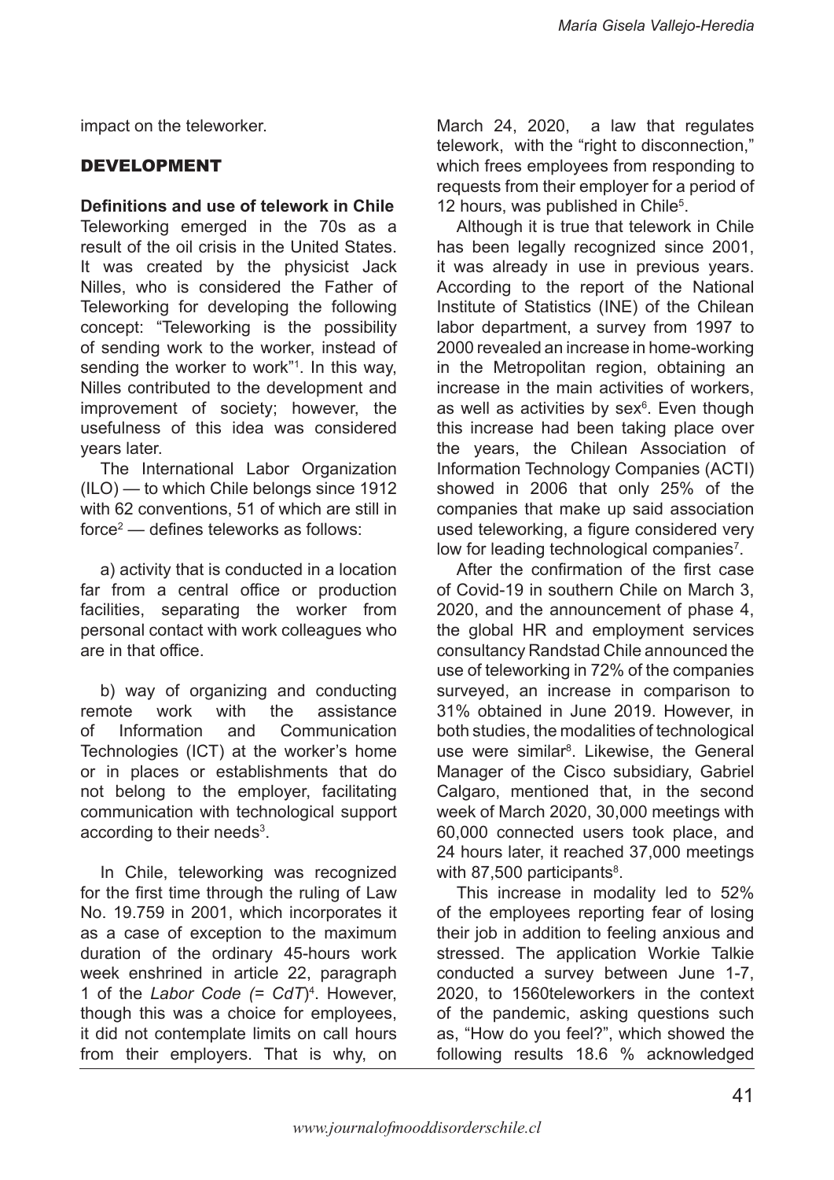impact on the teleworker.

## DEVELOPMENT

**Definitions and use of telework in Chile**

Teleworking emerged in the 70s as a result of the oil crisis in the United States. It was created by the physicist Jack Nilles, who is considered the Father of Teleworking for developing the following concept: "Teleworking is the possibility of sending work to the worker, instead of sending the worker to work"[1]. In this way, Nilles contributed to the development and improvement of society; however, the usefulness of this idea was considered years later.

The International Labor Organization (ILO) — to which Chile belongs since 1912 with 62 conventions, 51 of which are still in force[2] — defines teleworks as follows:

a) activity that is conducted in a location far from a central office or production facilities, separating the worker from personal contact with work colleagues who are in that office.

b) way of organizing and conducting remote work with the assistance of Information and Communication Technologies (ICT) at the worker's home or in places or establishments that do not belong to the employer, facilitating communication with technological support according to their needs[3].

In Chile, teleworking was recognized for the first time through the ruling of Law No. 19.759 in 2001, which incorporates it as a case of exception to the maximum duration of the ordinary 45-hours work week enshrined in article 22, paragraph 1 of the *Labor Code (= CdT)*[4]. However, though this was a choice for employees, it did not contemplate limits on call hours from their employers. That is why, on March 24, 2020, a law that regulates telework, with the "right to disconnection," which frees employees from responding to requests from their employer for a period of 12 hours, was published in Chile[5].

Although it is true that telework in Chile has been legally recognized since 2001, it was already in use in previous years. According to the report of the National Institute of Statistics (INE) of the Chilean labor department, a survey from 1997 to 2000 revealed an increase in home-working in the Metropolitan region, obtaining an increase in the main activities of workers, as well as activities by sex[6]. Even though this increase had been taking place over the years, the Chilean Association of Information Technology Companies (ACTI) showed in 2006 that only 25% of the companies that make up said association used teleworking, a figure considered very low for leading technological companies[7].

After the confirmation of the first case of Covid-19 in southern Chile on March 3, 2020, and the announcement of phase 4, the global HR and employment services consultancy Randstad Chile announced the use of teleworking in 72% of the companies surveyed, an increase in comparison to 31% obtained in June 2019. However, in both studies, the modalities of technological use were similar[8]. Likewise, the General Manager of the Cisco subsidiary, Gabriel Calgaro, mentioned that, in the second week of March 2020, 30,000 meetings with 60,000 connected users took place, and 24 hours later, it reached 37,000 meetings with 87,500 participants[8].

This increase in modality led to 52% of the employees reporting fear of losing their job in addition to feeling anxious and stressed. The application Workie Talkie conducted a survey between June 1-7, 2020, to 1560teleworkers in the context of the pandemic, asking questions such as, "How do you feel?", which showed the following results 18.6 % acknowledged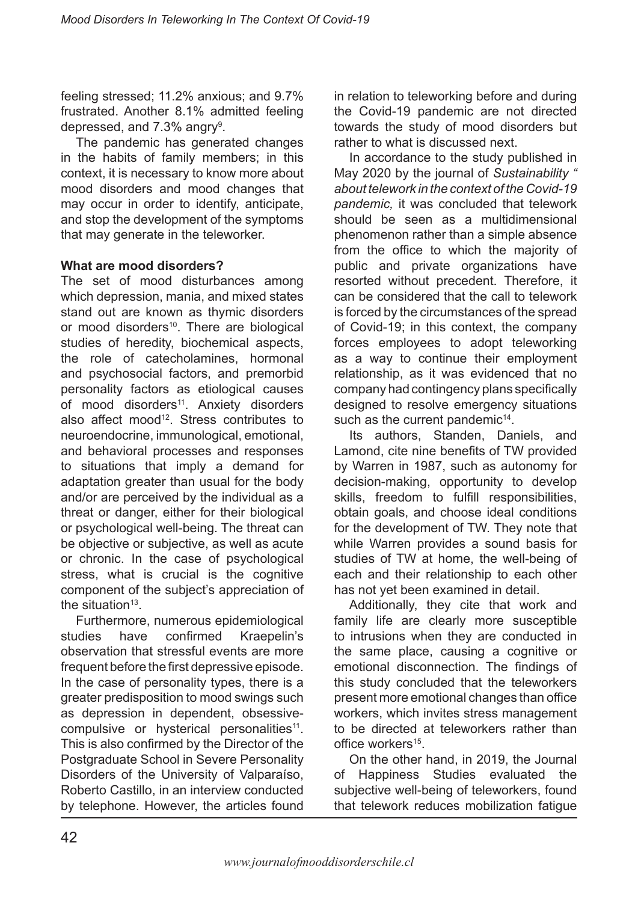feeling stressed; 11.2% anxious; and 9.7% frustrated. Another 8.1% admitted feeling depressed, and 7.3% angry[9].

The pandemic has generated changes in the habits of family members; in this context, it is necessary to know more about mood disorders and mood changes that may occur in order to identify, anticipate, and stop the development of the symptoms that may generate in the teleworker.

**What are mood disorders?**

The set of mood disturbances among which depression, mania, and mixed states stand out are known as thymic disorders or mood disorders[10]. There are biological studies of heredity, biochemical aspects, the role of catecholamines, hormonal and psychosocial factors, and premorbid personality factors as etiological causes of mood disorders[11]. Anxiety disorders also affect mood[12]. Stress contributes to neuroendocrine, immunological, emotional, and behavioral processes and responses to situations that imply a demand for adaptation greater than usual for the body and/or are perceived by the individual as a threat or danger, either for their biological or psychological well-being. The threat can be objective or subjective, as well as acute or chronic. In the case of psychological stress, what is crucial is the cognitive component of the subject's appreciation of the situation[13].

Furthermore, numerous epidemiological studies have confirmed Kraepelin's observation that stressful events are more frequent before the first depressive episode. In the case of personality types, there is a greater predisposition to mood swings such as depression in dependent, obsessive-compulsive or hysterical personalities[11]. This is also confirmed by the Director of the Postgraduate School in Severe Personality Disorders of the University of Valparaíso, Roberto Castillo, in an interview conducted by telephone. However, the articles found in relation to teleworking before and during the Covid-19 pandemic are not directed towards the study of mood disorders but rather to what is discussed next.

In accordance to the study published in May 2020 by the journal of *Sustainability " about telework in the context of the Covid-19 pandemic,* it was concluded that telework should be seen as a multidimensional phenomenon rather than a simple absence from the office to which the majority of public and private organizations have resorted without precedent. Therefore, it can be considered that the call to telework is forced by the circumstances of the spread of Covid-19; in this context, the company forces employees to adopt teleworking as a way to continue their employment relationship, as it was evidenced that no company had contingency plans specifically designed to resolve emergency situations such as the current pandemic[14].

Its authors, Standen, Daniels, and Lamond, cite nine benefits of TW provided by Warren in 1987, such as autonomy for decision-making, opportunity to develop skills, freedom to fulfill responsibilities, obtain goals, and choose ideal conditions for the development of TW. They note that while Warren provides a sound basis for studies of TW at home, the well-being of each and their relationship to each other has not yet been examined in detail.

Additionally, they cite that work and family life are clearly more susceptible to intrusions when they are conducted in the same place, causing a cognitive or emotional disconnection. The findings of this study concluded that the teleworkers present more emotional changes than office workers, which invites stress management to be directed at teleworkers rather than office workers[15].

On the other hand, in 2019, the Journal of Happiness Studies evaluated the subjective well-being of teleworkers, found that telework reduces mobilization fatigue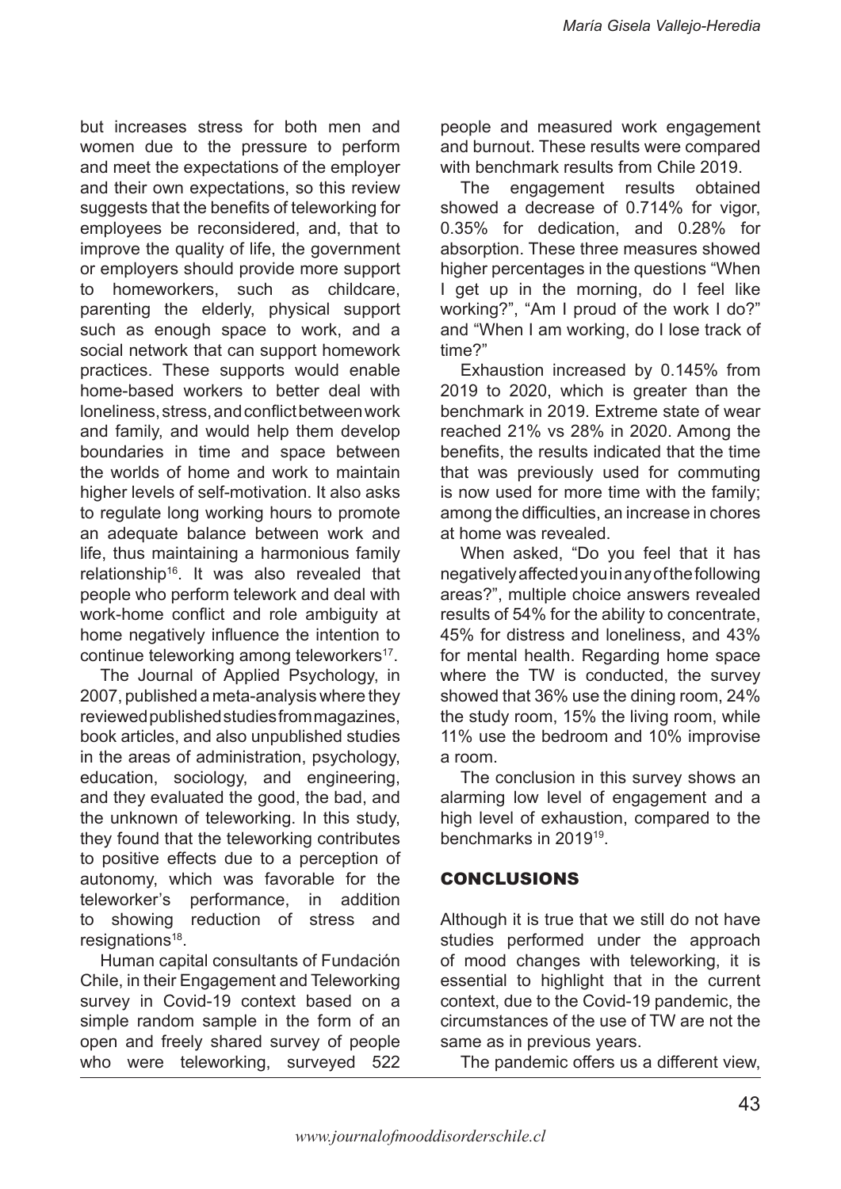but increases stress for both men and women due to the pressure to perform and meet the expectations of the employer and their own expectations, so this review suggests that the benefits of teleworking for employees be reconsidered, and, that to improve the quality of life, the government or employers should provide more support to homeworkers, such as childcare, parenting the elderly, physical support such as enough space to work, and a social network that can support homework practices. These supports would enable home-based workers to better deal with loneliness, stress, and conflict between work and family, and would help them develop boundaries in time and space between the worlds of home and work to maintain higher levels of self-motivation. It also asks to regulate long working hours to promote an adequate balance between work and life, thus maintaining a harmonious family relationship[16]. It was also revealed that people who perform telework and deal with work-home conflict and role ambiguity at home negatively influence the intention to continue teleworking among teleworkers[17].

The Journal of Applied Psychology, in 2007, published a meta-analysis where they reviewed published studies from magazines, book articles, and also unpublished studies in the areas of administration, psychology, education, sociology, and engineering, and they evaluated the good, the bad, and the unknown of teleworking. In this study, they found that the teleworking contributes to positive effects due to a perception of autonomy, which was favorable for the teleworker's performance, in addition to showing reduction of stress and resignations[18].

Human capital consultants of Fundación Chile, in their Engagement and Teleworking survey in Covid-19 context based on a simple random sample in the form of an open and freely shared survey of people who were teleworking, surveyed 522 people and measured work engagement and burnout. These results were compared with benchmark results from Chile 2019.

The engagement results obtained showed a decrease of 0.714% for vigor, 0.35% for dedication, and 0.28% for absorption. These three measures showed higher percentages in the questions "When I get up in the morning, do I feel like working?", "Am I proud of the work I do?" and "When I am working, do I lose track of time?"

Exhaustion increased by 0.145% from 2019 to 2020, which is greater than the benchmark in 2019. Extreme state of wear reached 21% vs 28% in 2020. Among the benefits, the results indicated that the time that was previously used for commuting is now used for more time with the family; among the difficulties, an increase in chores at home was revealed.

When asked, "Do you feel that it has negatively affected you in any of the following areas?", multiple choice answers revealed results of 54% for the ability to concentrate, 45% for distress and loneliness, and 43% for mental health. Regarding home space where the TW is conducted, the survey showed that 36% use the dining room, 24% the study room, 15% the living room, while 11% use the bedroom and 10% improvise a room.

The conclusion in this survey shows an alarming low level of engagement and a high level of exhaustion, compared to the benchmarks in 2019[19].

## CONCLUSIONS

Although it is true that we still do not have studies performed under the approach of mood changes with teleworking, it is essential to highlight that in the current context, due to the Covid-19 pandemic, the circumstances of the use of TW are not the same as in previous years.

The pandemic offers us a different view,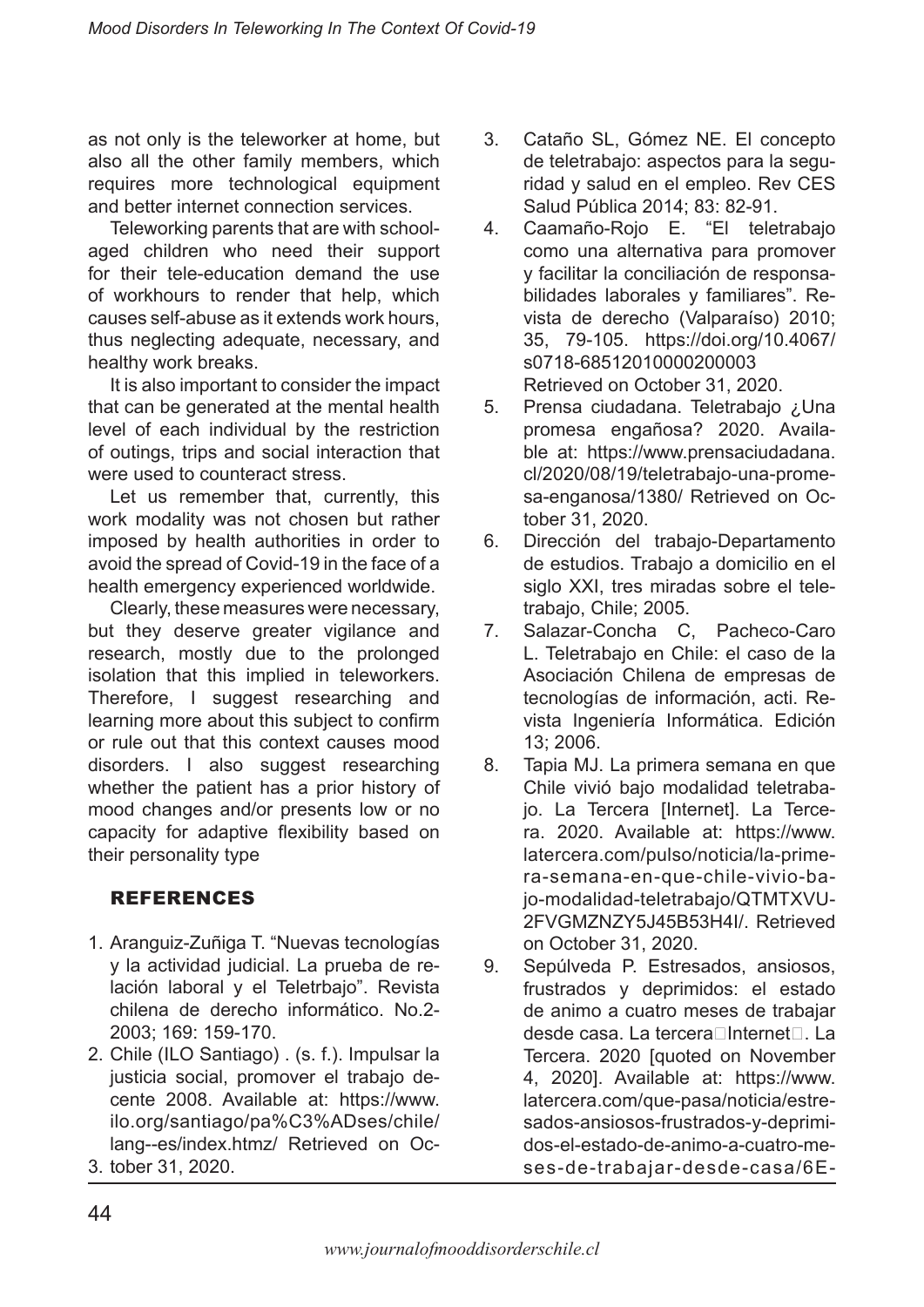as not only is the teleworker at home, but also all the other family members, which requires more technological equipment and better internet connection services.

Teleworking parents that are with school-aged children who need their support for their tele-education demand the use of workhours to render that help, which causes self-abuse as it extends work hours, thus neglecting adequate, necessary, and healthy work breaks.

It is also important to consider the impact that can be generated at the mental health level of each individual by the restriction of outings, trips and social interaction that were used to counteract stress.

Let us remember that, currently, this work modality was not chosen but rather imposed by health authorities in order to avoid the spread of Covid-19 in the face of a health emergency experienced worldwide.

Clearly, these measures were necessary, but they deserve greater vigilance and research, mostly due to the prolonged isolation that this implied in teleworkers. Therefore, I suggest researching and learning more about this subject to confirm or rule out that this context causes mood disorders. I also suggest researching whether the patient has a prior history of mood changes and/or presents low or no capacity for adaptive flexibility based on their personality type

## REFERENCES

1. Aranguiz-Zuñiga T. "Nuevas tecnologías y la actividad judicial. La prueba de relación laboral y el Teletrbajo". Revista chilena de derecho informático. No.2-2003; 169: 159-170.
2. Chile (ILO Santiago) . (s. f.). Impulsar la justicia social, promover el trabajo decente 2008. Available at: https://www.ilo.org/santiago/pa%C3%ADses/chile/lang--es/index.htmz/ Retrieved on October 31, 2020.
3. Cataño SL, Gómez NE. El concepto de teletrabajo: aspectos para la seguridad y salud en el empleo. Rev CES Salud Pública 2014; 83: 82-91.
4. Caamaño-Rojo E. "El teletrabajo como una alternativa para promover y facilitar la conciliación de responsabilidades laborales y familiares". Revista de derecho (Valparaíso) 2010; 35, 79-105. https://doi.org/10.4067/s0718-68512010000200003 Retrieved on October 31, 2020.
5. Prensa ciudadana. Teletrabajo ¿Una promesa engañosa? 2020. Available at: https://www.prensaciudadana.cl/2020/08/19/teletrabajo-una-promesa-enganosa/1380/ Retrieved on October 31, 2020.
6. Dirección del trabajo-Departamento de estudios. Trabajo a domicilio en el siglo XXI, tres miradas sobre el teletrabajo, Chile; 2005.
7. Salazar-Concha C, Pacheco-Caro L. Teletrabajo en Chile: el caso de la Asociación Chilena de empresas de tecnologías de información, acti. Revista Ingeniería Informática. Edición 13; 2006.
8. Tapia MJ. La primera semana en que Chile vivió bajo modalidad teletrabajo. La Tercera [Internet]. La Tercera. 2020. Available at: https://www.latercera.com/pulso/noticia/la-primera-semana-en-que-chile-vivio-bajo-modalidad-teletrabajo/QTMTXVU2FVGMZNZY5J45B53H4I/. Retrieved on October 31, 2020.
9. Sepúlveda P. Estresados, ansiosos, frustrados y deprimidos: el estado de animo a cuatro meses de trabajar desde casa. La tercera Internet . La Tercera. 2020 [quoted on November 4, 2020]. Available at: https://www.latercera.com/que-pasa/noticia/estresados-ansiosos-frustrados-y-deprimidos-el-estado-de-animo-a-cuatro-meses-de-trabajar-desde-casa/6E-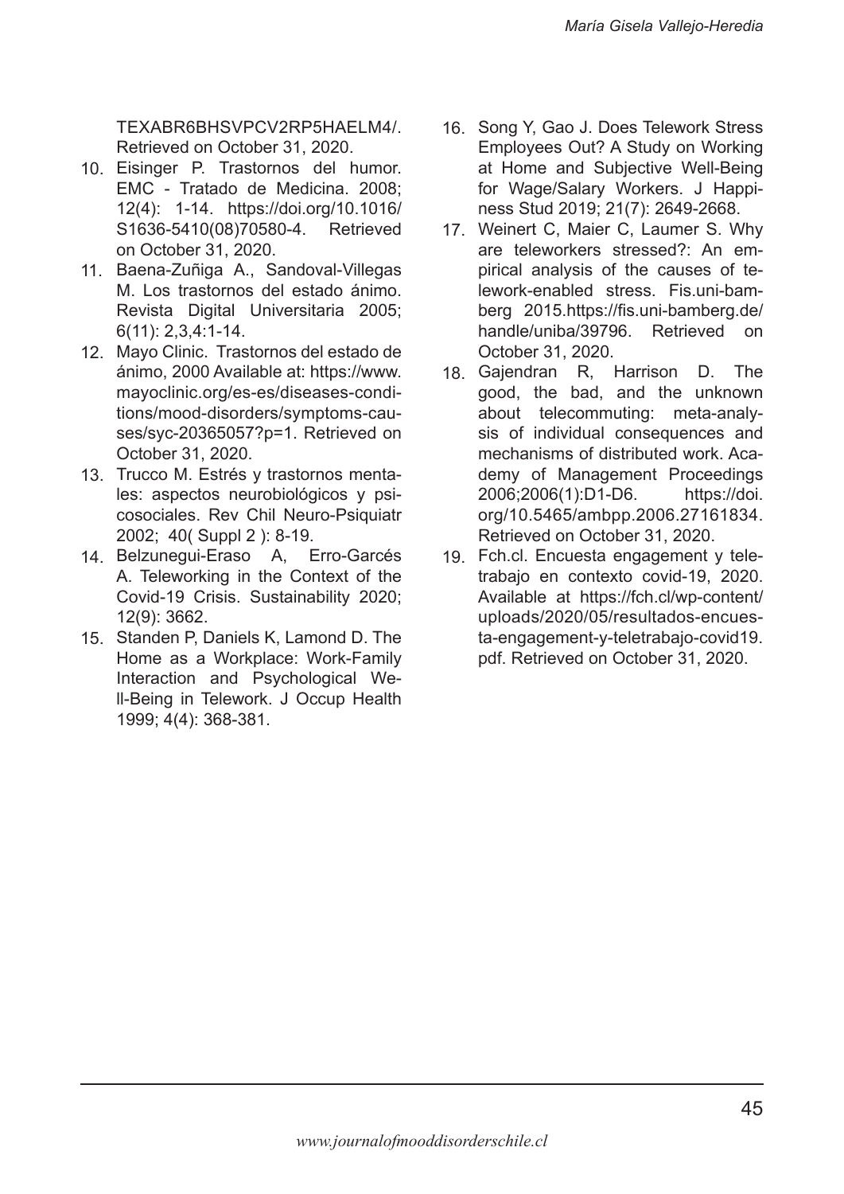TEXABR6BHSVPCV2RP5HAELM4/. Retrieved on October 31, 2020.

10. Eisinger P. Trastornos del humor. EMC - Tratado de Medicina. 2008; 12(4): 1-14. https://doi.org/10.1016/S1636-5410(08)70580-4. Retrieved on October 31, 2020.
11. Baena-Zuñiga A., Sandoval-Villegas M. Los trastornos del estado ánimo. Revista Digital Universitaria 2005; 6(11): 2,3,4:1-14.
12. Mayo Clinic. Trastornos del estado de ánimo, 2000 Available at: https://www.mayoclinic.org/es-es/diseases-conditions/mood-disorders/symptoms-causes/syc-20365057?p=1. Retrieved on October 31, 2020.
13. Trucco M. Estrés y trastornos mentales: aspectos neurobiológicos y psicosociales. Rev Chil Neuro-Psiquiatr 2002; 40( Suppl 2 ): 8-19.
14. Belzunegui-Eraso A, Erro-Garcés A. Teleworking in the Context of the Covid-19 Crisis. Sustainability 2020; 12(9): 3662.
15. Standen P, Daniels K, Lamond D. The Home as a Workplace: Work-Family Interaction and Psychological Well-Being in Telework. J Occup Health 1999; 4(4): 368-381.
16. Song Y, Gao J. Does Telework Stress Employees Out? A Study on Working at Home and Subjective Well-Being for Wage/Salary Workers. J Happiness Stud 2019; 21(7): 2649-2668.
17. Weinert C, Maier C, Laumer S. Why are teleworkers stressed?: An empirical analysis of the causes of telework-enabled stress. Fis.uni-bamberg 2015.https://fis.uni-bamberg.de/handle/uniba/39796. Retrieved on October 31, 2020.
18. Gajendran R, Harrison D. The good, the bad, and the unknown about telecommuting: meta-analysis of individual consequences and mechanisms of distributed work. Academy of Management Proceedings 2006;2006(1):D1-D6. https://doi.org/10.5465/ambpp.2006.27161834. Retrieved on October 31, 2020.
19. Fch.cl. Encuesta engagement y teletrabajo en contexto covid-19, 2020. Available at https://fch.cl/wp-content/uploads/2020/05/resultados-encuesta-engagement-y-teletrabajo-covid19.pdf. Retrieved on October 31, 2020.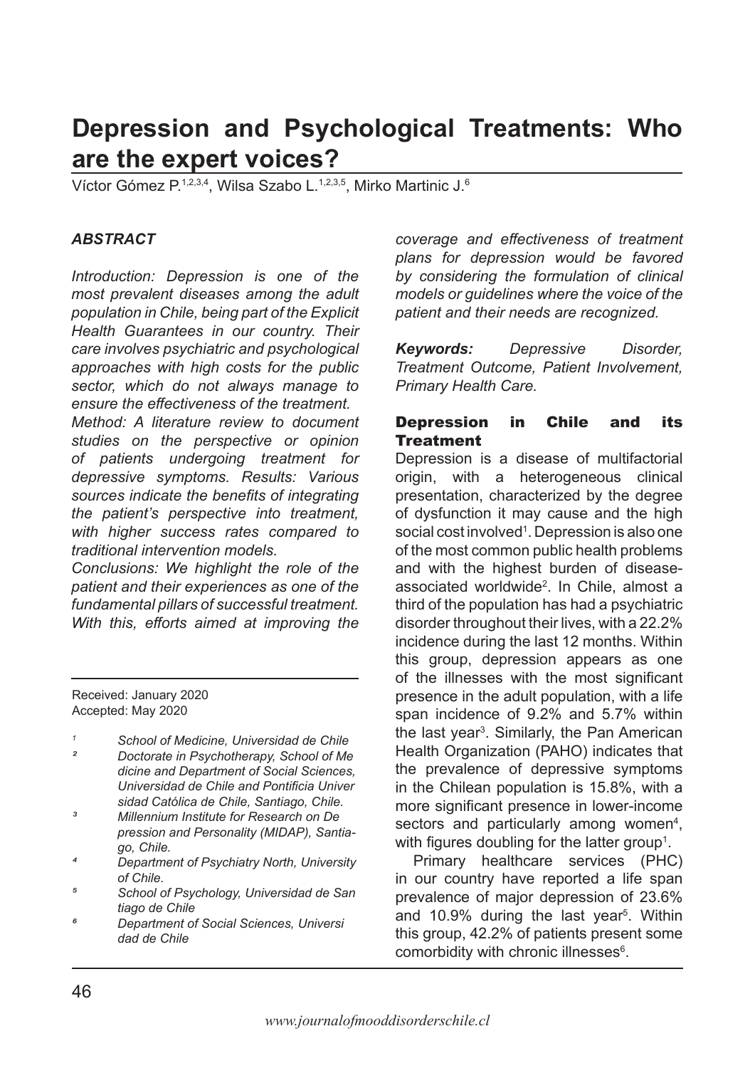# Depression and Psychological Treatments: Who are the expert voices?

Víctor Gómez P.[1,2,3,4], Wilsa Szabo L.[1,2,3,5], Mirko Martinic J.[6]

### *ABSTRACT*

*Introduction: Depression is one of the most prevalent diseases among the adult population in Chile, being part of the Explicit Health Guarantees in our country. Their care involves psychiatric and psychological approaches with high costs for the public sector, which do not always manage to ensure the effectiveness of the treatment.*

*Method: A literature review to document studies on the perspective or opinion of patients undergoing treatment for depressive symptoms. Results: Various sources indicate the benefits of integrating the patient's perspective into treatment, with higher success rates compared to traditional intervention models.*

*Conclusions: We highlight the role of the patient and their experiences as one of the fundamental pillars of successful treatment. With this, efforts aimed at improving the coverage and effectiveness of treatment plans for depression would be favored by considering the formulation of clinical models or guidelines where the voice of the patient and their needs are recognized.*

***Keywords:*** *Depressive Disorder, Treatment Outcome, Patient Involvement, Primary Health Care.*

Received: January 2020
Accepted: May 2020

[1] *School of Medicine, Universidad de Chile*
[2] *Doctorate in Psychotherapy, School of Medicine and Department of Social Sciences, Universidad de Chile and Pontificia Universidad Católica de Chile, Santiago, Chile.*
[3] *Millennium Institute for Research on Depression and Personality (MIDAP), Santiago, Chile.*
[4] *Department of Psychiatry North, University of Chile.*
[5] *School of Psychology, Universidad de Santiago de Chile*
[6] *Department of Social Sciences, Universidad de Chile*

## Depression in Chile and its Treatment

Depression is a disease of multifactorial origin, with a heterogeneous clinical presentation, characterized by the degree of dysfunction it may cause and the high social cost involved[1]. Depression is also one of the most common public health problems and with the highest burden of disease-associated worldwide[2]. In Chile, almost a third of the population has had a psychiatric disorder throughout their lives, with a 22.2% incidence during the last 12 months. Within this group, depression appears as one of the illnesses with the most significant presence in the adult population, with a life span incidence of 9.2% and 5.7% within the last year[3]. Similarly, the Pan American Health Organization (PAHO) indicates that the prevalence of depressive symptoms in the Chilean population is 15.8%, with a more significant presence in lower-income sectors and particularly among women[4], with figures doubling for the latter group[1].

Primary healthcare services (PHC) in our country have reported a life span prevalence of major depression of 23.6% and 10.9% during the last year[5]. Within this group, 42.2% of patients present some comorbidity with chronic illnesses[6].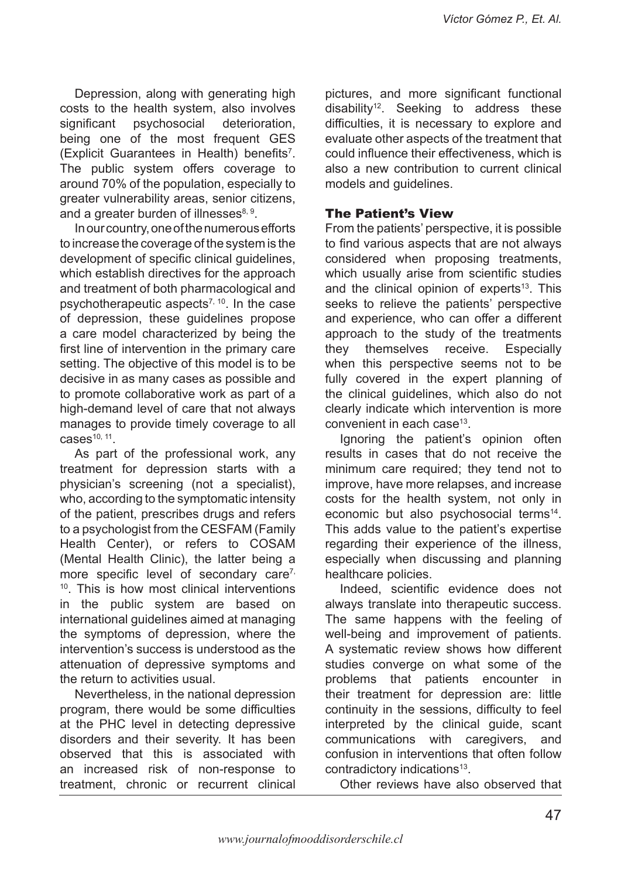Depression, along with generating high costs to the health system, also involves significant psychosocial deterioration, being one of the most frequent GES (Explicit Guarantees in Health) benefits[7]. The public system offers coverage to around 70% of the population, especially to greater vulnerability areas, senior citizens, and a greater burden of illnesses[8, 9].

In our country, one of the numerous efforts to increase the coverage of the system is the development of specific clinical guidelines, which establish directives for the approach and treatment of both pharmacological and psychotherapeutic aspects[7, 10]. In the case of depression, these guidelines propose a care model characterized by being the first line of intervention in the primary care setting. The objective of this model is to be decisive in as many cases as possible and to promote collaborative work as part of a high-demand level of care that not always manages to provide timely coverage to all cases[10, 11].

As part of the professional work, any treatment for depression starts with a physician's screening (not a specialist), who, according to the symptomatic intensity of the patient, prescribes drugs and refers to a psychologist from the CESFAM (Family Health Center), or refers to COSAM (Mental Health Clinic), the latter being a more specific level of secondary care[7, 10]. This is how most clinical interventions in the public system are based on international guidelines aimed at managing the symptoms of depression, where the intervention's success is understood as the attenuation of depressive symptoms and the return to activities usual.

Nevertheless, in the national depression program, there would be some difficulties at the PHC level in detecting depressive disorders and their severity. It has been observed that this is associated with an increased risk of non-response to treatment, chronic or recurrent clinical pictures, and more significant functional disability[12]. Seeking to address these difficulties, it is necessary to explore and evaluate other aspects of the treatment that could influence their effectiveness, which is also a new contribution to current clinical models and guidelines.

## The Patient's View

From the patients' perspective, it is possible to find various aspects that are not always considered when proposing treatments, which usually arise from scientific studies and the clinical opinion of experts[13]. This seeks to relieve the patients' perspective and experience, who can offer a different approach to the study of the treatments they themselves receive. Especially when this perspective seems not to be fully covered in the expert planning of the clinical guidelines, which also do not clearly indicate which intervention is more convenient in each case[13].

Ignoring the patient's opinion often results in cases that do not receive the minimum care required; they tend not to improve, have more relapses, and increase costs for the health system, not only in economic but also psychosocial terms[14]. This adds value to the patient's expertise regarding their experience of the illness, especially when discussing and planning healthcare policies.

Indeed, scientific evidence does not always translate into therapeutic success. The same happens with the feeling of well-being and improvement of patients. A systematic review shows how different studies converge on what some of the problems that patients encounter in their treatment for depression are: little continuity in the sessions, difficulty to feel interpreted by the clinical guide, scant communications with caregivers, and confusion in interventions that often follow contradictory indications[13].

Other reviews have also observed that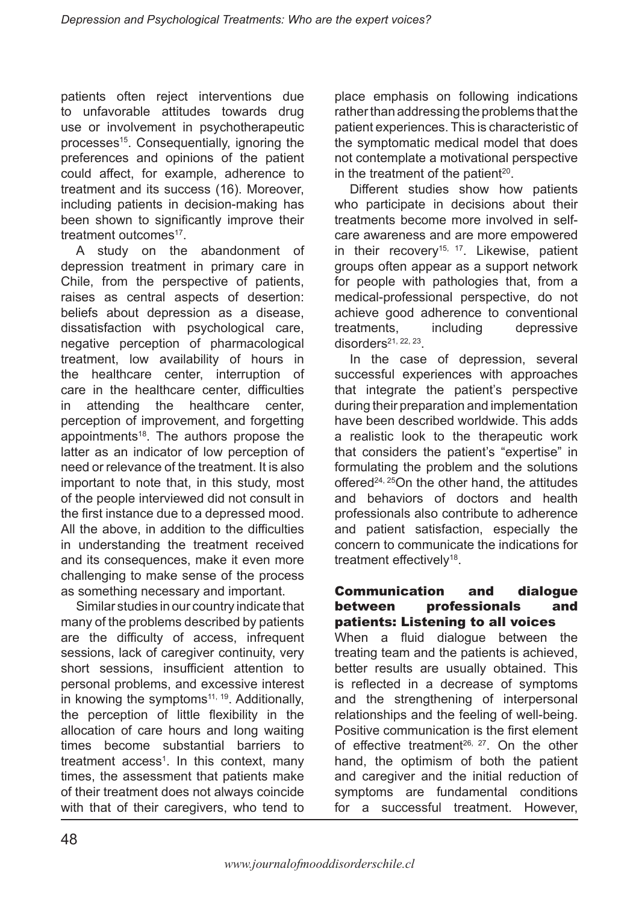patients often reject interventions due to unfavorable attitudes towards drug use or involvement in psychotherapeutic processes[15]. Consequentially, ignoring the preferences and opinions of the patient could affect, for example, adherence to treatment and its success (16). Moreover, including patients in decision-making has been shown to significantly improve their treatment outcomes[17].

A study on the abandonment of depression treatment in primary care in Chile, from the perspective of patients, raises as central aspects of desertion: beliefs about depression as a disease, dissatisfaction with psychological care, negative perception of pharmacological treatment, low availability of hours in the healthcare center, interruption of care in the healthcare center, difficulties in attending the healthcare center, perception of improvement, and forgetting appointments[18]. The authors propose the latter as an indicator of low perception of need or relevance of the treatment. It is also important to note that, in this study, most of the people interviewed did not consult in the first instance due to a depressed mood. All the above, in addition to the difficulties in understanding the treatment received and its consequences, make it even more challenging to make sense of the process as something necessary and important.

Similar studies in our country indicate that many of the problems described by patients are the difficulty of access, infrequent sessions, lack of caregiver continuity, very short sessions, insufficient attention to personal problems, and excessive interest in knowing the symptoms[11, 19]. Additionally, the perception of little flexibility in the allocation of care hours and long waiting times become substantial barriers to treatment access[1]. In this context, many times, the assessment that patients make of their treatment does not always coincide with that of their caregivers, who tend to place emphasis on following indications rather than addressing the problems that the patient experiences. This is characteristic of the symptomatic medical model that does not contemplate a motivational perspective in the treatment of the patient[20].

Different studies show how patients who participate in decisions about their treatments become more involved in self-care awareness and are more empowered in their recovery[15, 17]. Likewise, patient groups often appear as a support network for people with pathologies that, from a medical-professional perspective, do not achieve good adherence to conventional treatments, including depressive disorders[21, 22, 23].

In the case of depression, several successful experiences with approaches that integrate the patient's perspective during their preparation and implementation have been described worldwide. This adds a realistic look to the therapeutic work that considers the patient's "expertise" in formulating the problem and the solutions offered[24, 25]On the other hand, the attitudes and behaviors of doctors and health professionals also contribute to adherence and patient satisfaction, especially the concern to communicate the indications for treatment effectively[18].

## Communication and dialogue between professionals and patients: Listening to all voices

When a fluid dialogue between the treating team and the patients is achieved, better results are usually obtained. This is reflected in a decrease of symptoms and the strengthening of interpersonal relationships and the feeling of well-being. Positive communication is the first element of effective treatment[26, 27]. On the other hand, the optimism of both the patient and caregiver and the initial reduction of symptoms are fundamental conditions for a successful treatment. However,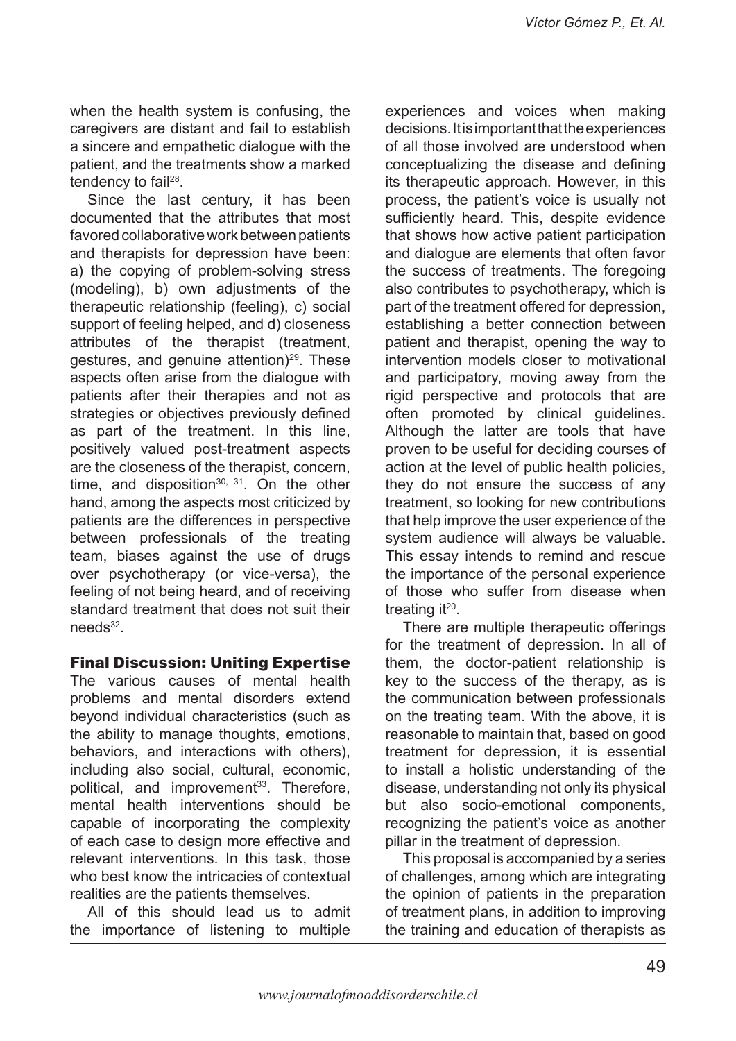when the health system is confusing, the caregivers are distant and fail to establish a sincere and empathetic dialogue with the patient, and the treatments show a marked tendency to fail[28].

Since the last century, it has been documented that the attributes that most favored collaborative work between patients and therapists for depression have been: a) the copying of problem-solving stress (modeling), b) own adjustments of the therapeutic relationship (feeling), c) social support of feeling helped, and d) closeness attributes of the therapist (treatment, gestures, and genuine attention)[29]. These aspects often arise from the dialogue with patients after their therapies and not as strategies or objectives previously defined as part of the treatment. In this line, positively valued post-treatment aspects are the closeness of the therapist, concern, time, and disposition[30, 31]. On the other hand, among the aspects most criticized by patients are the differences in perspective between professionals of the treating team, biases against the use of drugs over psychotherapy (or vice-versa), the feeling of not being heard, and of receiving standard treatment that does not suit their needs[32].

## Final Discussion: Uniting Expertise

The various causes of mental health problems and mental disorders extend beyond individual characteristics (such as the ability to manage thoughts, emotions, behaviors, and interactions with others), including also social, cultural, economic, political, and improvement[33]. Therefore, mental health interventions should be capable of incorporating the complexity of each case to design more effective and relevant interventions. In this task, those who best know the intricacies of contextual realities are the patients themselves.

All of this should lead us to admit the importance of listening to multiple experiences and voices when making decisions. It is important that the experiences of all those involved are understood when conceptualizing the disease and defining its therapeutic approach. However, in this process, the patient's voice is usually not sufficiently heard. This, despite evidence that shows how active patient participation and dialogue are elements that often favor the success of treatments. The foregoing also contributes to psychotherapy, which is part of the treatment offered for depression, establishing a better connection between patient and therapist, opening the way to intervention models closer to motivational and participatory, moving away from the rigid perspective and protocols that are often promoted by clinical guidelines. Although the latter are tools that have proven to be useful for deciding courses of action at the level of public health policies, they do not ensure the success of any treatment, so looking for new contributions that help improve the user experience of the system audience will always be valuable. This essay intends to remind and rescue the importance of the personal experience of those who suffer from disease when treating it[20].

There are multiple therapeutic offerings for the treatment of depression. In all of them, the doctor-patient relationship is key to the success of the therapy, as is the communication between professionals on the treating team. With the above, it is reasonable to maintain that, based on good treatment for depression, it is essential to install a holistic understanding of the disease, understanding not only its physical but also socio-emotional components, recognizing the patient's voice as another pillar in the treatment of depression.

This proposal is accompanied by a series of challenges, among which are integrating the opinion of patients in the preparation of treatment plans, in addition to improving the training and education of therapists as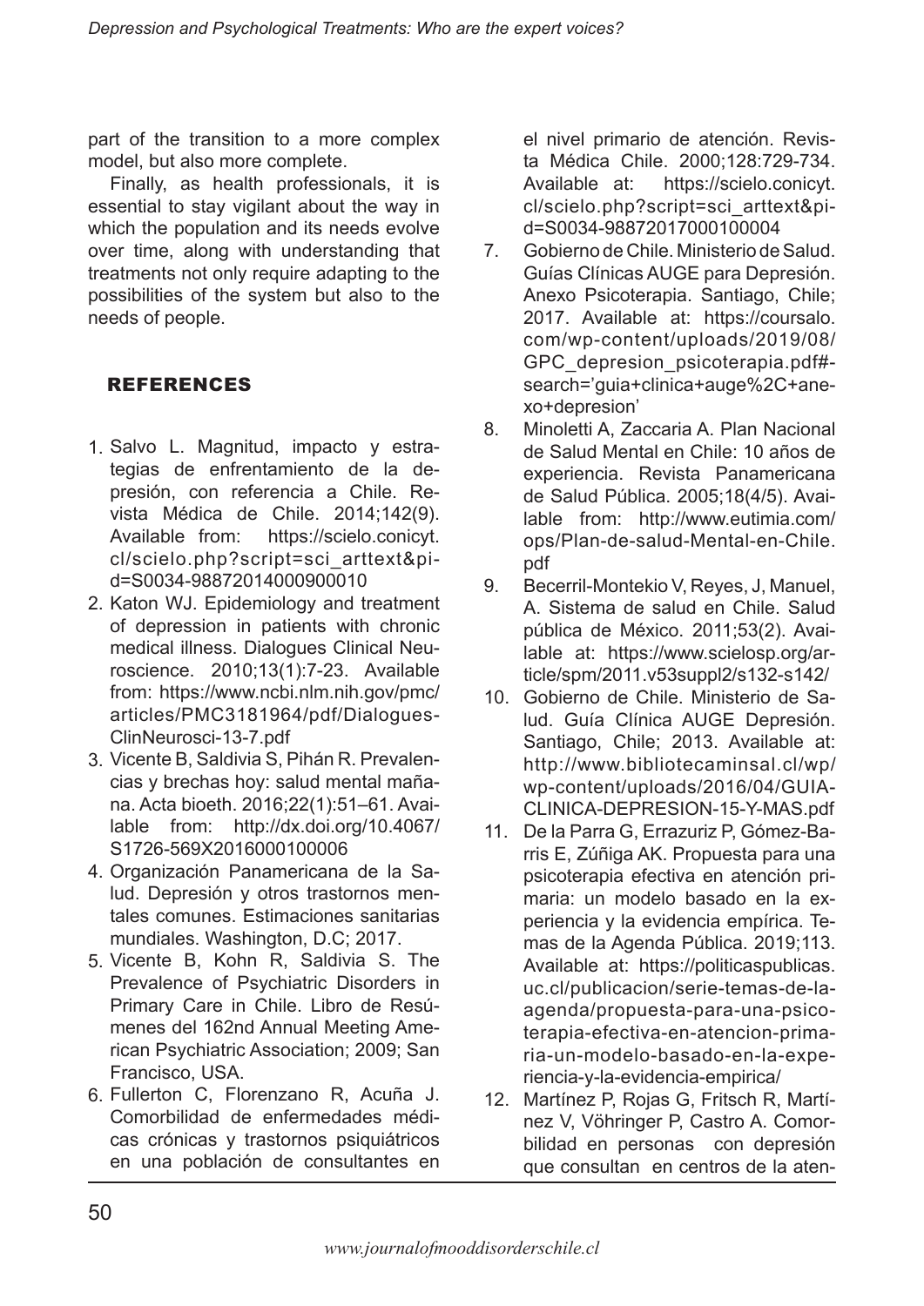part of the transition to a more complex model, but also more complete.

Finally, as health professionals, it is essential to stay vigilant about the way in which the population and its needs evolve over time, along with understanding that treatments not only require adapting to the possibilities of the system but also to the needs of people.

## REFERENCES

1. Salvo L. Magnitud, impacto y estrategias de enfrentamiento de la depresión, con referencia a Chile. Revista Médica de Chile. 2014;142(9). Available from: https://scielo.conicyt.cl/scielo.php?script=sci_arttext&pid=S0034-98872014000900010
2. Katon WJ. Epidemiology and treatment of depression in patients with chronic medical illness. Dialogues Clinical Neuroscience. 2010;13(1):7-23. Available from: https://www.ncbi.nlm.nih.gov/pmc/articles/PMC3181964/pdf/DialoguesClinNeurosci-13-7.pdf
3. Vicente B, Saldivia S, Pihán R. Prevalencias y brechas hoy: salud mental mañana. Acta bioeth. 2016;22(1):51–61. Available from: http://dx.doi.org/10.4067/S1726-569X2016000100006
4. Organización Panamericana de la Salud. Depresión y otros trastornos mentales comunes. Estimaciones sanitarias mundiales. Washington, D.C; 2017.
5. Vicente B, Kohn R, Saldivia S. The Prevalence of Psychiatric Disorders in Primary Care in Chile. Libro de Resúmenes del 162nd Annual Meeting American Psychiatric Association; 2009; San Francisco, USA.
6. Fullerton C, Florenzano R, Acuña J. Comorbilidad de enfermedades médicas crónicas y trastornos psiquiátricos en una población de consultantes en el nivel primario de atención. Revista Médica Chile. 2000;128:729-734. Available at: https://scielo.conicyt.cl/scielo.php?script=sci_arttext&pid=S0034-98872017000100004
7. Gobierno de Chile. Ministerio de Salud. Guías Clínicas AUGE para Depresión. Anexo Psicoterapia. Santiago, Chile; 2017. Available at: https://coursalo.com/wp-content/uploads/2019/08/GPC_depresion_psicoterapia.pdf#search='guia+clinica+auge%2C+anexo+depresion'
8. Minoletti A, Zaccaria A. Plan Nacional de Salud Mental en Chile: 10 años de experiencia. Revista Panamericana de Salud Pública. 2005;18(4/5). Available from: http://www.eutimia.com/ops/Plan-de-salud-Mental-en-Chile.pdf
9. Becerril-Montekio V, Reyes, J, Manuel, A. Sistema de salud en Chile. Salud pública de México. 2011;53(2). Available at: https://www.scielosp.org/article/spm/2011.v53suppl2/s132-s142/
10. Gobierno de Chile. Ministerio de Salud. Guía Clínica AUGE Depresión. Santiago, Chile; 2013. Available at: http://www.bibliotecaminsal.cl/wp/wp-content/uploads/2016/04/GUIA-CLINICA-DEPRESION-15-Y-MAS.pdf
11. De la Parra G, Errazuriz P, Gómez-Barris E, Zúñiga AK. Propuesta para una psicoterapia efectiva en atención primaria: un modelo basado en la experiencia y la evidencia empírica. Temas de la Agenda Pública. 2019;113. Available at: https://politicaspublicas.uc.cl/publicacion/serie-temas-de-la-agenda/propuesta-para-una-psicoterapia-efectiva-en-atencion-primaria-un-modelo-basado-en-la-experiencia-y-la-evidencia-empirica/
12. Martínez P, Rojas G, Fritsch R, Martínez V, Vöhringer P, Castro A. Comorbilidad en personas con depresión que consultan en centros de la aten-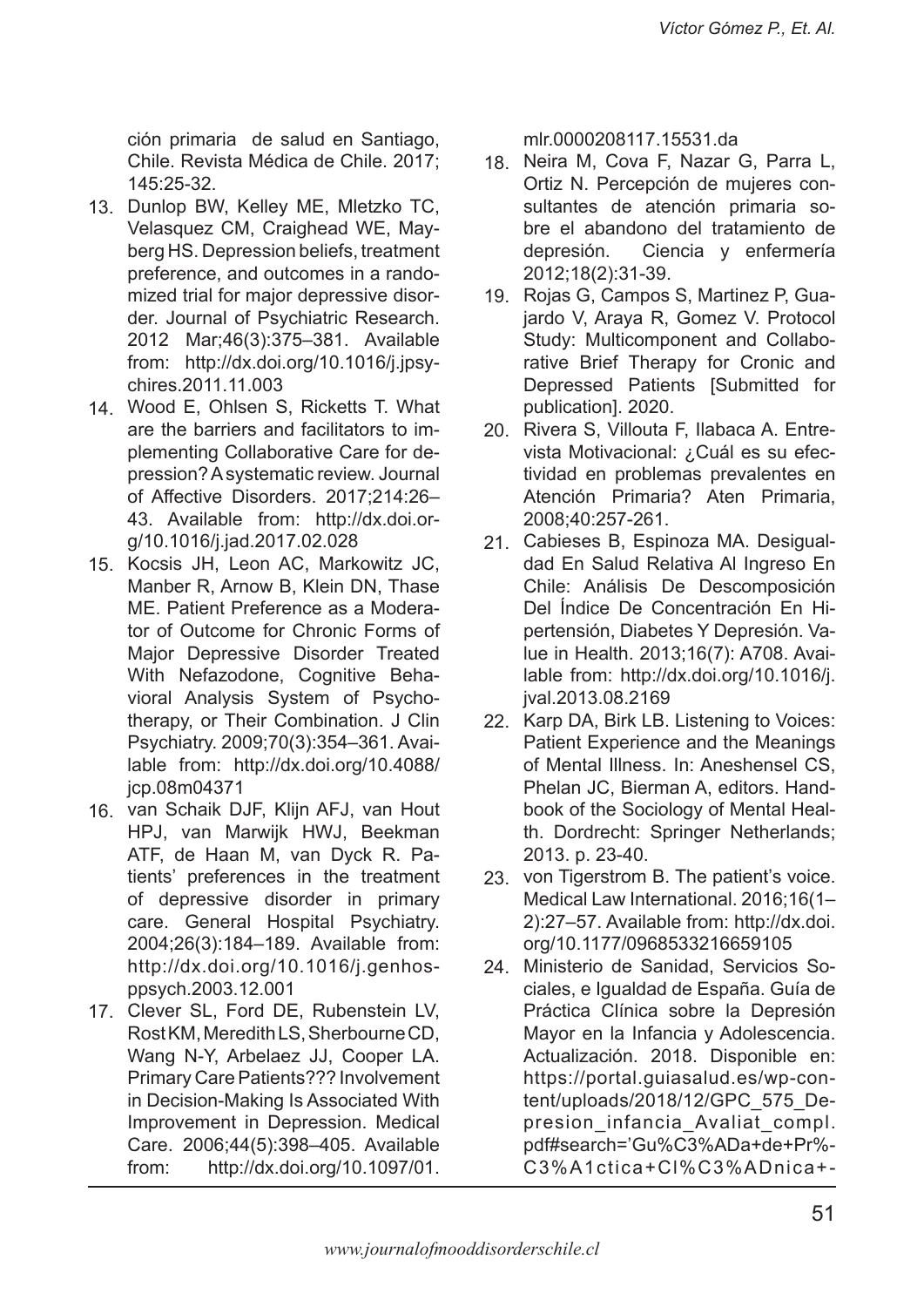ción primaria de salud en Santiago, Chile. Revista Médica de Chile. 2017; 145:25-32.

13. Dunlop BW, Kelley ME, Mletzko TC, Velasquez CM, Craighead WE, Mayberg HS. Depression beliefs, treatment preference, and outcomes in a randomized trial for major depressive disorder. Journal of Psychiatric Research. 2012 Mar;46(3):375–381. Available from: http://dx.doi.org/10.1016/j.jpsychires.2011.11.003
14. Wood E, Ohlsen S, Ricketts T. What are the barriers and facilitators to implementing Collaborative Care for depression? A systematic review. Journal of Affective Disorders. 2017;214:26–43. Available from: http://dx.doi.org/10.1016/j.jad.2017.02.028
15. Kocsis JH, Leon AC, Markowitz JC, Manber R, Arnow B, Klein DN, Thase ME. Patient Preference as a Moderator of Outcome for Chronic Forms of Major Depressive Disorder Treated With Nefazodone, Cognitive Behavioral Analysis System of Psychotherapy, or Their Combination. J Clin Psychiatry. 2009;70(3):354–361. Available from: http://dx.doi.org/10.4088/jcp.08m04371
16. van Schaik DJF, Klijn AFJ, van Hout HPJ, van Marwijk HWJ, Beekman ATF, de Haan M, van Dyck R. Patients' preferences in the treatment of depressive disorder in primary care. General Hospital Psychiatry. 2004;26(3):184–189. Available from: http://dx.doi.org/10.1016/j.genhosppsych.2003.12.001
17. Clever SL, Ford DE, Rubenstein LV, Rost KM, Meredith LS, Sherbourne CD, Wang N-Y, Arbelaez JJ, Cooper LA. Primary Care Patients??? Involvement in Decision-Making Is Associated With Improvement in Depression. Medical Care. 2006;44(5):398–405. Available from: http://dx.doi.org/10.1097/01.mlr.0000208117.15531.da
18. Neira M, Cova F, Nazar G, Parra L, Ortiz N. Percepción de mujeres consultantes de atención primaria sobre el abandono del tratamiento de depresión. Ciencia y enfermería 2012;18(2):31-39.
19. Rojas G, Campos S, Martinez P, Guajardo V, Araya R, Gomez V. Protocol Study: Multicomponent and Collaborative Brief Therapy for Cronic and Depressed Patients [Submitted for publication]. 2020.
20. Rivera S, Villouta F, Ilabaca A. Entrevista Motivacional: ¿Cuál es su efectividad en problemas prevalentes en Atención Primaria? Aten Primaria, 2008;40:257-261.
21. Cabieses B, Espinoza MA. Desigualdad En Salud Relativa Al Ingreso En Chile: Análisis De Descomposición Del Índice De Concentración En Hipertensión, Diabetes Y Depresión. Value in Health. 2013;16(7): A708. Available from: http://dx.doi.org/10.1016/j.jval.2013.08.2169
22. Karp DA, Birk LB. Listening to Voices: Patient Experience and the Meanings of Mental Illness. In: Aneshensel CS, Phelan JC, Bierman A, editors. Handbook of the Sociology of Mental Health. Dordrecht: Springer Netherlands; 2013. p. 23-40.
23. von Tigerstrom B. The patient's voice. Medical Law International. 2016;16(1–2):27–57. Available from: http://dx.doi.org/10.1177/0968533216659105
24. Ministerio de Sanidad, Servicios Sociales, e Igualdad de España. Guía de Práctica Clínica sobre la Depresión Mayor en la Infancia y Adolescencia. Actualización. 2018. Disponible en: https://portal.guiasalud.es/wp-content/uploads/2018/12/GPC_575_Depresion_infancia_Avaliat_compl.pdf#search='Gu%C3%ADa+de+Pr%C3%A1ctica+Cl%C3%ADnica+-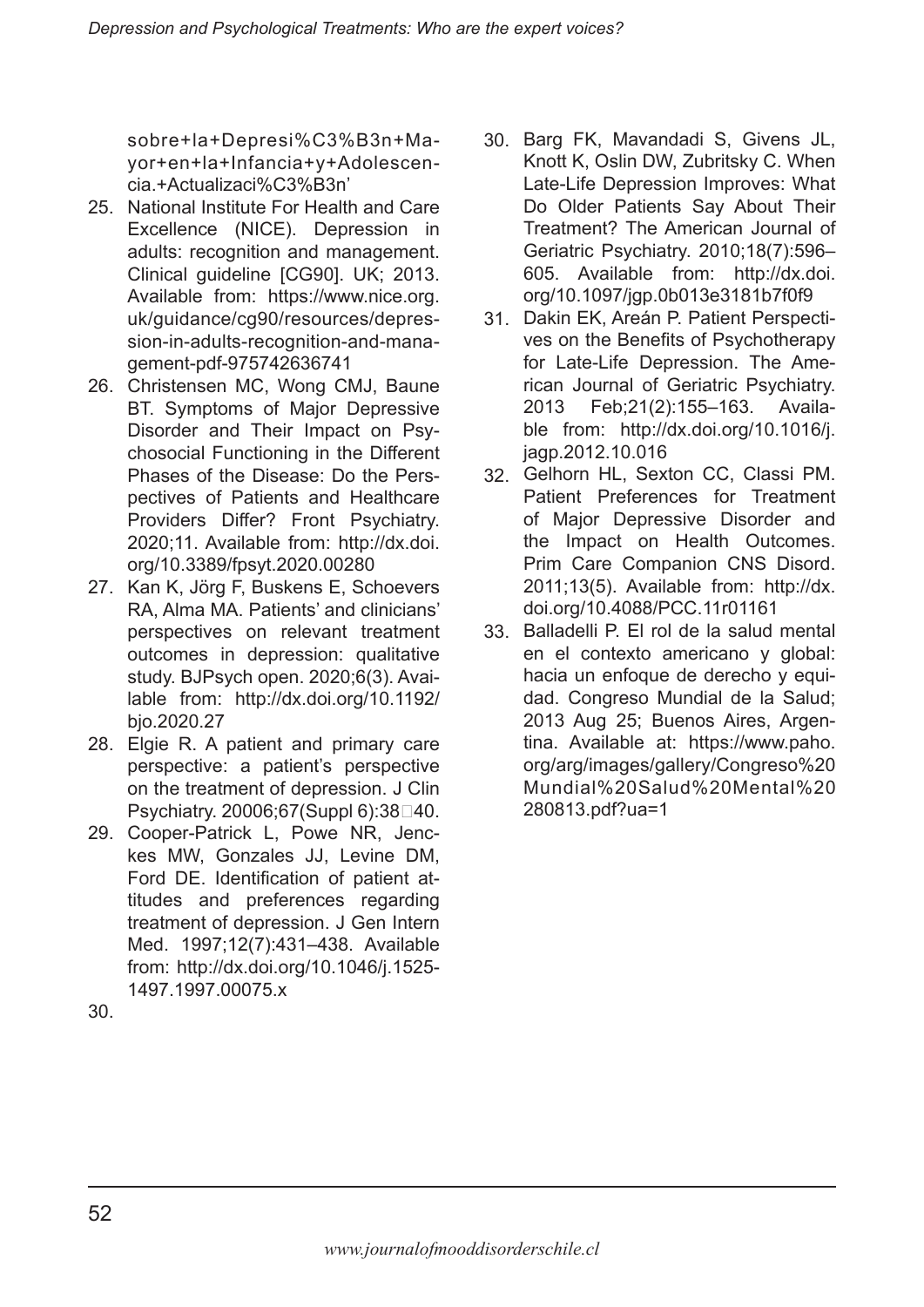sobre+la+Depresi%C3%B3n+Mayor+en+la+Infancia+y+Adolescencia.+Actualizaci%C3%B3n'

25. National Institute For Health and Care Excellence (NICE). Depression in adults: recognition and management. Clinical guideline [CG90]. UK; 2013. Available from: https://www.nice.org.uk/guidance/cg90/resources/depression-in-adults-recognition-and-management-pdf-975742636741
26. Christensen MC, Wong CMJ, Baune BT. Symptoms of Major Depressive Disorder and Their Impact on Psychosocial Functioning in the Different Phases of the Disease: Do the Perspectives of Patients and Healthcare Providers Differ? Front Psychiatry. 2020;11. Available from: http://dx.doi.org/10.3389/fpsyt.2020.00280
27. Kan K, Jörg F, Buskens E, Schoevers RA, Alma MA. Patients' and clinicians' perspectives on relevant treatment outcomes in depression: qualitative study. BJPsych open. 2020;6(3). Available from: http://dx.doi.org/10.1192/bjo.2020.27
28. Elgie R. A patient and primary care perspective: a patient's perspective on the treatment of depression. J Clin Psychiatry. 20006;67(Suppl 6):38□40.
29. Cooper-Patrick L, Powe NR, Jenckes MW, Gonzales JJ, Levine DM, Ford DE. Identification of patient attitudes and preferences regarding treatment of depression. J Gen Intern Med. 1997;12(7):431–438. Available from: http://dx.doi.org/10.1046/j.1525-1497.1997.00075.x

30.

30. Barg FK, Mavandadi S, Givens JL, Knott K, Oslin DW, Zubritsky C. When Late-Life Depression Improves: What Do Older Patients Say About Their Treatment? The American Journal of Geriatric Psychiatry. 2010;18(7):596–605. Available from: http://dx.doi.org/10.1097/jgp.0b013e3181b7f0f9
31. Dakin EK, Areán P. Patient Perspectives on the Benefits of Psychotherapy for Late-Life Depression. The American Journal of Geriatric Psychiatry. 2013 Feb;21(2):155–163. Available from: http://dx.doi.org/10.1016/j.jagp.2012.10.016
32. Gelhorn HL, Sexton CC, Classi PM. Patient Preferences for Treatment of Major Depressive Disorder and the Impact on Health Outcomes. Prim Care Companion CNS Disord. 2011;13(5). Available from: http://dx.doi.org/10.4088/PCC.11r01161
33. Balladelli P. El rol de la salud mental en el contexto americano y global: hacia un enfoque de derecho y equidad. Congreso Mundial de la Salud; 2013 Aug 25; Buenos Aires, Argentina. Available at: https://www.paho.org/arg/images/gallery/Congreso%20Mundial%20Salud%20Mental%20280813.pdf?ua=1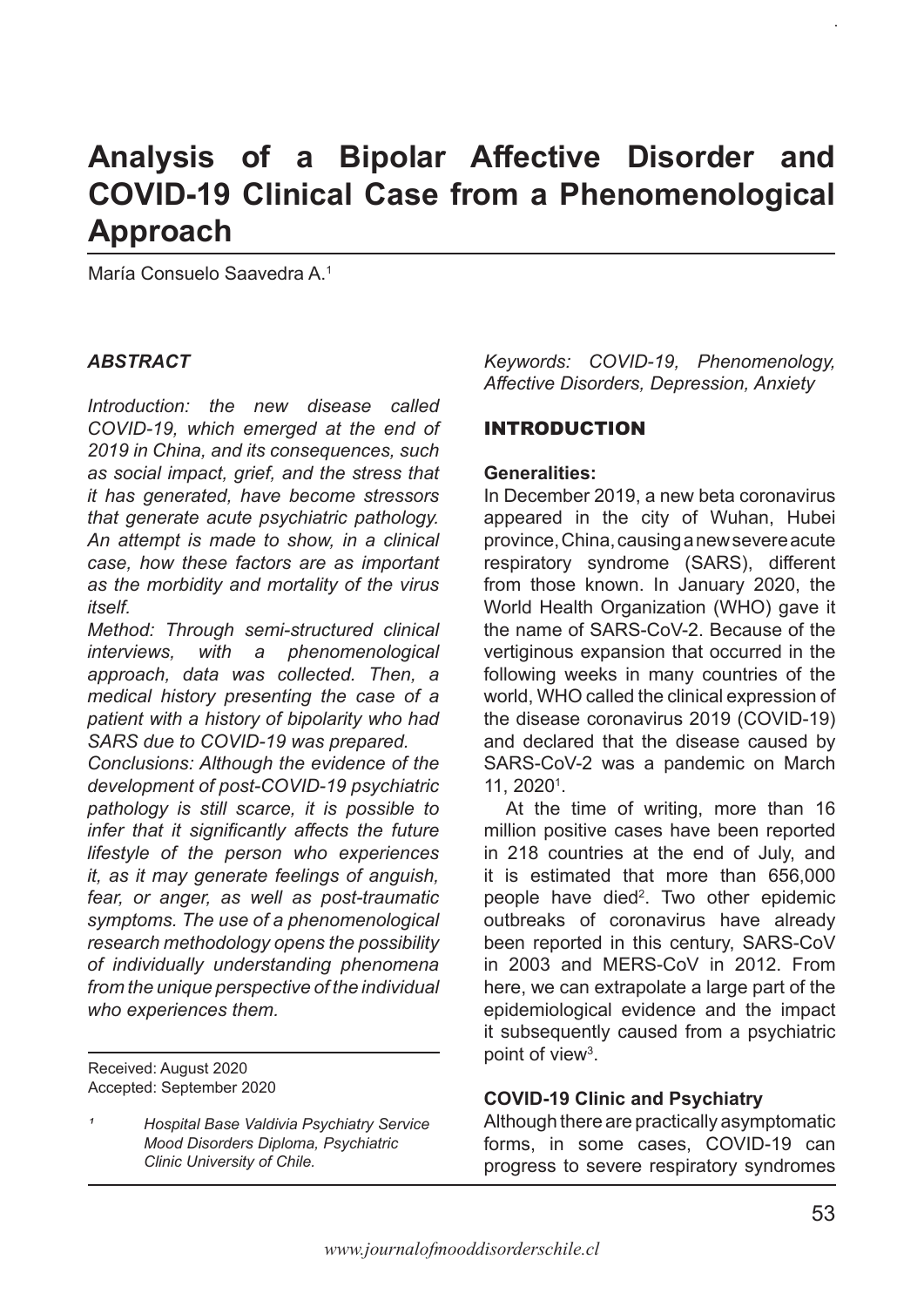# Analysis of a Bipolar Affective Disorder and COVID-19 Clinical Case from a Phenomenological Approach

María Consuelo Saavedra A.[1]

### *ABSTRACT*

*Introduction: the new disease called COVID-19, which emerged at the end of 2019 in China, and its consequences, such as social impact, grief, and the stress that it has generated, have become stressors that generate acute psychiatric pathology. An attempt is made to show, in a clinical case, how these factors are as important as the morbidity and mortality of the virus itself.*

*Method: Through semi-structured clinical interviews, with a phenomenological approach, data was collected. Then, a medical history presenting the case of a patient with a history of bipolarity who had SARS due to COVID-19 was prepared.*

*Conclusions: Although the evidence of the development of post-COVID-19 psychiatric pathology is still scarce, it is possible to infer that it significantly affects the future lifestyle of the person who experiences it, as it may generate feelings of anguish, fear, or anger, as well as post-traumatic symptoms. The use of a phenomenological research methodology opens the possibility of individually understanding phenomena from the unique perspective of the individual who experiences them.*

Received: August 2020
Accepted: September 2020

[1] *Hospital Base Valdivia Psychiatry Service Mood Disorders Diploma, Psychiatric Clinic University of Chile.*

*Keywords: COVID-19, Phenomenology, Affective Disorders, Depression, Anxiety*

## INTRODUCTION

**Generalities:**

In December 2019, a new beta coronavirus appeared in the city of Wuhan, Hubei province, China, causing a new severe acute respiratory syndrome (SARS), different from those known. In January 2020, the World Health Organization (WHO) gave it the name of SARS-CoV-2. Because of the vertiginous expansion that occurred in the following weeks in many countries of the world, WHO called the clinical expression of the disease coronavirus 2019 (COVID-19) and declared that the disease caused by SARS-CoV-2 was a pandemic on March 11, 2020[1].

At the time of writing, more than 16 million positive cases have been reported in 218 countries at the end of July, and it is estimated that more than 656,000 people have died[2]. Two other epidemic outbreaks of coronavirus have already been reported in this century, SARS-CoV in 2003 and MERS-CoV in 2012. From here, we can extrapolate a large part of the epidemiological evidence and the impact it subsequently caused from a psychiatric point of view[3].

**COVID-19 Clinic and Psychiatry**

Although there are practically asymptomatic forms, in some cases, COVID-19 can progress to severe respiratory syndromes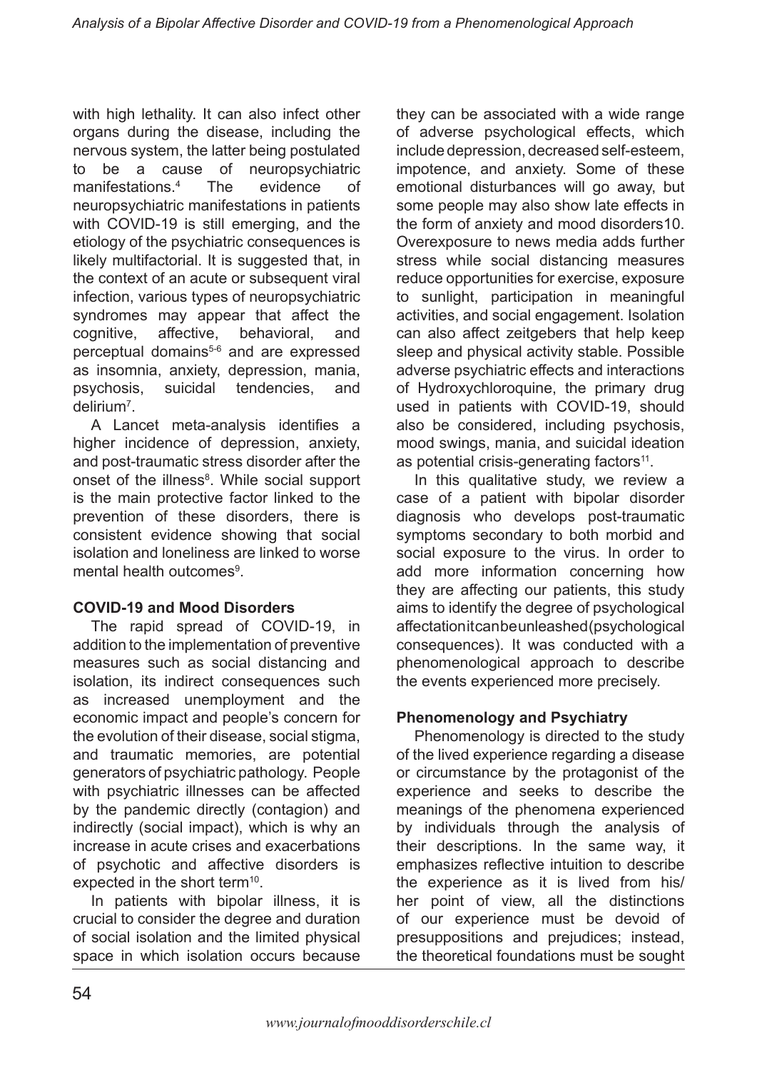with high lethality. It can also infect other organs during the disease, including the nervous system, the latter being postulated to be a cause of neuropsychiatric manifestations.[4] The evidence of neuropsychiatric manifestations in patients with COVID-19 is still emerging, and the etiology of the psychiatric consequences is likely multifactorial. It is suggested that, in the context of an acute or subsequent viral infection, various types of neuropsychiatric syndromes may appear that affect the cognitive, affective, behavioral, and perceptual domains[5-6] and are expressed as insomnia, anxiety, depression, mania, psychosis, suicidal tendencies, and delirium[7].

A Lancet meta-analysis identifies a higher incidence of depression, anxiety, and post-traumatic stress disorder after the onset of the illness[8]. While social support is the main protective factor linked to the prevention of these disorders, there is consistent evidence showing that social isolation and loneliness are linked to worse mental health outcomes[9].

### COVID-19 and Mood Disorders

The rapid spread of COVID-19, in addition to the implementation of preventive measures such as social distancing and isolation, its indirect consequences such as increased unemployment and the economic impact and people's concern for the evolution of their disease, social stigma, and traumatic memories, are potential generators of psychiatric pathology. People with psychiatric illnesses can be affected by the pandemic directly (contagion) and indirectly (social impact), which is why an increase in acute crises and exacerbations of psychotic and affective disorders is expected in the short term[10].

In patients with bipolar illness, it is crucial to consider the degree and duration of social isolation and the limited physical space in which isolation occurs because they can be associated with a wide range of adverse psychological effects, which include depression, decreased self-esteem, impotence, and anxiety. Some of these emotional disturbances will go away, but some people may also show late effects in the form of anxiety and mood disorders10. Overexposure to news media adds further stress while social distancing measures reduce opportunities for exercise, exposure to sunlight, participation in meaningful activities, and social engagement. Isolation can also affect zeitgebers that help keep sleep and physical activity stable. Possible adverse psychiatric effects and interactions of Hydroxychloroquine, the primary drug used in patients with COVID-19, should also be considered, including psychosis, mood swings, mania, and suicidal ideation as potential crisis-generating factors[11].

In this qualitative study, we review a case of a patient with bipolar disorder diagnosis who develops post-traumatic symptoms secondary to both morbid and social exposure to the virus. In order to add more information concerning how they are affecting our patients, this study aims to identify the degree of psychological affectationitcanbeunleashed(psychological consequences). It was conducted with a phenomenological approach to describe the events experienced more precisely.

### Phenomenology and Psychiatry

Phenomenology is directed to the study of the lived experience regarding a disease or circumstance by the protagonist of the experience and seeks to describe the meanings of the phenomena experienced by individuals through the analysis of their descriptions. In the same way, it emphasizes reflective intuition to describe the experience as it is lived from his/her point of view, all the distinctions of our experience must be devoid of presuppositions and prejudices; instead, the theoretical foundations must be sought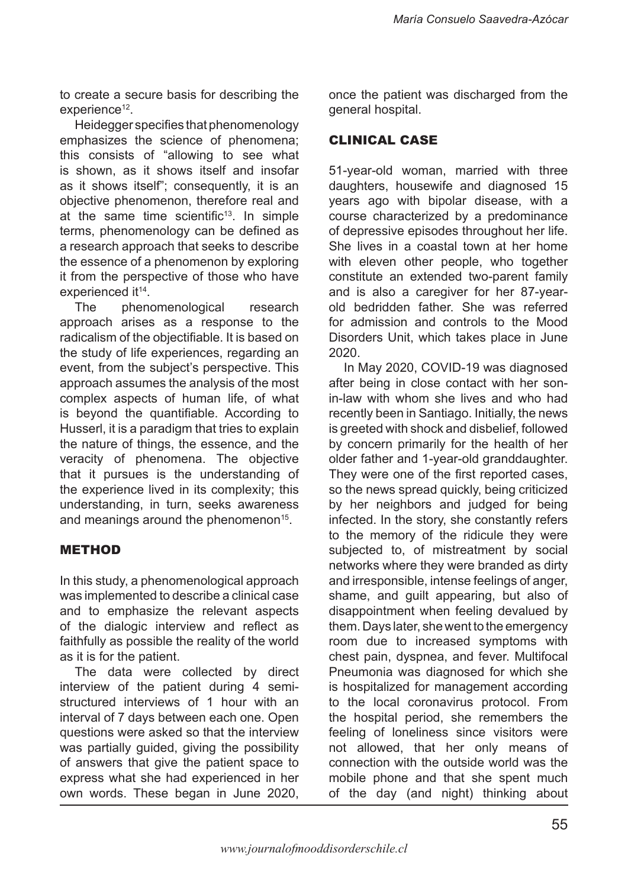to create a secure basis for describing the experience[12].

Heidegger specifies that phenomenology emphasizes the science of phenomena; this consists of "allowing to see what is shown, as it shows itself and insofar as it shows itself"; consequently, it is an objective phenomenon, therefore real and at the same time scientific[13]. In simple terms, phenomenology can be defined as a research approach that seeks to describe the essence of a phenomenon by exploring it from the perspective of those who have experienced it[14].

The phenomenological research approach arises as a response to the radicalism of the objectifiable. It is based on the study of life experiences, regarding an event, from the subject's perspective. This approach assumes the analysis of the most complex aspects of human life, of what is beyond the quantifiable. According to Husserl, it is a paradigm that tries to explain the nature of things, the essence, and the veracity of phenomena. The objective that it pursues is the understanding of the experience lived in its complexity; this understanding, in turn, seeks awareness and meanings around the phenomenon[15].

## METHOD

In this study, a phenomenological approach was implemented to describe a clinical case and to emphasize the relevant aspects of the dialogic interview and reflect as faithfully as possible the reality of the world as it is for the patient.

The data were collected by direct interview of the patient during 4 semi-structured interviews of 1 hour with an interval of 7 days between each one. Open questions were asked so that the interview was partially guided, giving the possibility of answers that give the patient space to express what she had experienced in her own words. These began in June 2020, once the patient was discharged from the general hospital.

## CLINICAL CASE

51-year-old woman, married with three daughters, housewife and diagnosed 15 years ago with bipolar disease, with a course characterized by a predominance of depressive episodes throughout her life. She lives in a coastal town at her home with eleven other people, who together constitute an extended two-parent family and is also a caregiver for her 87-year-old bedridden father. She was referred for admission and controls to the Mood Disorders Unit, which takes place in June 2020.

In May 2020, COVID-19 was diagnosed after being in close contact with her son-in-law with whom she lives and who had recently been in Santiago. Initially, the news is greeted with shock and disbelief, followed by concern primarily for the health of her older father and 1-year-old granddaughter. They were one of the first reported cases, so the news spread quickly, being criticized by her neighbors and judged for being infected. In the story, she constantly refers to the memory of the ridicule they were subjected to, of mistreatment by social networks where they were branded as dirty and irresponsible, intense feelings of anger, shame, and guilt appearing, but also of disappointment when feeling devalued by them. Days later, she went to the emergency room due to increased symptoms with chest pain, dyspnea, and fever. Multifocal Pneumonia was diagnosed for which she is hospitalized for management according to the local coronavirus protocol. From the hospital period, she remembers the feeling of loneliness since visitors were not allowed, that her only means of connection with the outside world was the mobile phone and that she spent much of the day (and night) thinking about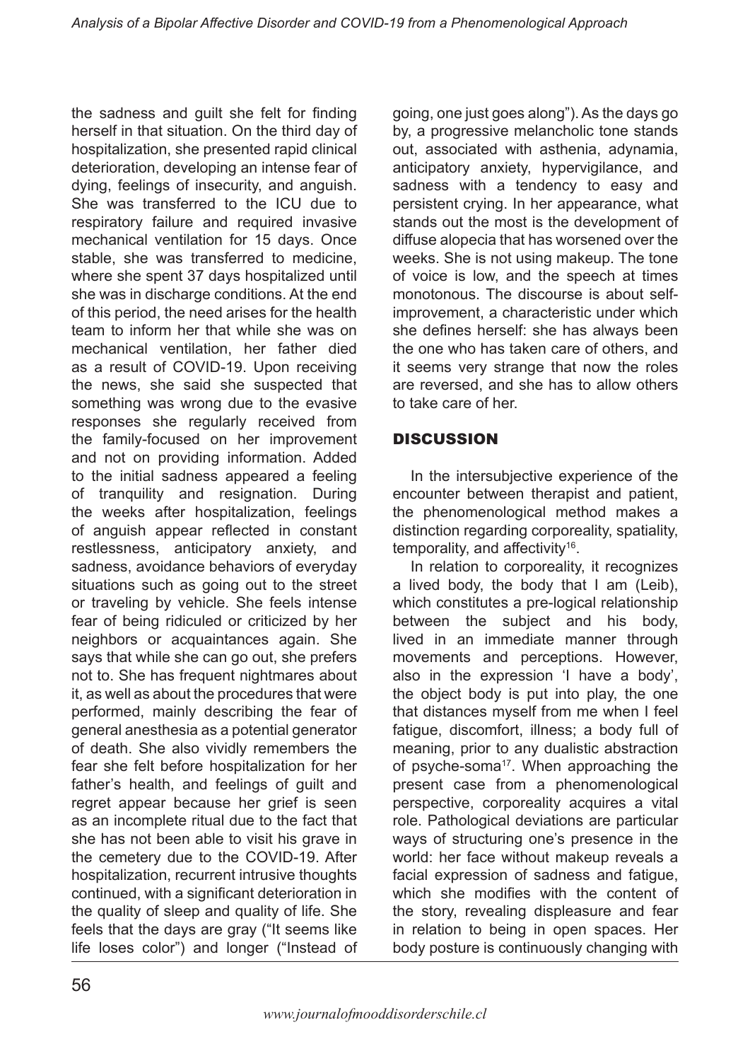the sadness and guilt she felt for finding herself in that situation. On the third day of hospitalization, she presented rapid clinical deterioration, developing an intense fear of dying, feelings of insecurity, and anguish. She was transferred to the ICU due to respiratory failure and required invasive mechanical ventilation for 15 days. Once stable, she was transferred to medicine, where she spent 37 days hospitalized until she was in discharge conditions. At the end of this period, the need arises for the health team to inform her that while she was on mechanical ventilation, her father died as a result of COVID-19. Upon receiving the news, she said she suspected that something was wrong due to the evasive responses she regularly received from the family-focused on her improvement and not on providing information. Added to the initial sadness appeared a feeling of tranquility and resignation. During the weeks after hospitalization, feelings of anguish appear reflected in constant restlessness, anticipatory anxiety, and sadness, avoidance behaviors of everyday situations such as going out to the street or traveling by vehicle. She feels intense fear of being ridiculed or criticized by her neighbors or acquaintances again. She says that while she can go out, she prefers not to. She has frequent nightmares about it, as well as about the procedures that were performed, mainly describing the fear of general anesthesia as a potential generator of death. She also vividly remembers the fear she felt before hospitalization for her father's health, and feelings of guilt and regret appear because her grief is seen as an incomplete ritual due to the fact that she has not been able to visit his grave in the cemetery due to the COVID-19. After hospitalization, recurrent intrusive thoughts continued, with a significant deterioration in the quality of sleep and quality of life. She feels that the days are gray ("It seems like life loses color") and longer ("Instead of going, one just goes along"). As the days go by, a progressive melancholic tone stands out, associated with asthenia, adynamia, anticipatory anxiety, hypervigilance, and sadness with a tendency to easy and persistent crying. In her appearance, what stands out the most is the development of diffuse alopecia that has worsened over the weeks. She is not using makeup. The tone of voice is low, and the speech at times monotonous. The discourse is about self-improvement, a characteristic under which she defines herself: she has always been the one who has taken care of others, and it seems very strange that now the roles are reversed, and she has to allow others to take care of her.

## DISCUSSION

In the intersubjective experience of the encounter between therapist and patient, the phenomenological method makes a distinction regarding corporeality, spatiality, temporality, and affectivity[16].

In relation to corporeality, it recognizes a lived body, the body that I am (Leib), which constitutes a pre-logical relationship between the subject and his body, lived in an immediate manner through movements and perceptions. However, also in the expression 'I have a body', the object body is put into play, the one that distances myself from me when I feel fatigue, discomfort, illness; a body full of meaning, prior to any dualistic abstraction of psyche-soma[17]. When approaching the present case from a phenomenological perspective, corporeality acquires a vital role. Pathological deviations are particular ways of structuring one's presence in the world: her face without makeup reveals a facial expression of sadness and fatigue, which she modifies with the content of the story, revealing displeasure and fear in relation to being in open spaces. Her body posture is continuously changing with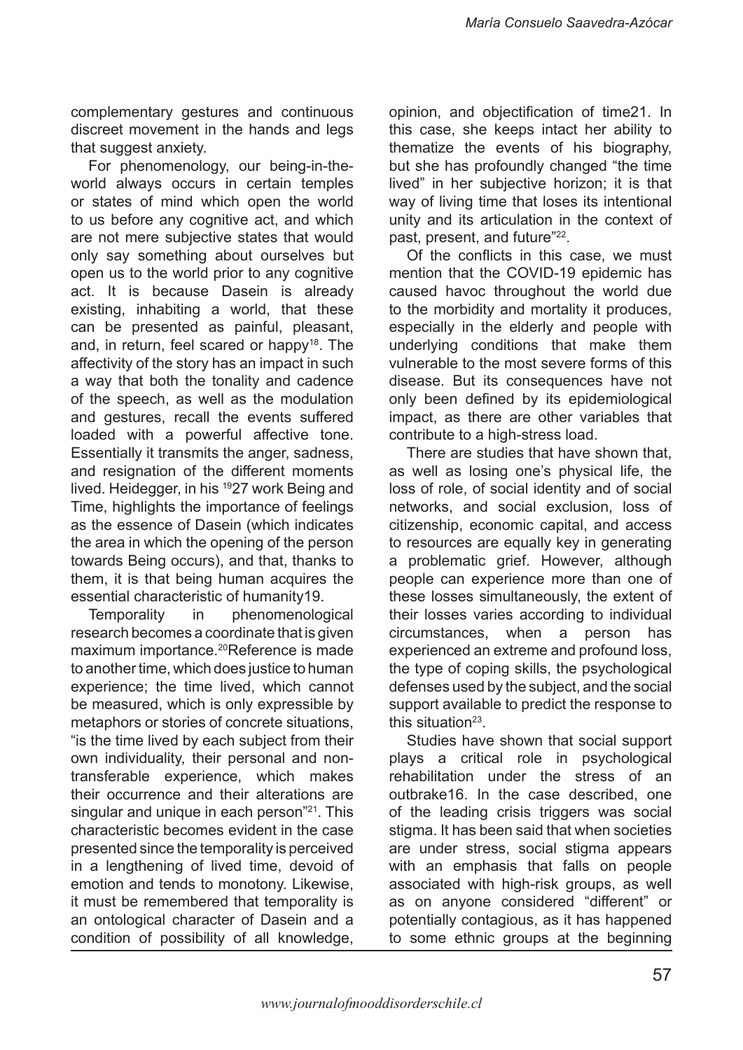complementary gestures and continuous discreet movement in the hands and legs that suggest anxiety.

For phenomenology, our being-in-the-world always occurs in certain temples or states of mind which open the world to us before any cognitive act, and which are not mere subjective states that would only say something about ourselves but open us to the world prior to any cognitive act. It is because Dasein is already existing, inhabiting a world, that these can be presented as painful, pleasant, and, in return, feel scared or happy[18]. The affectivity of the story has an impact in such a way that both the tonality and cadence of the speech, as well as the modulation and gestures, recall the events suffered loaded with a powerful affective tone. Essentially it transmits the anger, sadness, and resignation of the different moments lived. Heidegger, in his [19]27 work Being and Time, highlights the importance of feelings as the essence of Dasein (which indicates the area in which the opening of the person towards Being occurs), and that, thanks to them, it is that being human acquires the essential characteristic of humanity19.

Temporality in phenomenological research becomes a coordinate that is given maximum importance.[20]Reference is made to another time, which does justice to human experience; the time lived, which cannot be measured, which is only expressible by metaphors or stories of concrete situations, "is the time lived by each subject from their own individuality, their personal and non-transferable experience, which makes their occurrence and their alterations are singular and unique in each person"[21]. This characteristic becomes evident in the case presented since the temporality is perceived in a lengthening of lived time, devoid of emotion and tends to monotony. Likewise, it must be remembered that temporality is an ontological character of Dasein and a condition of possibility of all knowledge, opinion, and objectification of time21. In this case, she keeps intact her ability to thematize the events of his biography, but she has profoundly changed "the time lived" in her subjective horizon; it is that way of living time that loses its intentional unity and its articulation in the context of past, present, and future"[22].

Of the conflicts in this case, we must mention that the COVID-19 epidemic has caused havoc throughout the world due to the morbidity and mortality it produces, especially in the elderly and people with underlying conditions that make them vulnerable to the most severe forms of this disease. But its consequences have not only been defined by its epidemiological impact, as there are other variables that contribute to a high-stress load.

There are studies that have shown that, as well as losing one's physical life, the loss of role, of social identity and of social networks, and social exclusion, loss of citizenship, economic capital, and access to resources are equally key in generating a problematic grief. However, although people can experience more than one of these losses simultaneously, the extent of their losses varies according to individual circumstances, when a person has experienced an extreme and profound loss, the type of coping skills, the psychological defenses used by the subject, and the social support available to predict the response to this situation[23].

Studies have shown that social support plays a critical role in psychological rehabilitation under the stress of an outbrake16. In the case described, one of the leading crisis triggers was social stigma. It has been said that when societies are under stress, social stigma appears with an emphasis that falls on people associated with high-risk groups, as well as on anyone considered "different" or potentially contagious, as it has happened to some ethnic groups at the beginning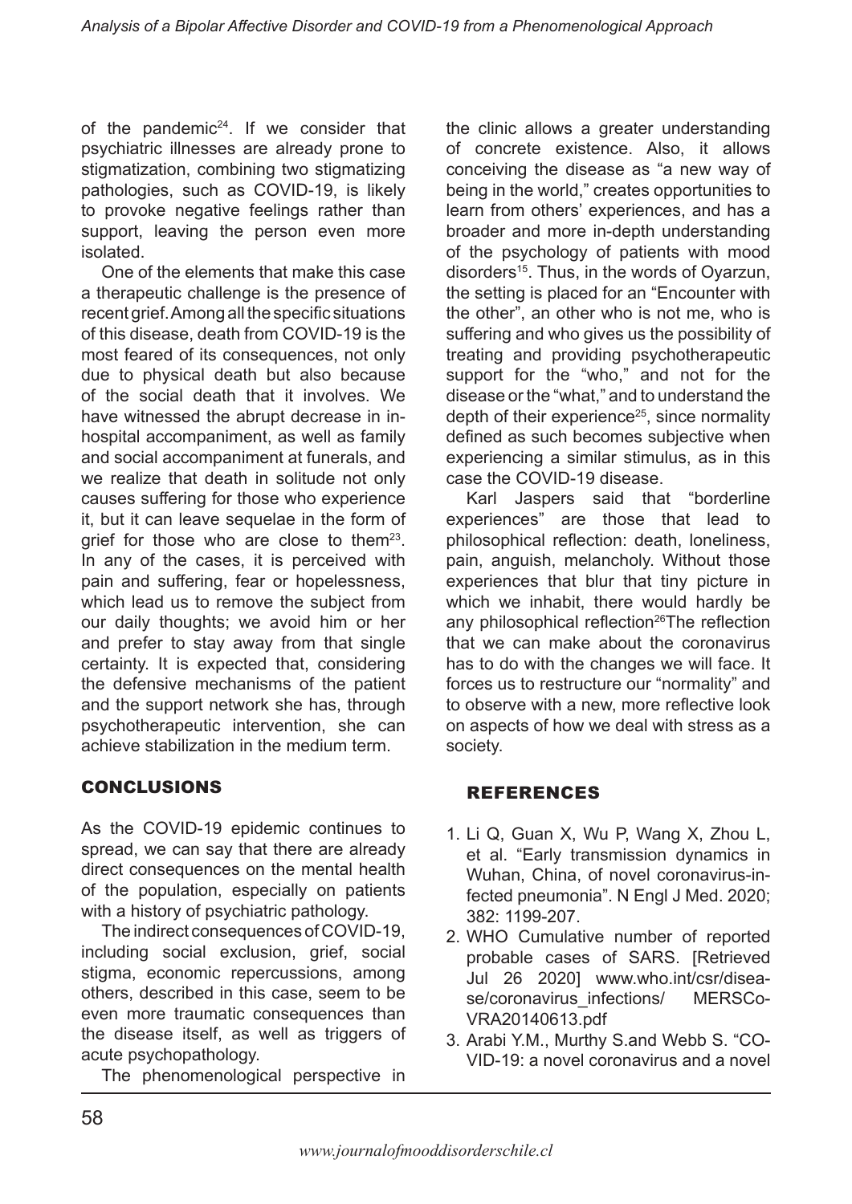of the pandemic[24]. If we consider that psychiatric illnesses are already prone to stigmatization, combining two stigmatizing pathologies, such as COVID-19, is likely to provoke negative feelings rather than support, leaving the person even more isolated.

One of the elements that make this case a therapeutic challenge is the presence of recent grief. Among all the specific situations of this disease, death from COVID-19 is the most feared of its consequences, not only due to physical death but also because of the social death that it involves. We have witnessed the abrupt decrease in in-hospital accompaniment, as well as family and social accompaniment at funerals, and we realize that death in solitude not only causes suffering for those who experience it, but it can leave sequelae in the form of grief for those who are close to them[23]. In any of the cases, it is perceived with pain and suffering, fear or hopelessness, which lead us to remove the subject from our daily thoughts; we avoid him or her and prefer to stay away from that single certainty. It is expected that, considering the defensive mechanisms of the patient and the support network she has, through psychotherapeutic intervention, she can achieve stabilization in the medium term.

## CONCLUSIONS

As the COVID-19 epidemic continues to spread, we can say that there are already direct consequences on the mental health of the population, especially on patients with a history of psychiatric pathology.

The indirect consequences of COVID-19, including social exclusion, grief, social stigma, economic repercussions, among others, described in this case, seem to be even more traumatic consequences than the disease itself, as well as triggers of acute psychopathology.

The phenomenological perspective in the clinic allows a greater understanding of concrete existence. Also, it allows conceiving the disease as "a new way of being in the world," creates opportunities to learn from others' experiences, and has a broader and more in-depth understanding of the psychology of patients with mood disorders[15]. Thus, in the words of Oyarzun, the setting is placed for an "Encounter with the other", an other who is not me, who is suffering and who gives us the possibility of treating and providing psychotherapeutic support for the "who," and not for the disease or the "what," and to understand the depth of their experience[25], since normality defined as such becomes subjective when experiencing a similar stimulus, as in this case the COVID-19 disease.

Karl Jaspers said that "borderline experiences" are those that lead to philosophical reflection: death, loneliness, pain, anguish, melancholy. Without those experiences that blur that tiny picture in which we inhabit, there would hardly be any philosophical reflection[26]The reflection that we can make about the coronavirus has to do with the changes we will face. It forces us to restructure our "normality" and to observe with a new, more reflective look on aspects of how we deal with stress as a society.

## REFERENCES

1. Li Q, Guan X, Wu P, Wang X, Zhou L, et al. "Early transmission dynamics in Wuhan, China, of novel coronavirus-infected pneumonia". N Engl J Med. 2020; 382: 1199-207.
2. WHO Cumulative number of reported probable cases of SARS. [Retrieved Jul 26 2020] www.who.int/csr/disease/coronavirus_infections/ MERSCoVRA20140613.pdf
3. Arabi Y.M., Murthy S.and Webb S. "COVID-19: a novel coronavirus and a novel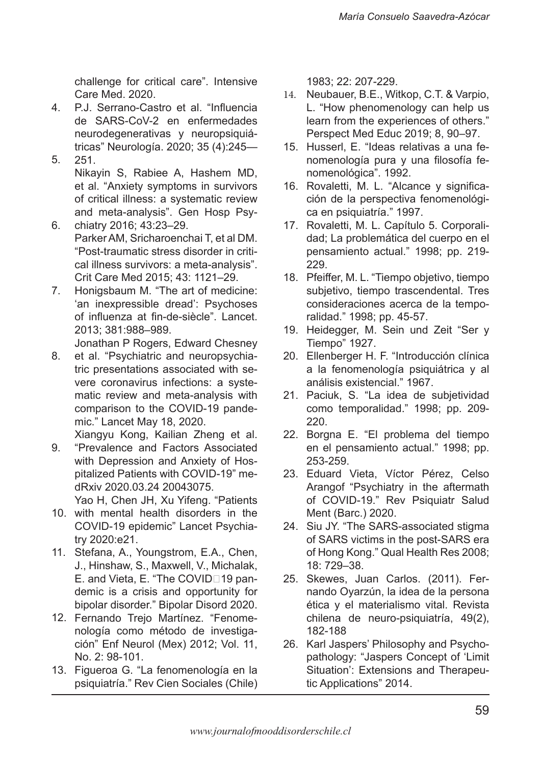challenge for critical care". Intensive Care Med. 2020.

4. P.J. Serrano-Castro et al. "Influencia de SARS-CoV-2 en enfermedades neurodegenerativas y neuropsiquiátricas" Neurología. 2020; 35 (4):245—251.
5. Nikayin S, Rabiee A, Hashem MD, et al. "Anxiety symptoms in survivors of critical illness: a systematic review and meta-analysis". Gen Hosp Psychiatry 2016; 43:23–29.
6. Parker AM, Sricharoenchai T, et al DM. "Post-traumatic stress disorder in critical illness survivors: a meta-analysis". Crit Care Med 2015; 43: 1121–29.
7. Honigsbaum M. "The art of medicine: 'an inexpressible dread': Psychoses of influenza at fin-de-siècle". Lancet. 2013; 381:988–989.
8. Jonathan P Rogers, Edward Chesney et al. "Psychiatric and neuropsychiatric presentations associated with severe coronavirus infections: a systematic review and meta-analysis with comparison to the COVID-19 pandemic." Lancet May 18, 2020.
9. Xiangyu Kong, Kailian Zheng et al. "Prevalence and Factors Associated with Depression and Anxiety of Hospitalized Patients with COVID-19" medRxiv 2020.03.24 20043075.
10. Yao H, Chen JH, Xu Yifeng. "Patients with mental health disorders in the COVID-19 epidemic" Lancet Psychiatry 2020:e21.
11. Stefana, A., Youngstrom, E.A., Chen, J., Hinshaw, S., Maxwell, V., Michalak, E. and Vieta, E. "The COVID‐19 pandemic is a crisis and opportunity for bipolar disorder." Bipolar Disord 2020.
12. Fernando Trejo Martínez. "Fenomenología como método de investigación" Enf Neurol (Mex) 2012; Vol. 11, No. 2: 98-101.
13. Figueroa G. "La fenomenología en la psiquiatría." Rev Cien Sociales (Chile) 1983; 22: 207-229.
14. Neubauer, B.E., Witkop, C.T. & Varpio, L. "How phenomenology can help us learn from the experiences of others." Perspect Med Educ 2019; 8, 90–97.
15. Husserl, E. "Ideas relativas a una fenomenología pura y una filosofía fenomenológica". 1992.
16. Rovaletti, M. L. "Alcance y significación de la perspectiva fenomenológica en psiquiatría." 1997.
17. Rovaletti, M. L. Capítulo 5. Corporalidad; La problemática del cuerpo en el pensamiento actual." 1998; pp. 219-229.
18. Pfeiffer, M. L. "Tiempo objetivo, tiempo subjetivo, tiempo trascendental. Tres consideraciones acerca de la temporalidad." 1998; pp. 45-57.
19. Heidegger, M. Sein und Zeit "Ser y Tiempo" 1927.
20. Ellenberger H. F. "Introducción clínica a la fenomenología psiquiátrica y al análisis existencial." 1967.
21. Paciuk, S. "La idea de subjetividad como temporalidad." 1998; pp. 209-220.
22. Borgna E. "El problema del tiempo en el pensamiento actual." 1998; pp. 253-259.
23. Eduard Vieta, Víctor Pérez, Celso Arangof "Psychiatry in the aftermath of COVID-19." Rev Psiquiatr Salud Ment (Barc.) 2020.
24. Siu JY. "The SARS-associated stigma of SARS victims in the post-SARS era of Hong Kong." Qual Health Res 2008; 18: 729–38.
25. Skewes, Juan Carlos. (2011). Fernando Oyarzún, la idea de la persona ética y el materialismo vital. Revista chilena de neuro-psiquiatría, 49(2), 182-188
26. Karl Jaspers' Philosophy and Psychopathology: "Jaspers Concept of 'Limit Situation': Extensions and Therapeutic Applications" 2014.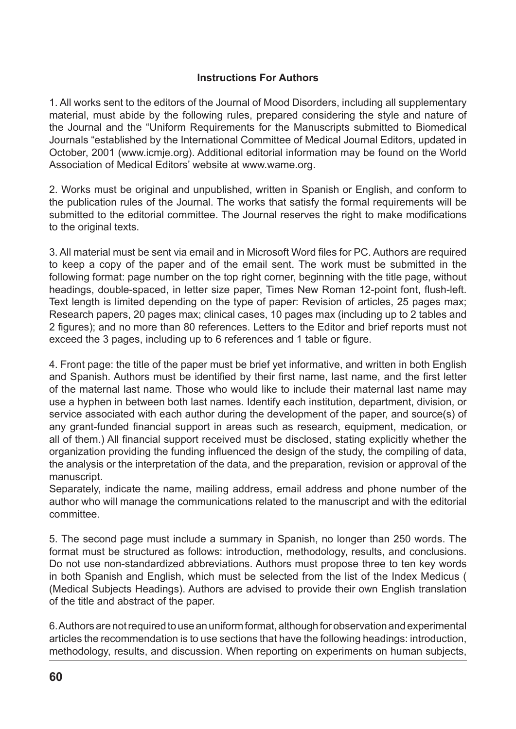**Instructions For Authors**

1. All works sent to the editors of the Journal of Mood Disorders, including all supplementary material, must abide by the following rules, prepared considering the style and nature of the Journal and the "Uniform Requirements for the Manuscripts submitted to Biomedical Journals "established by the International Committee of Medical Journal Editors, updated in October, 2001 (www.icmje.org). Additional editorial information may be found on the World Association of Medical Editors' website at www.wame.org.

2. Works must be original and unpublished, written in Spanish or English, and conform to the publication rules of the Journal. The works that satisfy the formal requirements will be submitted to the editorial committee. The Journal reserves the right to make modifications to the original texts.

3. All material must be sent via email and in Microsoft Word files for PC. Authors are required to keep a copy of the paper and of the email sent. The work must be submitted in the following format: page number on the top right corner, beginning with the title page, without headings, double-spaced, in letter size paper, Times New Roman 12-point font, flush-left. Text length is limited depending on the type of paper: Revision of articles, 25 pages max; Research papers, 20 pages max; clinical cases, 10 pages max (including up to 2 tables and 2 figures); and no more than 80 references. Letters to the Editor and brief reports must not exceed the 3 pages, including up to 6 references and 1 table or figure.

4. Front page: the title of the paper must be brief yet informative, and written in both English and Spanish. Authors must be identified by their first name, last name, and the first letter of the maternal last name. Those who would like to include their maternal last name may use a hyphen in between both last names. Identify each institution, department, division, or service associated with each author during the development of the paper, and source(s) of any grant-funded financial support in areas such as research, equipment, medication, or all of them.) All financial support received must be disclosed, stating explicitly whether the organization providing the funding influenced the design of the study, the compiling of data, the analysis or the interpretation of the data, and the preparation, revision or approval of the manuscript.
Separately, indicate the name, mailing address, email address and phone number of the author who will manage the communications related to the manuscript and with the editorial committee.

5. The second page must include a summary in Spanish, no longer than 250 words. The format must be structured as follows: introduction, methodology, results, and conclusions. Do not use non-standardized abbreviations. Authors must propose three to ten key words in both Spanish and English, which must be selected from the list of the Index Medicus ( (Medical Subjects Headings). Authors are advised to provide their own English translation of the title and abstract of the paper.

6. Authors are not required to use an uniform format, although for observation and experimental articles the recommendation is to use sections that have the following headings: introduction, methodology, results, and discussion. When reporting on experiments on human subjects,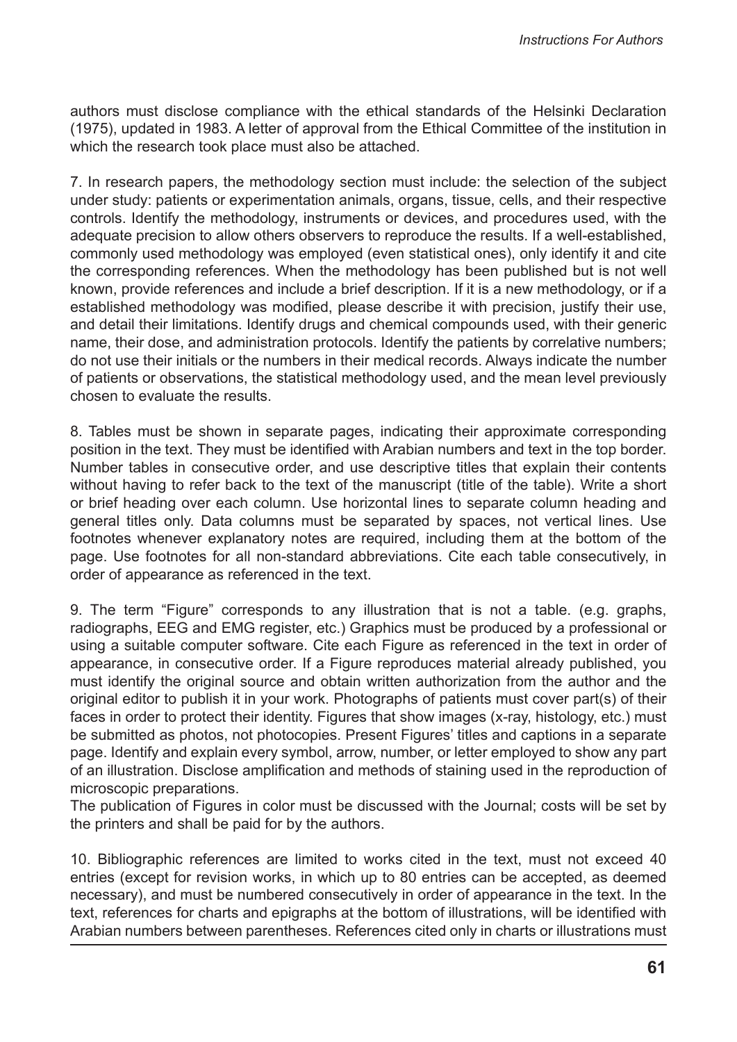authors must disclose compliance with the ethical standards of the Helsinki Declaration (1975), updated in 1983. A letter of approval from the Ethical Committee of the institution in which the research took place must also be attached.

7. In research papers, the methodology section must include: the selection of the subject under study: patients or experimentation animals, organs, tissue, cells, and their respective controls. Identify the methodology, instruments or devices, and procedures used, with the adequate precision to allow others observers to reproduce the results. If a well-established, commonly used methodology was employed (even statistical ones), only identify it and cite the corresponding references. When the methodology has been published but is not well known, provide references and include a brief description. If it is a new methodology, or if a established methodology was modified, please describe it with precision, justify their use, and detail their limitations. Identify drugs and chemical compounds used, with their generic name, their dose, and administration protocols. Identify the patients by correlative numbers; do not use their initials or the numbers in their medical records. Always indicate the number of patients or observations, the statistical methodology used, and the mean level previously chosen to evaluate the results.

8. Tables must be shown in separate pages, indicating their approximate corresponding position in the text. They must be identified with Arabian numbers and text in the top border. Number tables in consecutive order, and use descriptive titles that explain their contents without having to refer back to the text of the manuscript (title of the table). Write a short or brief heading over each column. Use horizontal lines to separate column heading and general titles only. Data columns must be separated by spaces, not vertical lines. Use footnotes whenever explanatory notes are required, including them at the bottom of the page. Use footnotes for all non-standard abbreviations. Cite each table consecutively, in order of appearance as referenced in the text.

9. The term "Figure" corresponds to any illustration that is not a table. (e.g. graphs, radiographs, EEG and EMG register, etc.) Graphics must be produced by a professional or using a suitable computer software. Cite each Figure as referenced in the text in order of appearance, in consecutive order. If a Figure reproduces material already published, you must identify the original source and obtain written authorization from the author and the original editor to publish it in your work. Photographs of patients must cover part(s) of their faces in order to protect their identity. Figures that show images (x-ray, histology, etc.) must be submitted as photos, not photocopies. Present Figures' titles and captions in a separate page. Identify and explain every symbol, arrow, number, or letter employed to show any part of an illustration. Disclose amplification and methods of staining used in the reproduction of microscopic preparations.
The publication of Figures in color must be discussed with the Journal; costs will be set by the printers and shall be paid for by the authors.

10. Bibliographic references are limited to works cited in the text, must not exceed 40 entries (except for revision works, in which up to 80 entries can be accepted, as deemed necessary), and must be numbered consecutively in order of appearance in the text. In the text, references for charts and epigraphs at the bottom of illustrations, will be identified with Arabian numbers between parentheses. References cited only in charts or illustrations must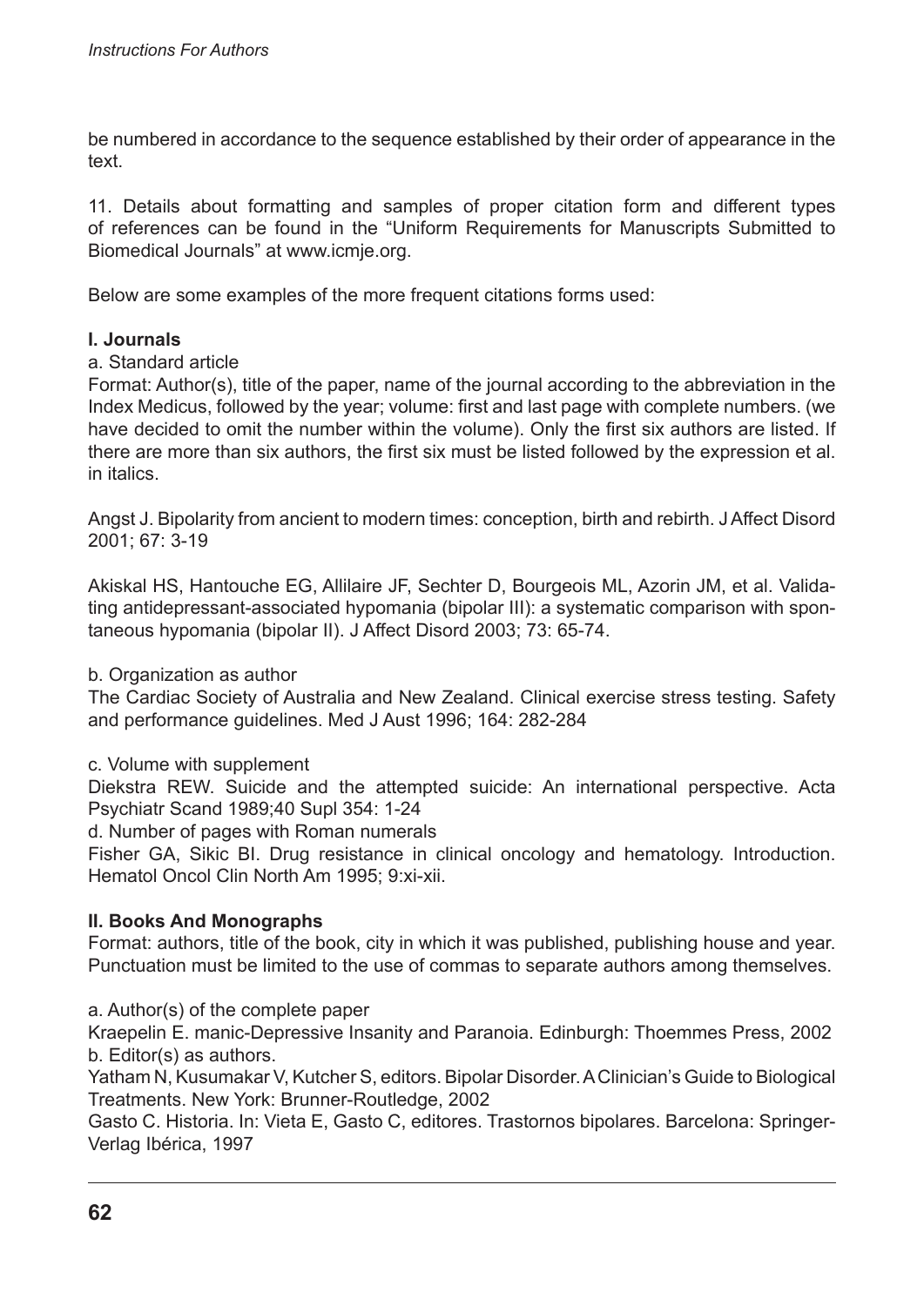be numbered in accordance to the sequence established by their order of appearance in the text.

11. Details about formatting and samples of proper citation form and different types of references can be found in the "Uniform Requirements for Manuscripts Submitted to Biomedical Journals" at www.icmje.org.

Below are some examples of the more frequent citations forms used:

**I. Journals**

a. Standard article

Format: Author(s), title of the paper, name of the journal according to the abbreviation in the Index Medicus, followed by the year; volume: first and last page with complete numbers. (we have decided to omit the number within the volume). Only the first six authors are listed. If there are more than six authors, the first six must be listed followed by the expression et al. in italics.

Angst J. Bipolarity from ancient to modern times: conception, birth and rebirth. J Affect Disord 2001; 67: 3-19

Akiskal HS, Hantouche EG, Allilaire JF, Sechter D, Bourgeois ML, Azorin JM, et al. Validating antidepressant-associated hypomania (bipolar III): a systematic comparison with spontaneous hypomania (bipolar II). J Affect Disord 2003; 73: 65-74.

b. Organization as author

The Cardiac Society of Australia and New Zealand. Clinical exercise stress testing. Safety and performance guidelines. Med J Aust 1996; 164: 282-284

c. Volume with supplement

Diekstra REW. Suicide and the attempted suicide: An international perspective. Acta Psychiatr Scand 1989;40 Supl 354: 1-24

d. Number of pages with Roman numerals

Fisher GA, Sikic BI. Drug resistance in clinical oncology and hematology. Introduction. Hematol Oncol Clin North Am 1995; 9:xi-xii.

**II. Books And Monographs**

Format: authors, title of the book, city in which it was published, publishing house and year. Punctuation must be limited to the use of commas to separate authors among themselves.

a. Author(s) of the complete paper

Kraepelin E. manic-Depressive Insanity and Paranoia. Edinburgh: Thoemmes Press, 2002

b. Editor(s) as authors.

Yatham N, Kusumakar V, Kutcher S, editors. Bipolar Disorder. A Clinician's Guide to Biological Treatments. New York: Brunner-Routledge, 2002

Gasto C. Historia. In: Vieta E, Gasto C, editores. Trastornos bipolares. Barcelona: Springer-Verlag Ibérica, 1997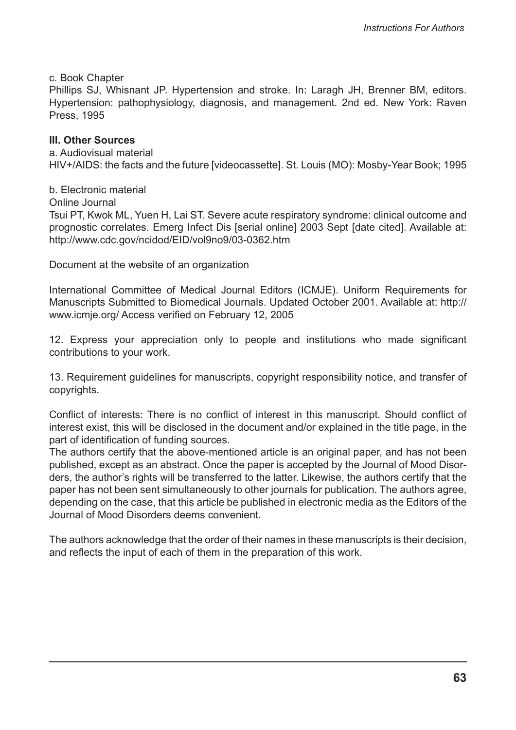c. Book Chapter

Phillips SJ, Whisnant JP. Hypertension and stroke. In: Laragh JH, Brenner BM, editors. Hypertension: pathophysiology, diagnosis, and management. 2nd ed. New York: Raven Press, 1995

**III. Other Sources**

a. Audiovisual material

HIV+/AIDS: the facts and the future [videocassette]. St. Louis (MO): Mosby-Year Book; 1995

b. Electronic material

Online Journal

Tsui PT, Kwok ML, Yuen H, Lai ST. Severe acute respiratory syndrome: clinical outcome and prognostic correlates. Emerg Infect Dis [serial online] 2003 Sept [date cited]. Available at: http://www.cdc.gov/ncidod/EID/vol9no9/03-0362.htm

Document at the website of an organization

International Committee of Medical Journal Editors (ICMJE). Uniform Requirements for Manuscripts Submitted to Biomedical Journals. Updated October 2001. Available at: http://www.icmje.org/ Access verified on February 12, 2005

12. Express your appreciation only to people and institutions who made significant contributions to your work.

13. Requirement guidelines for manuscripts, copyright responsibility notice, and transfer of copyrights.

Conflict of interests: There is no conflict of interest in this manuscript. Should conflict of interest exist, this will be disclosed in the document and/or explained in the title page, in the part of identification of funding sources.

The authors certify that the above-mentioned article is an original paper, and has not been published, except as an abstract. Once the paper is accepted by the Journal of Mood Disorders, the author's rights will be transferred to the latter. Likewise, the authors certify that the paper has not been sent simultaneously to other journals for publication. The authors agree, depending on the case, that this article be published in electronic media as the Editors of the Journal of Mood Disorders deems convenient.

The authors acknowledge that the order of their names in these manuscripts is their decision, and reflects the input of each of them in the preparation of this work.